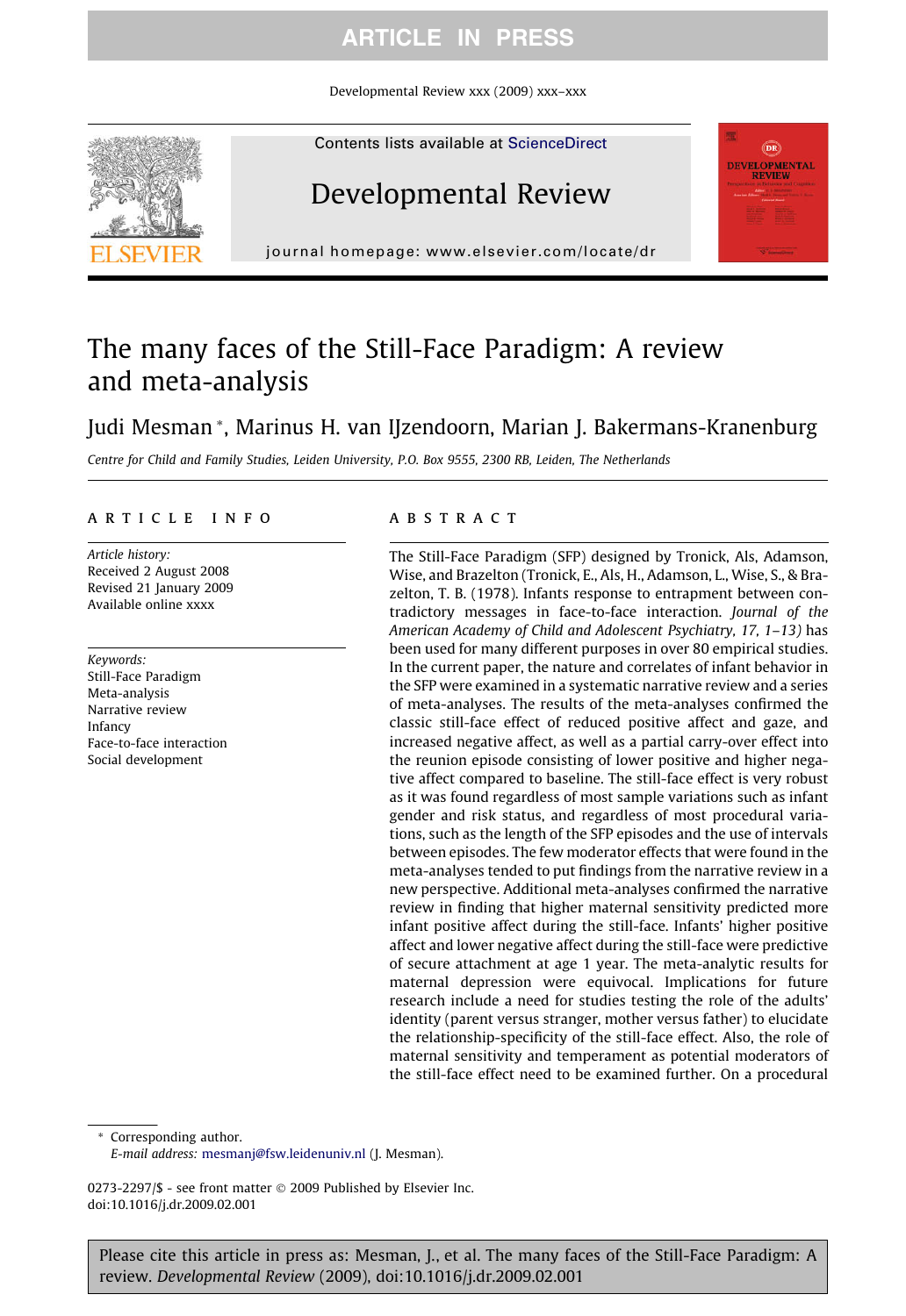# The many faces of the Still-Face Paradigm: A review and meta-analysis

Judi Mesman *, Marinus H. van IJzendoorn, Marian J. Bakermans-Kranenburg

*Centre for Child and Family Studies, Leiden University, P.O. Box 9555, 2300 RB, Leiden, The Netherlands*

## ARTICLE INFO

*Article history:*
Received 2 August 2008
Revised 21 January 2009
Available online xxxx

*Keywords:*
Still-Face Paradigm
Meta-analysis
Narrative review
Infancy
Face-to-face interaction
Social development

## ABSTRACT

The Still-Face Paradigm (SFP) designed by Tronick, Als, Adamson, Wise, and Brazelton (Tronick, E., Als, H., Adamson, L., Wise, S., & Brazelton, T. B. (1978). Infants response to entrapment between contradictory messages in face-to-face interaction. *Journal of the American Academy of Child and Adolescent Psychiatry, 17, 1–13)* has been used for many different purposes in over 80 empirical studies. In the current paper, the nature and correlates of infant behavior in the SFP were examined in a systematic narrative review and a series of meta-analyses. The results of the meta-analyses confirmed the classic still-face effect of reduced positive affect and gaze, and increased negative affect, as well as a partial carry-over effect into the reunion episode consisting of lower positive and higher negative affect compared to baseline. The still-face effect is very robust as it was found regardless of most sample variations such as infant gender and risk status, and regardless of most procedural variations, such as the length of the SFP episodes and the use of intervals between episodes. The few moderator effects that were found in the meta-analyses tended to put findings from the narrative review in a new perspective. Additional meta-analyses confirmed the narrative review in finding that higher maternal sensitivity predicted more infant positive affect during the still-face. Infants' higher positive affect and lower negative affect during the still-face were predictive of secure attachment at age 1 year. The meta-analytic results for maternal depression were equivocal. Implications for future research include a need for studies testing the role of the adults' identity (parent versus stranger, mother versus father) to elucidate the relationship-specificity of the still-face effect. Also, the role of maternal sensitivity and temperament as potential moderators of the still-face effect need to be examined further. On a procedural

* Corresponding author.
*E-mail address:* mesmanj@fsw.leidenuniv.nl (J. Mesman).

0273-2297/$ - see front matter © 2009 Published by Elsevier Inc.
doi:10.1016/j.dr.2009.02.001

Please cite this article in press as: Mesman, J., et al. The many faces of the Still-Face Paradigm: A review. *Developmental Review* (2009), doi:10.1016/j.dr.2009.02.001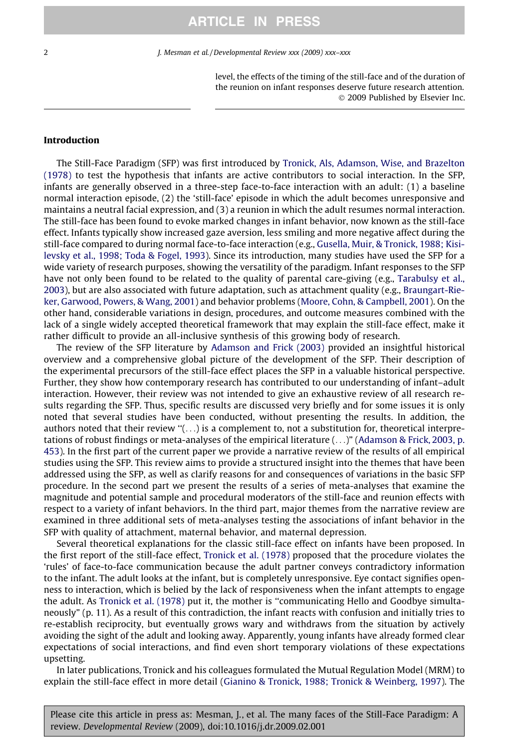level, the effects of the timing of the still-face and of the duration of the reunion on infant responses deserve future research attention.
© 2009 Published by Elsevier Inc.

## Introduction

The Still-Face Paradigm (SFP) was first introduced by Tronick, Als, Adamson, Wise, and Brazelton (1978) to test the hypothesis that infants are active contributors to social interaction. In the SFP, infants are generally observed in a three-step face-to-face interaction with an adult: (1) a baseline normal interaction episode, (2) the 'still-face' episode in which the adult becomes unresponsive and maintains a neutral facial expression, and (3) a reunion in which the adult resumes normal interaction. The still-face has been found to evoke marked changes in infant behavior, now known as the still-face effect. Infants typically show increased gaze aversion, less smiling and more negative affect during the still-face compared to during normal face-to-face interaction (e.g., Gusella, Muir, & Tronick, 1988; Kisilevsky et al., 1998; Toda & Fogel, 1993). Since its introduction, many studies have used the SFP for a wide variety of research purposes, showing the versatility of the paradigm. Infant responses to the SFP have not only been found to be related to the quality of parental care-giving (e.g., Tarabulsy et al., 2003), but are also associated with future adaptation, such as attachment quality (e.g., Braungart-Rieker, Garwood, Powers, & Wang, 2001) and behavior problems (Moore, Cohn, & Campbell, 2001). On the other hand, considerable variations in design, procedures, and outcome measures combined with the lack of a single widely accepted theoretical framework that may explain the still-face effect, make it rather difficult to provide an all-inclusive synthesis of this growing body of research.

The review of the SFP literature by Adamson and Frick (2003) provided an insightful historical overview and a comprehensive global picture of the development of the SFP. Their description of the experimental precursors of the still-face effect places the SFP in a valuable historical perspective. Further, they show how contemporary research has contributed to our understanding of infant–adult interaction. However, their review was not intended to give an exhaustive review of all research results regarding the SFP. Thus, specific results are discussed very briefly and for some issues it is only noted that several studies have been conducted, without presenting the results. In addition, the authors noted that their review "(...) is a complement to, not a substitution for, theoretical interpretations of robust findings or meta-analyses of the empirical literature (...)" (Adamson & Frick, 2003, p. 453). In the first part of the current paper we provide a narrative review of the results of all empirical studies using the SFP. This review aims to provide a structured insight into the themes that have been addressed using the SFP, as well as clarify reasons for and consequences of variations in the basic SFP procedure. In the second part we present the results of a series of meta-analyses that examine the magnitude and potential sample and procedural moderators of the still-face and reunion effects with respect to a variety of infant behaviors. In the third part, major themes from the narrative review are examined in three additional sets of meta-analyses testing the associations of infant behavior in the SFP with quality of attachment, maternal behavior, and maternal depression.

Several theoretical explanations for the classic still-face effect on infants have been proposed. In the first report of the still-face effect, Tronick et al. (1978) proposed that the procedure violates the 'rules' of face-to-face communication because the adult partner conveys contradictory information to the infant. The adult looks at the infant, but is completely unresponsive. Eye contact signifies openness to interaction, which is belied by the lack of responsiveness when the infant attempts to engage the adult. As Tronick et al. (1978) put it, the mother is "communicating Hello and Goodbye simultaneously" (p. 11). As a result of this contradiction, the infant reacts with confusion and initially tries to re-establish reciprocity, but eventually grows wary and withdraws from the situation by actively avoiding the sight of the adult and looking away. Apparently, young infants have already formed clear expectations of social interactions, and find even short temporary violations of these expectations upsetting.

In later publications, Tronick and his colleagues formulated the Mutual Regulation Model (MRM) to explain the still-face effect in more detail (Gianino & Tronick, 1988; Tronick & Weinberg, 1997). The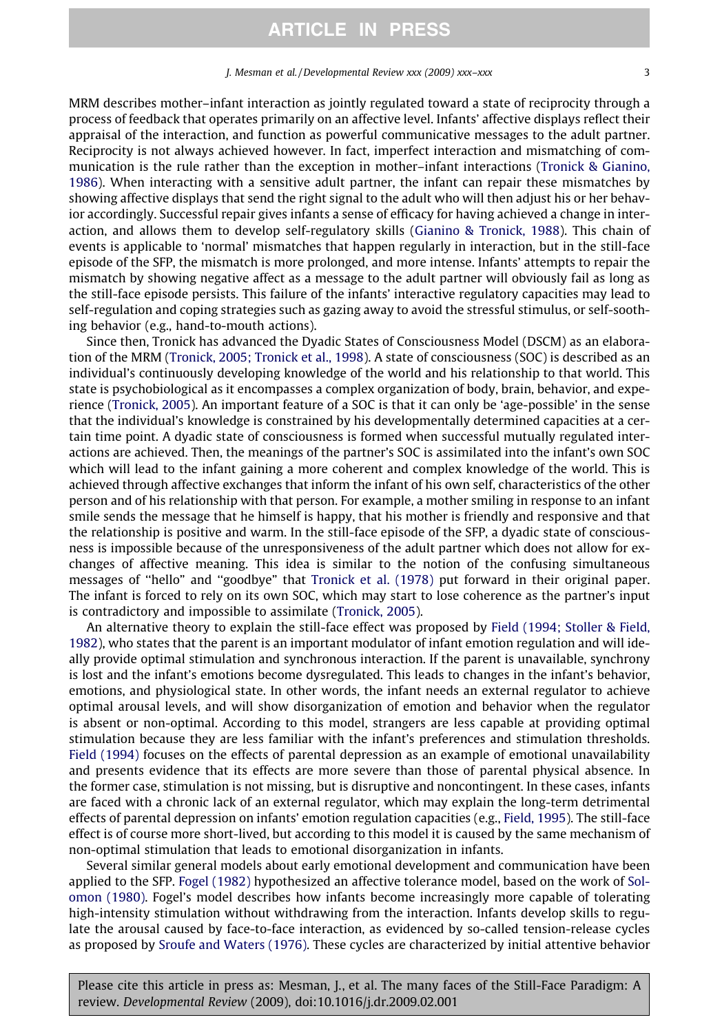MRM describes mother–infant interaction as jointly regulated toward a state of reciprocity through a process of feedback that operates primarily on an affective level. Infants' affective displays reflect their appraisal of the interaction, and function as powerful communicative messages to the adult partner. Reciprocity is not always achieved however. In fact, imperfect interaction and mismatching of communication is the rule rather than the exception in mother–infant interactions (Tronick & Gianino, 1986). When interacting with a sensitive adult partner, the infant can repair these mismatches by showing affective displays that send the right signal to the adult who will then adjust his or her behavior accordingly. Successful repair gives infants a sense of efficacy for having achieved a change in interaction, and allows them to develop self-regulatory skills (Gianino & Tronick, 1988). This chain of events is applicable to 'normal' mismatches that happen regularly in interaction, but in the still-face episode of the SFP, the mismatch is more prolonged, and more intense. Infants' attempts to repair the mismatch by showing negative affect as a message to the adult partner will obviously fail as long as the still-face episode persists. This failure of the infants' interactive regulatory capacities may lead to self-regulation and coping strategies such as gazing away to avoid the stressful stimulus, or self-soothing behavior (e.g., hand-to-mouth actions).

Since then, Tronick has advanced the Dyadic States of Consciousness Model (DSCM) as an elaboration of the MRM (Tronick, 2005; Tronick et al., 1998). A state of consciousness (SOC) is described as an individual's continuously developing knowledge of the world and his relationship to that world. This state is psychobiological as it encompasses a complex organization of body, brain, behavior, and experience (Tronick, 2005). An important feature of a SOC is that it can only be 'age-possible' in the sense that the individual's knowledge is constrained by his developmentally determined capacities at a certain time point. A dyadic state of consciousness is formed when successful mutually regulated interactions are achieved. Then, the meanings of the partner's SOC is assimilated into the infant's own SOC which will lead to the infant gaining a more coherent and complex knowledge of the world. This is achieved through affective exchanges that inform the infant of his own self, characteristics of the other person and of his relationship with that person. For example, a mother smiling in response to an infant smile sends the message that he himself is happy, that his mother is friendly and responsive and that the relationship is positive and warm. In the still-face episode of the SFP, a dyadic state of consciousness is impossible because of the unresponsiveness of the adult partner which does not allow for exchanges of affective meaning. This idea is similar to the notion of the confusing simultaneous messages of "hello" and "goodbye" that Tronick et al. (1978) put forward in their original paper. The infant is forced to rely on its own SOC, which may start to lose coherence as the partner's input is contradictory and impossible to assimilate (Tronick, 2005).

An alternative theory to explain the still-face effect was proposed by Field (1994; Stoller & Field, 1982), who states that the parent is an important modulator of infant emotion regulation and will ideally provide optimal stimulation and synchronous interaction. If the parent is unavailable, synchrony is lost and the infant's emotions become dysregulated. This leads to changes in the infant's behavior, emotions, and physiological state. In other words, the infant needs an external regulator to achieve optimal arousal levels, and will show disorganization of emotion and behavior when the regulator is absent or non-optimal. According to this model, strangers are less capable at providing optimal stimulation because they are less familiar with the infant's preferences and stimulation thresholds. Field (1994) focuses on the effects of parental depression as an example of emotional unavailability and presents evidence that its effects are more severe than those of parental physical absence. In the former case, stimulation is not missing, but is disruptive and noncontingent. In these cases, infants are faced with a chronic lack of an external regulator, which may explain the long-term detrimental effects of parental depression on infants' emotion regulation capacities (e.g., Field, 1995). The still-face effect is of course more short-lived, but according to this model it is caused by the same mechanism of non-optimal stimulation that leads to emotional disorganization in infants.

Several similar general models about early emotional development and communication have been applied to the SFP. Fogel (1982) hypothesized an affective tolerance model, based on the work of Solomon (1980). Fogel's model describes how infants become increasingly more capable of tolerating high-intensity stimulation without withdrawing from the interaction. Infants develop skills to regulate the arousal caused by face-to-face interaction, as evidenced by so-called tension-release cycles as proposed by Sroufe and Waters (1976). These cycles are characterized by initial attentive behavior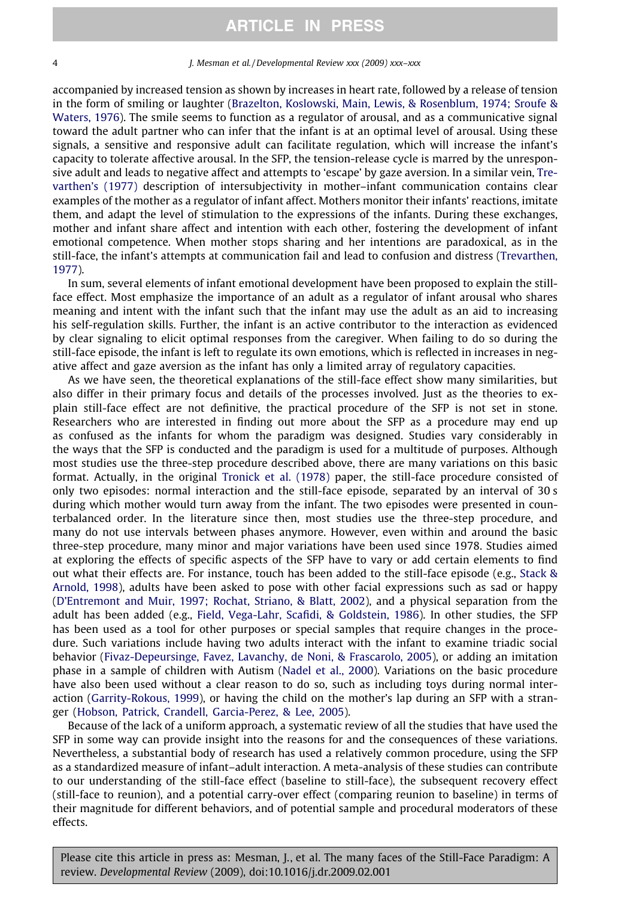accompanied by increased tension as shown by increases in heart rate, followed by a release of tension in the form of smiling or laughter (Brazelton, Koslowski, Main, Lewis, & Rosenblum, 1974; Sroufe & Waters, 1976). The smile seems to function as a regulator of arousal, and as a communicative signal toward the adult partner who can infer that the infant is at an optimal level of arousal. Using these signals, a sensitive and responsive adult can facilitate regulation, which will increase the infant's capacity to tolerate affective arousal. In the SFP, the tension-release cycle is marred by the unresponsive adult and leads to negative affect and attempts to 'escape' by gaze aversion. In a similar vein, Trevarthen's (1977) description of intersubjectivity in mother–infant communication contains clear examples of the mother as a regulator of infant affect. Mothers monitor their infants' reactions, imitate them, and adapt the level of stimulation to the expressions of the infants. During these exchanges, mother and infant share affect and intention with each other, fostering the development of infant emotional competence. When mother stops sharing and her intentions are paradoxical, as in the still-face, the infant's attempts at communication fail and lead to confusion and distress (Trevarthen, 1977).

In sum, several elements of infant emotional development have been proposed to explain the still-face effect. Most emphasize the importance of an adult as a regulator of infant arousal who shares meaning and intent with the infant such that the infant may use the adult as an aid to increasing his self-regulation skills. Further, the infant is an active contributor to the interaction as evidenced by clear signaling to elicit optimal responses from the caregiver. When failing to do so during the still-face episode, the infant is left to regulate its own emotions, which is reflected in increases in negative affect and gaze aversion as the infant has only a limited array of regulatory capacities.

As we have seen, the theoretical explanations of the still-face effect show many similarities, but also differ in their primary focus and details of the processes involved. Just as the theories to explain still-face effect are not definitive, the practical procedure of the SFP is not set in stone. Researchers who are interested in finding out more about the SFP as a procedure may end up as confused as the infants for whom the paradigm was designed. Studies vary considerably in the ways that the SFP is conducted and the paradigm is used for a multitude of purposes. Although most studies use the three-step procedure described above, there are many variations on this basic format. Actually, in the original Tronick et al. (1978) paper, the still-face procedure consisted of only two episodes: normal interaction and the still-face episode, separated by an interval of 30 s during which mother would turn away from the infant. The two episodes were presented in counterbalanced order. In the literature since then, most studies use the three-step procedure, and many do not use intervals between phases anymore. However, even within and around the basic three-step procedure, many minor and major variations have been used since 1978. Studies aimed at exploring the effects of specific aspects of the SFP have to vary or add certain elements to find out what their effects are. For instance, touch has been added to the still-face episode (e.g., Stack & Arnold, 1998), adults have been asked to pose with other facial expressions such as sad or happy (D'Entremont and Muir, 1997; Rochat, Striano, & Blatt, 2002), and a physical separation from the adult has been added (e.g., Field, Vega-Lahr, Scafidi, & Goldstein, 1986). In other studies, the SFP has been used as a tool for other purposes or special samples that require changes in the procedure. Such variations include having two adults interact with the infant to examine triadic social behavior (Fivaz-Depeursinge, Favez, Lavanchy, de Noni, & Frascarolo, 2005), or adding an imitation phase in a sample of children with Autism (Nadel et al., 2000). Variations on the basic procedure have also been used without a clear reason to do so, such as including toys during normal interaction (Garrity-Rokous, 1999), or having the child on the mother's lap during an SFP with a stranger (Hobson, Patrick, Crandell, Garcia-Perez, & Lee, 2005).

Because of the lack of a uniform approach, a systematic review of all the studies that have used the SFP in some way can provide insight into the reasons for and the consequences of these variations. Nevertheless, a substantial body of research has used a relatively common procedure, using the SFP as a standardized measure of infant–adult interaction. A meta-analysis of these studies can contribute to our understanding of the still-face effect (baseline to still-face), the subsequent recovery effect (still-face to reunion), and a potential carry-over effect (comparing reunion to baseline) in terms of their magnitude for different behaviors, and of potential sample and procedural moderators of these effects.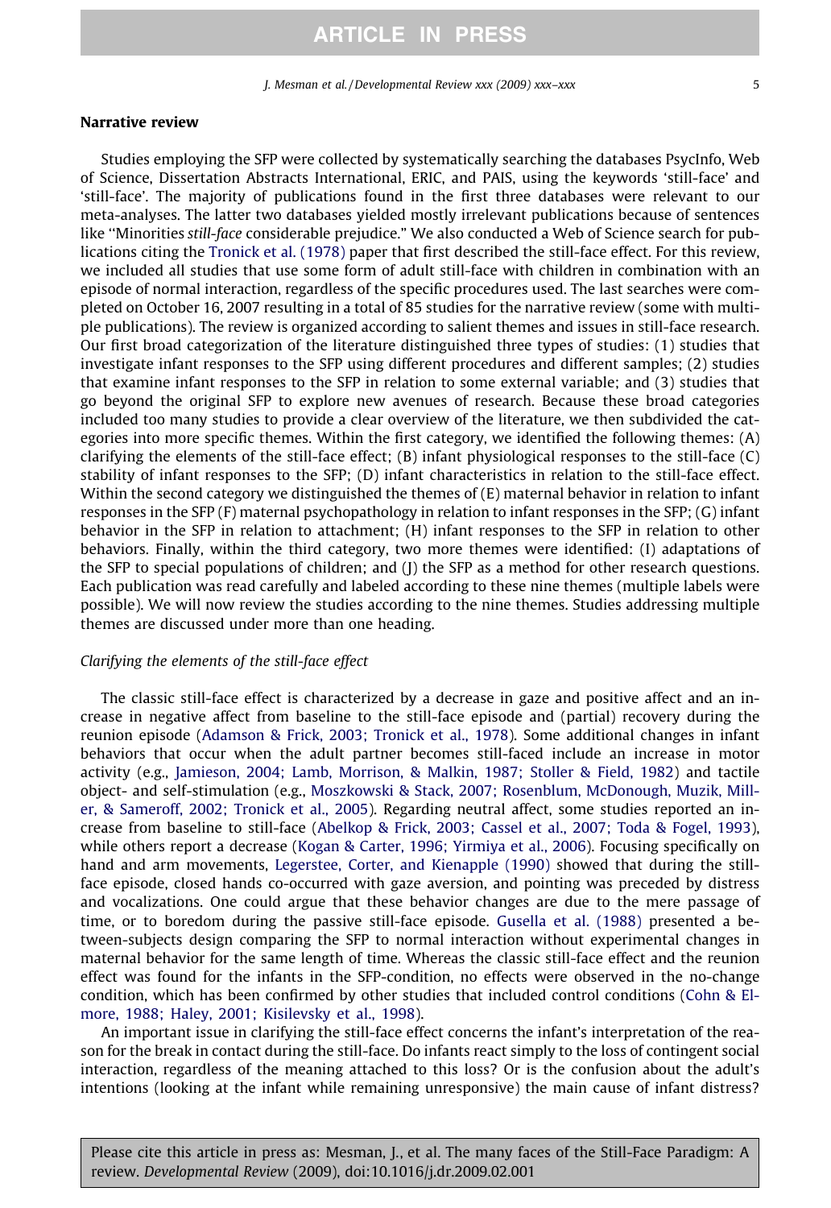## Narrative review

Studies employing the SFP were collected by systematically searching the databases PsycInfo, Web of Science, Dissertation Abstracts International, ERIC, and PAIS, using the keywords 'still-face' and 'still-face'. The majority of publications found in the first three databases were relevant to our meta-analyses. The latter two databases yielded mostly irrelevant publications because of sentences like "Minorities *still-face* considerable prejudice." We also conducted a Web of Science search for publications citing the Tronick et al. (1978) paper that first described the still-face effect. For this review, we included all studies that use some form of adult still-face with children in combination with an episode of normal interaction, regardless of the specific procedures used. The last searches were completed on October 16, 2007 resulting in a total of 85 studies for the narrative review (some with multiple publications). The review is organized according to salient themes and issues in still-face research. Our first broad categorization of the literature distinguished three types of studies: (1) studies that investigate infant responses to the SFP using different procedures and different samples; (2) studies that examine infant responses to the SFP in relation to some external variable; and (3) studies that go beyond the original SFP to explore new avenues of research. Because these broad categories included too many studies to provide a clear overview of the literature, we then subdivided the categories into more specific themes. Within the first category, we identified the following themes: (A) clarifying the elements of the still-face effect; (B) infant physiological responses to the still-face (C) stability of infant responses to the SFP; (D) infant characteristics in relation to the still-face effect. Within the second category we distinguished the themes of (E) maternal behavior in relation to infant responses in the SFP (F) maternal psychopathology in relation to infant responses in the SFP; (G) infant behavior in the SFP in relation to attachment; (H) infant responses to the SFP in relation to other behaviors. Finally, within the third category, two more themes were identified: (I) adaptations of the SFP to special populations of children; and (J) the SFP as a method for other research questions. Each publication was read carefully and labeled according to these nine themes (multiple labels were possible). We will now review the studies according to the nine themes. Studies addressing multiple themes are discussed under more than one heading.

### *Clarifying the elements of the still-face effect*

The classic still-face effect is characterized by a decrease in gaze and positive affect and an increase in negative affect from baseline to the still-face episode and (partial) recovery during the reunion episode (Adamson & Frick, 2003; Tronick et al., 1978). Some additional changes in infant behaviors that occur when the adult partner becomes still-faced include an increase in motor activity (e.g., Jamieson, 2004; Lamb, Morrison, & Malkin, 1987; Stoller & Field, 1982) and tactile object- and self-stimulation (e.g., Moszkowski & Stack, 2007; Rosenblum, McDonough, Muzik, Miller, & Sameroff, 2002; Tronick et al., 2005). Regarding neutral affect, some studies reported an increase from baseline to still-face (Abelkop & Frick, 2003; Cassel et al., 2007; Toda & Fogel, 1993), while others report a decrease (Kogan & Carter, 1996; Yirmiya et al., 2006). Focusing specifically on hand and arm movements, Legerstee, Corter, and Kienapple (1990) showed that during the still-face episode, closed hands co-occurred with gaze aversion, and pointing was preceded by distress and vocalizations. One could argue that these behavior changes are due to the mere passage of time, or to boredom during the passive still-face episode. Gusella et al. (1988) presented a between-subjects design comparing the SFP to normal interaction without experimental changes in maternal behavior for the same length of time. Whereas the classic still-face effect and the reunion effect was found for the infants in the SFP-condition, no effects were observed in the no-change condition, which has been confirmed by other studies that included control conditions (Cohn & Elmore, 1988; Haley, 2001; Kisilevsky et al., 1998).

An important issue in clarifying the still-face effect concerns the infant's interpretation of the reason for the break in contact during the still-face. Do infants react simply to the loss of contingent social interaction, regardless of the meaning attached to this loss? Or is the confusion about the adult's intentions (looking at the infant while remaining unresponsive) the main cause of infant distress?

Please cite this article in press as: Mesman, J., et al. The many faces of the Still-Face Paradigm: A review. *Developmental Review* (2009), doi:10.1016/j.dr.2009.02.001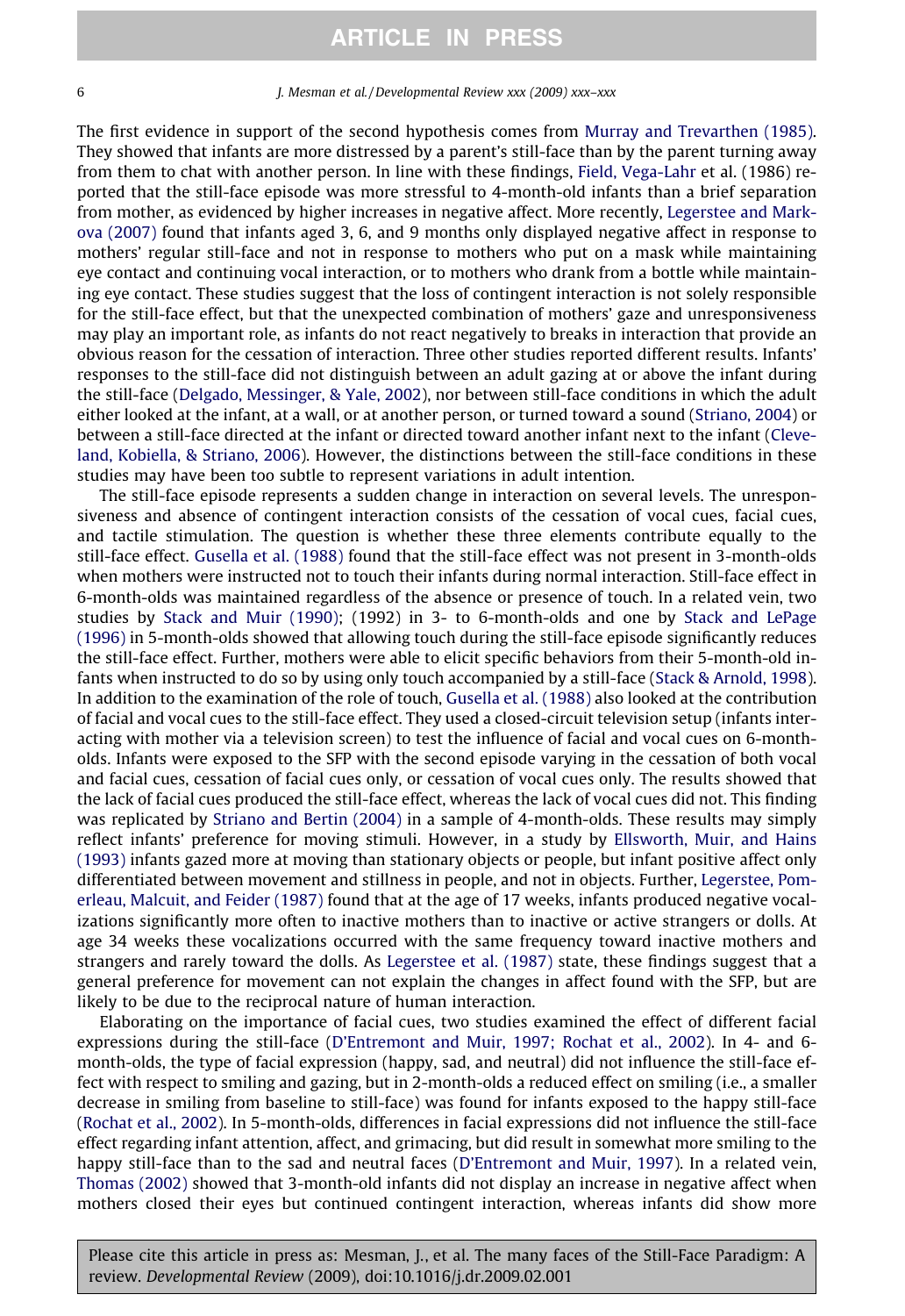The first evidence in support of the second hypothesis comes from Murray and Trevarthen (1985). They showed that infants are more distressed by a parent's still-face than by the parent turning away from them to chat with another person. In line with these findings, Field, Vega-Lahr et al. (1986) reported that the still-face episode was more stressful to 4-month-old infants than a brief separation from mother, as evidenced by higher increases in negative affect. More recently, Legerstee and Markova (2007) found that infants aged 3, 6, and 9 months only displayed negative affect in response to mothers' regular still-face and not in response to mothers who put on a mask while maintaining eye contact and continuing vocal interaction, or to mothers who drank from a bottle while maintaining eye contact. These studies suggest that the loss of contingent interaction is not solely responsible for the still-face effect, but that the unexpected combination of mothers' gaze and unresponsiveness may play an important role, as infants do not react negatively to breaks in interaction that provide an obvious reason for the cessation of interaction. Three other studies reported different results. Infants' responses to the still-face did not distinguish between an adult gazing at or above the infant during the still-face (Delgado, Messinger, & Yale, 2002), nor between still-face conditions in which the adult either looked at the infant, at a wall, or at another person, or turned toward a sound (Striano, 2004) or between a still-face directed at the infant or directed toward another infant next to the infant (Cleveland, Kobiella, & Striano, 2006). However, the distinctions between the still-face conditions in these studies may have been too subtle to represent variations in adult intention.

The still-face episode represents a sudden change in interaction on several levels. The unresponsiveness and absence of contingent interaction consists of the cessation of vocal cues, facial cues, and tactile stimulation. The question is whether these three elements contribute equally to the still-face effect. Gusella et al. (1988) found that the still-face effect was not present in 3-month-olds when mothers were instructed not to touch their infants during normal interaction. Still-face effect in 6-month-olds was maintained regardless of the absence or presence of touch. In a related vein, two studies by Stack and Muir (1990); (1992) in 3- to 6-month-olds and one by Stack and LePage (1996) in 5-month-olds showed that allowing touch during the still-face episode significantly reduces the still-face effect. Further, mothers were able to elicit specific behaviors from their 5-month-old infants when instructed to do so by using only touch accompanied by a still-face (Stack & Arnold, 1998). In addition to the examination of the role of touch, Gusella et al. (1988) also looked at the contribution of facial and vocal cues to the still-face effect. They used a closed-circuit television setup (infants interacting with mother via a television screen) to test the influence of facial and vocal cues on 6-month-olds. Infants were exposed to the SFP with the second episode varying in the cessation of both vocal and facial cues, cessation of facial cues only, or cessation of vocal cues only. The results showed that the lack of facial cues produced the still-face effect, whereas the lack of vocal cues did not. This finding was replicated by Striano and Bertin (2004) in a sample of 4-month-olds. These results may simply reflect infants' preference for moving stimuli. However, in a study by Ellsworth, Muir, and Hains (1993) infants gazed more at moving than stationary objects or people, but infant positive affect only differentiated between movement and stillness in people, and not in objects. Further, Legerstee, Pomerleau, Malcuit, and Feider (1987) found that at the age of 17 weeks, infants produced negative vocalizations significantly more often to inactive mothers than to inactive or active strangers or dolls. At age 34 weeks these vocalizations occurred with the same frequency toward inactive mothers and strangers and rarely toward the dolls. As Legerstee et al. (1987) state, these findings suggest that a general preference for movement can not explain the changes in affect found with the SFP, but are likely to be due to the reciprocal nature of human interaction.

Elaborating on the importance of facial cues, two studies examined the effect of different facial expressions during the still-face (D'Entremont and Muir, 1997; Rochat et al., 2002). In 4- and 6-month-olds, the type of facial expression (happy, sad, and neutral) did not influence the still-face effect with respect to smiling and gazing, but in 2-month-olds a reduced effect on smiling (i.e., a smaller decrease in smiling from baseline to still-face) was found for infants exposed to the happy still-face (Rochat et al., 2002). In 5-month-olds, differences in facial expressions did not influence the still-face effect regarding infant attention, affect, and grimacing, but did result in somewhat more smiling to the happy still-face than to the sad and neutral faces (D'Entremont and Muir, 1997). In a related vein, Thomas (2002) showed that 3-month-old infants did not display an increase in negative affect when mothers closed their eyes but continued contingent interaction, whereas infants did show more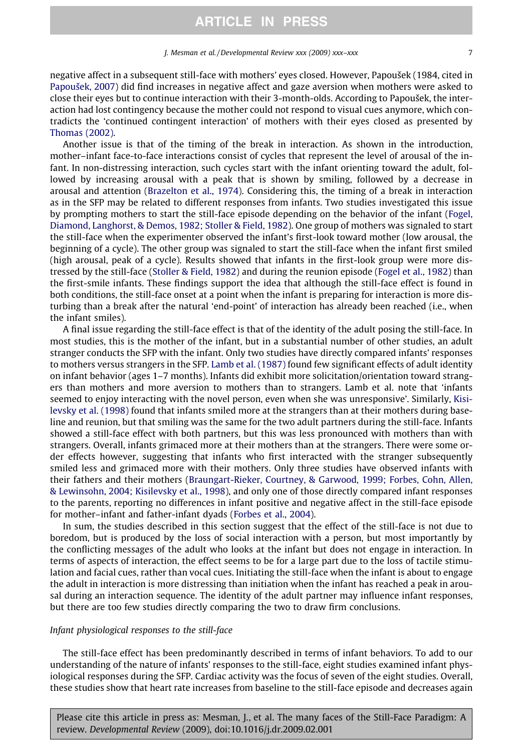negative affect in a subsequent still-face with mothers' eyes closed. However, Papoušek (1984, cited in Papoušek, 2007) did find increases in negative affect and gaze aversion when mothers were asked to close their eyes but to continue interaction with their 3-month-olds. According to Papoušek, the interaction had lost contingency because the mother could not respond to visual cues anymore, which contradicts the 'continued contingent interaction' of mothers with their eyes closed as presented by Thomas (2002).

Another issue is that of the timing of the break in interaction. As shown in the introduction, mother–infant face-to-face interactions consist of cycles that represent the level of arousal of the infant. In non-distressing interaction, such cycles start with the infant orienting toward the adult, followed by increasing arousal with a peak that is shown by smiling, followed by a decrease in arousal and attention (Brazelton et al., 1974). Considering this, the timing of a break in interaction as in the SFP may be related to different responses from infants. Two studies investigated this issue by prompting mothers to start the still-face episode depending on the behavior of the infant (Fogel, Diamond, Langhorst, & Demos, 1982; Stoller & Field, 1982). One group of mothers was signaled to start the still-face when the experimenter observed the infant's first-look toward mother (low arousal, the beginning of a cycle). The other group was signaled to start the still-face when the infant first smiled (high arousal, peak of a cycle). Results showed that infants in the first-look group were more distressed by the still-face (Stoller & Field, 1982) and during the reunion episode (Fogel et al., 1982) than the first-smile infants. These findings support the idea that although the still-face effect is found in both conditions, the still-face onset at a point when the infant is preparing for interaction is more disturbing than a break after the natural 'end-point' of interaction has already been reached (i.e., when the infant smiles).

A final issue regarding the still-face effect is that of the identity of the adult posing the still-face. In most studies, this is the mother of the infant, but in a substantial number of other studies, an adult stranger conducts the SFP with the infant. Only two studies have directly compared infants' responses to mothers versus strangers in the SFP. Lamb et al. (1987) found few significant effects of adult identity on infant behavior (ages 1–7 months). Infants did exhibit more solicitation/orientation toward strangers than mothers and more aversion to mothers than to strangers. Lamb et al. note that 'infants seemed to enjoy interacting with the novel person, even when she was unresponsive'. Similarly, Kisilevsky et al. (1998) found that infants smiled more at the strangers than at their mothers during baseline and reunion, but that smiling was the same for the two adult partners during the still-face. Infants showed a still-face effect with both partners, but this was less pronounced with mothers than with strangers. Overall, infants grimaced more at their mothers than at the strangers. There were some order effects however, suggesting that infants who first interacted with the stranger subsequently smiled less and grimaced more with their mothers. Only three studies have observed infants with their fathers and their mothers (Braungart-Rieker, Courtney, & Garwood, 1999; Forbes, Cohn, Allen, & Lewinsohn, 2004; Kisilevsky et al., 1998), and only one of those directly compared infant responses to the parents, reporting no differences in infant positive and negative affect in the still-face episode for mother–infant and father-infant dyads (Forbes et al., 2004).

In sum, the studies described in this section suggest that the effect of the still-face is not due to boredom, but is produced by the loss of social interaction with a person, but most importantly by the conflicting messages of the adult who looks at the infant but does not engage in interaction. In terms of aspects of interaction, the effect seems to be for a large part due to the loss of tactile stimulation and facial cues, rather than vocal cues. Initiating the still-face when the infant is about to engage the adult in interaction is more distressing than initiation when the infant has reached a peak in arousal during an interaction sequence. The identity of the adult partner may influence infant responses, but there are too few studies directly comparing the two to draw firm conclusions.

### *Infant physiological responses to the still-face*

The still-face effect has been predominantly described in terms of infant behaviors. To add to our understanding of the nature of infants' responses to the still-face, eight studies examined infant physiological responses during the SFP. Cardiac activity was the focus of seven of the eight studies. Overall, these studies show that heart rate increases from baseline to the still-face episode and decreases again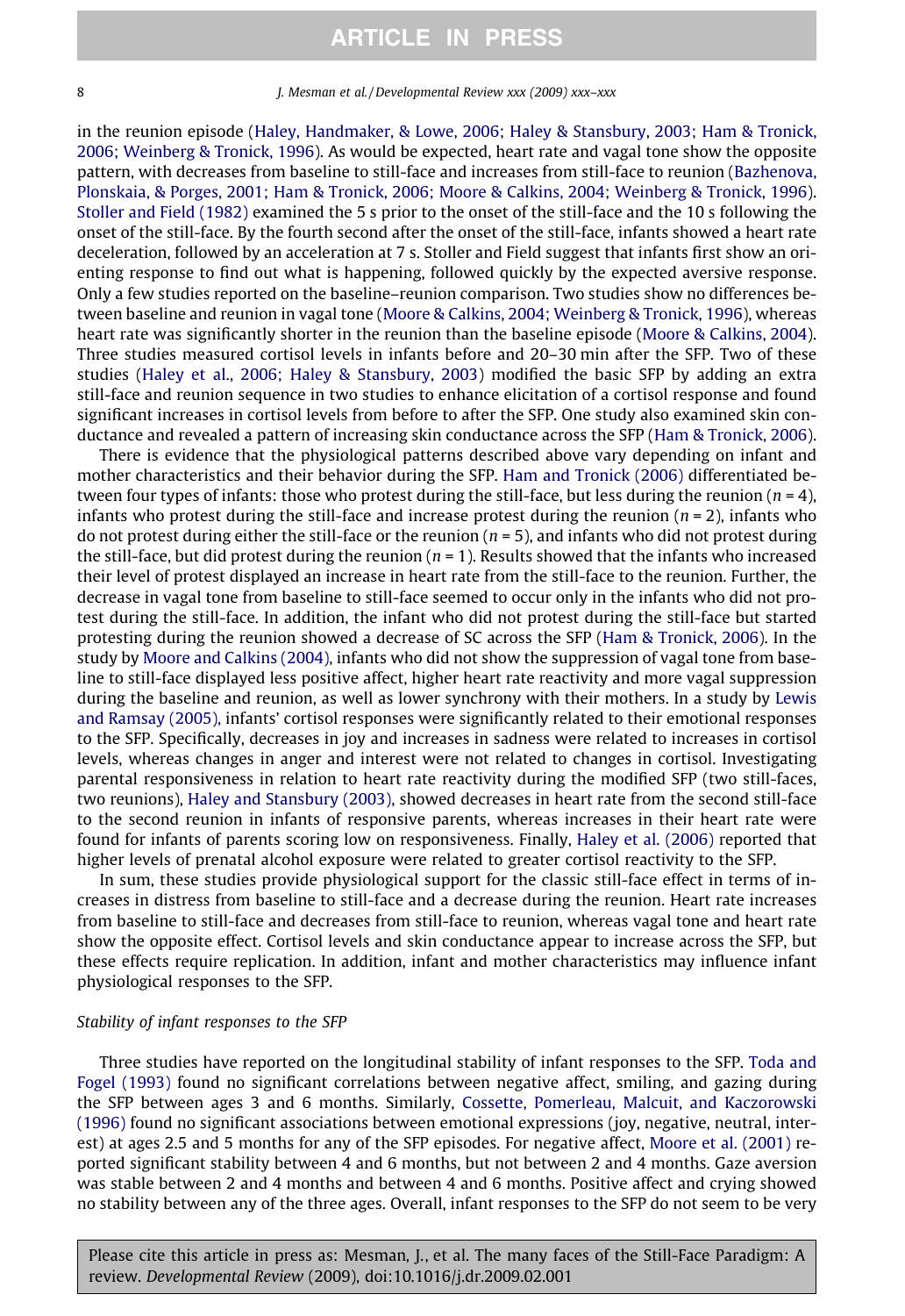in the reunion episode (Haley, Handmaker, & Lowe, 2006; Haley & Stansbury, 2003; Ham & Tronick, 2006; Weinberg & Tronick, 1996). As would be expected, heart rate and vagal tone show the opposite pattern, with decreases from baseline to still-face and increases from still-face to reunion (Bazhenova, Plonskaia, & Porges, 2001; Ham & Tronick, 2006; Moore & Calkins, 2004; Weinberg & Tronick, 1996). Stoller and Field (1982) examined the 5 s prior to the onset of the still-face and the 10 s following the onset of the still-face. By the fourth second after the onset of the still-face, infants showed a heart rate deceleration, followed by an acceleration at 7 s. Stoller and Field suggest that infants first show an orienting response to find out what is happening, followed quickly by the expected aversive response. Only a few studies reported on the baseline–reunion comparison. Two studies show no differences between baseline and reunion in vagal tone (Moore & Calkins, 2004; Weinberg & Tronick, 1996), whereas heart rate was significantly shorter in the reunion than the baseline episode (Moore & Calkins, 2004). Three studies measured cortisol levels in infants before and 20–30 min after the SFP. Two of these studies (Haley et al., 2006; Haley & Stansbury, 2003) modified the basic SFP by adding an extra still-face and reunion sequence in two studies to enhance elicitation of a cortisol response and found significant increases in cortisol levels from before to after the SFP. One study also examined skin conductance and revealed a pattern of increasing skin conductance across the SFP (Ham & Tronick, 2006).

There is evidence that the physiological patterns described above vary depending on infant and mother characteristics and their behavior during the SFP. Ham and Tronick (2006) differentiated between four types of infants: those who protest during the still-face, but less during the reunion ($n = 4$), infants who protest during the still-face and increase protest during the reunion ($n = 2$), infants who do not protest during either the still-face or the reunion ($n = 5$), and infants who did not protest during the still-face, but did protest during the reunion ($n = 1$). Results showed that the infants who increased their level of protest displayed an increase in heart rate from the still-face to the reunion. Further, the decrease in vagal tone from baseline to still-face seemed to occur only in the infants who did not protest during the still-face. In addition, the infant who did not protest during the still-face but started protesting during the reunion showed a decrease of SC across the SFP (Ham & Tronick, 2006). In the study by Moore and Calkins (2004), infants who did not show the suppression of vagal tone from baseline to still-face displayed less positive affect, higher heart rate reactivity and more vagal suppression during the baseline and reunion, as well as lower synchrony with their mothers. In a study by Lewis and Ramsay (2005), infants' cortisol responses were significantly related to their emotional responses to the SFP. Specifically, decreases in joy and increases in sadness were related to increases in cortisol levels, whereas changes in anger and interest were not related to changes in cortisol. Investigating parental responsiveness in relation to heart rate reactivity during the modified SFP (two still-faces, two reunions), Haley and Stansbury (2003), showed decreases in heart rate from the second still-face to the second reunion in infants of responsive parents, whereas increases in their heart rate were found for infants of parents scoring low on responsiveness. Finally, Haley et al. (2006) reported that higher levels of prenatal alcohol exposure were related to greater cortisol reactivity to the SFP.

In sum, these studies provide physiological support for the classic still-face effect in terms of increases in distress from baseline to still-face and a decrease during the reunion. Heart rate increases from baseline to still-face and decreases from still-face to reunion, whereas vagal tone and heart rate show the opposite effect. Cortisol levels and skin conductance appear to increase across the SFP, but these effects require replication. In addition, infant and mother characteristics may influence infant physiological responses to the SFP.

*Stability of infant responses to the SFP*

Three studies have reported on the longitudinal stability of infant responses to the SFP. Toda and Fogel (1993) found no significant correlations between negative affect, smiling, and gazing during the SFP between ages 3 and 6 months. Similarly, Cossette, Pomerleau, Malcuit, and Kaczorowski (1996) found no significant associations between emotional expressions (joy, negative, neutral, interest) at ages 2.5 and 5 months for any of the SFP episodes. For negative affect, Moore et al. (2001) reported significant stability between 4 and 6 months, but not between 2 and 4 months. Gaze aversion was stable between 2 and 4 months and between 4 and 6 months. Positive affect and crying showed no stability between any of the three ages. Overall, infant responses to the SFP do not seem to be very

Please cite this article in press as: Mesman, J., et al. The many faces of the Still-Face Paradigm: A review. *Developmental Review* (2009), doi:10.1016/j.dr.2009.02.001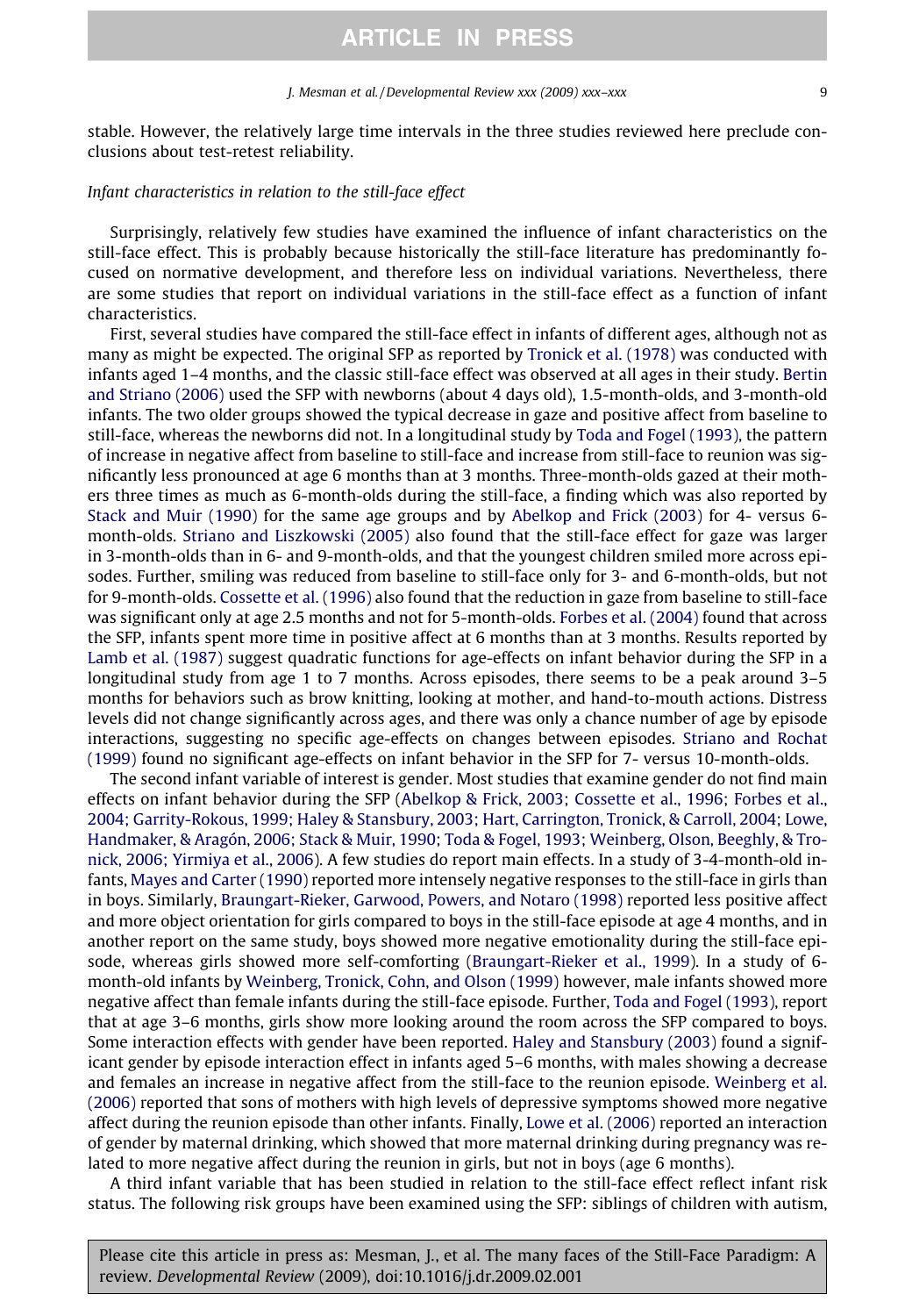stable. However, the relatively large time intervals in the three studies reviewed here preclude conclusions about test-retest reliability.

*Infant characteristics in relation to the still-face effect*

Surprisingly, relatively few studies have examined the influence of infant characteristics on the still-face effect. This is probably because historically the still-face literature has predominantly focused on normative development, and therefore less on individual variations. Nevertheless, there are some studies that report on individual variations in the still-face effect as a function of infant characteristics.

First, several studies have compared the still-face effect in infants of different ages, although not as many as might be expected. The original SFP as reported by Tronick et al. (1978) was conducted with infants aged 1–4 months, and the classic still-face effect was observed at all ages in their study. Bertin and Striano (2006) used the SFP with newborns (about 4 days old), 1.5-month-olds, and 3-month-old infants. The two older groups showed the typical decrease in gaze and positive affect from baseline to still-face, whereas the newborns did not. In a longitudinal study by Toda and Fogel (1993), the pattern of increase in negative affect from baseline to still-face and increase from still-face to reunion was significantly less pronounced at age 6 months than at 3 months. Three-month-olds gazed at their mothers three times as much as 6-month-olds during the still-face, a finding which was also reported by Stack and Muir (1990) for the same age groups and by Abelkop and Frick (2003) for 4- versus 6-month-olds. Striano and Liszkowski (2005) also found that the still-face effect for gaze was larger in 3-month-olds than in 6- and 9-month-olds, and that the youngest children smiled more across episodes. Further, smiling was reduced from baseline to still-face only for 3- and 6-month-olds, but not for 9-month-olds. Cossette et al. (1996) also found that the reduction in gaze from baseline to still-face was significant only at age 2.5 months and not for 5-month-olds. Forbes et al. (2004) found that across the SFP, infants spent more time in positive affect at 6 months than at 3 months. Results reported by Lamb et al. (1987) suggest quadratic functions for age-effects on infant behavior during the SFP in a longitudinal study from age 1 to 7 months. Across episodes, there seems to be a peak around 3–5 months for behaviors such as brow knitting, looking at mother, and hand-to-mouth actions. Distress levels did not change significantly across ages, and there was only a chance number of age by episode interactions, suggesting no specific age-effects on changes between episodes. Striano and Rochat (1999) found no significant age-effects on infant behavior in the SFP for 7- versus 10-month-olds.

The second infant variable of interest is gender. Most studies that examine gender do not find main effects on infant behavior during the SFP (Abelkop & Frick, 2003; Cossette et al., 1996; Forbes et al., 2004; Garrity-Rokous, 1999; Haley & Stansbury, 2003; Hart, Carrington, Tronick, & Carroll, 2004; Lowe, Handmaker, & Aragón, 2006; Stack & Muir, 1990; Toda & Fogel, 1993; Weinberg, Olson, Beeghly, & Tronick, 2006; Yirmiya et al., 2006). A few studies do report main effects. In a study of 3-4-month-old infants, Mayes and Carter (1990) reported more intensely negative responses to the still-face in girls than in boys. Similarly, Braungart-Rieker, Garwood, Powers, and Notaro (1998) reported less positive affect and more object orientation for girls compared to boys in the still-face episode at age 4 months, and in another report on the same study, boys showed more negative emotionality during the still-face episode, whereas girls showed more self-comforting (Braungart-Rieker et al., 1999). In a study of 6-month-old infants by Weinberg, Tronick, Cohn, and Olson (1999) however, male infants showed more negative affect than female infants during the still-face episode. Further, Toda and Fogel (1993), report that at age 3–6 months, girls show more looking around the room across the SFP compared to boys. Some interaction effects with gender have been reported. Haley and Stansbury (2003) found a significant gender by episode interaction effect in infants aged 5–6 months, with males showing a decrease and females an increase in negative affect from the still-face to the reunion episode. Weinberg et al. (2006) reported that sons of mothers with high levels of depressive symptoms showed more negative affect during the reunion episode than other infants. Finally, Lowe et al. (2006) reported an interaction of gender by maternal drinking, which showed that more maternal drinking during pregnancy was related to more negative affect during the reunion in girls, but not in boys (age 6 months).

A third infant variable that has been studied in relation to the still-face effect reflect infant risk status. The following risk groups have been examined using the SFP: siblings of children with autism,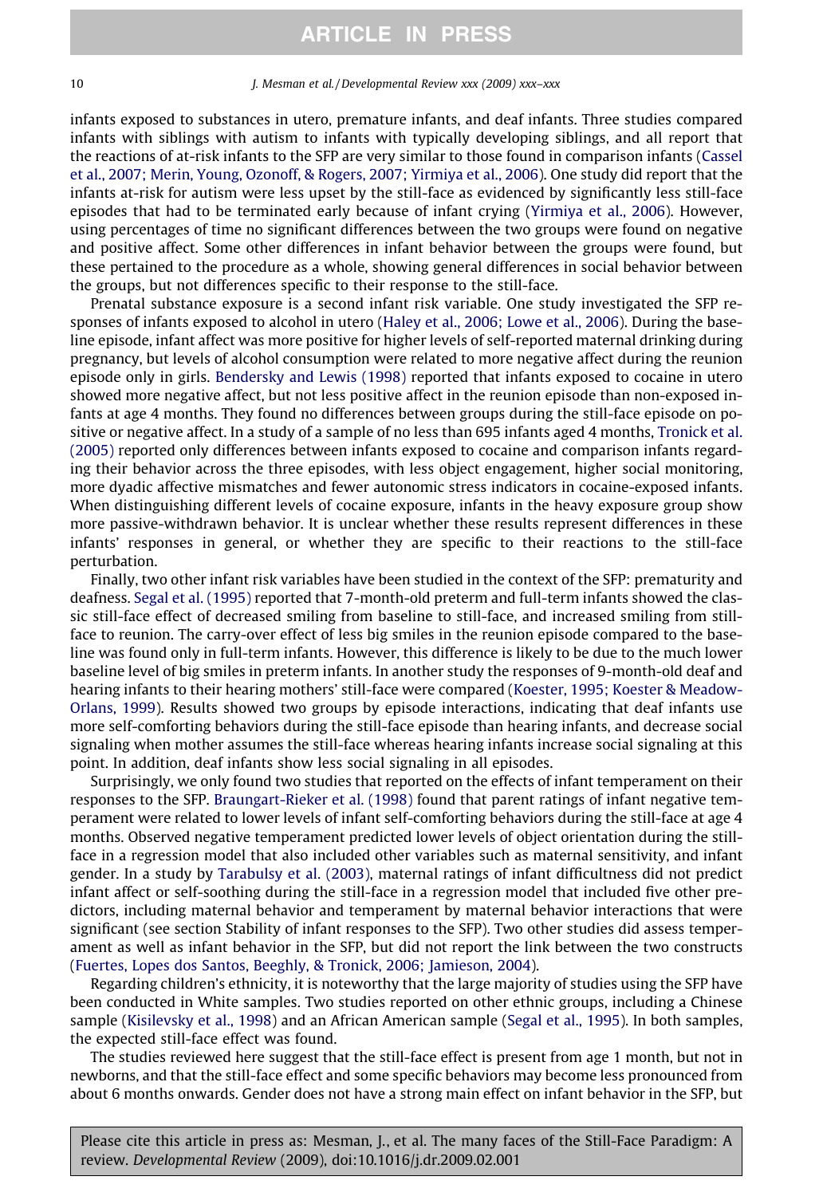infants exposed to substances in utero, premature infants, and deaf infants. Three studies compared infants with siblings with autism to infants with typically developing siblings, and all report that the reactions of at-risk infants to the SFP are very similar to those found in comparison infants (Cassel et al., 2007; Merin, Young, Ozonoff, & Rogers, 2007; Yirmiya et al., 2006). One study did report that the infants at-risk for autism were less upset by the still-face as evidenced by significantly less still-face episodes that had to be terminated early because of infant crying (Yirmiya et al., 2006). However, using percentages of time no significant differences between the two groups were found on negative and positive affect. Some other differences in infant behavior between the groups were found, but these pertained to the procedure as a whole, showing general differences in social behavior between the groups, but not differences specific to their response to the still-face.

Prenatal substance exposure is a second infant risk variable. One study investigated the SFP responses of infants exposed to alcohol in utero (Haley et al., 2006; Lowe et al., 2006). During the baseline episode, infant affect was more positive for higher levels of self-reported maternal drinking during pregnancy, but levels of alcohol consumption were related to more negative affect during the reunion episode only in girls. Bendersky and Lewis (1998) reported that infants exposed to cocaine in utero showed more negative affect, but not less positive affect in the reunion episode than non-exposed infants at age 4 months. They found no differences between groups during the still-face episode on positive or negative affect. In a study of a sample of no less than 695 infants aged 4 months, Tronick et al. (2005) reported only differences between infants exposed to cocaine and comparison infants regarding their behavior across the three episodes, with less object engagement, higher social monitoring, more dyadic affective mismatches and fewer autonomic stress indicators in cocaine-exposed infants. When distinguishing different levels of cocaine exposure, infants in the heavy exposure group show more passive-withdrawn behavior. It is unclear whether these results represent differences in these infants' responses in general, or whether they are specific to their reactions to the still-face perturbation.

Finally, two other infant risk variables have been studied in the context of the SFP: prematurity and deafness. Segal et al. (1995) reported that 7-month-old preterm and full-term infants showed the classic still-face effect of decreased smiling from baseline to still-face, and increased smiling from still-face to reunion. The carry-over effect of less big smiles in the reunion episode compared to the baseline was found only in full-term infants. However, this difference is likely to be due to the much lower baseline level of big smiles in preterm infants. In another study the responses of 9-month-old deaf and hearing infants to their hearing mothers' still-face were compared (Koester, 1995; Koester & Meadow-Orlans, 1999). Results showed two groups by episode interactions, indicating that deaf infants use more self-comforting behaviors during the still-face episode than hearing infants, and decrease social signaling when mother assumes the still-face whereas hearing infants increase social signaling at this point. In addition, deaf infants show less social signaling in all episodes.

Surprisingly, we only found two studies that reported on the effects of infant temperament on their responses to the SFP. Braungart-Rieker et al. (1998) found that parent ratings of infant negative temperament were related to lower levels of infant self-comforting behaviors during the still-face at age 4 months. Observed negative temperament predicted lower levels of object orientation during the still-face in a regression model that also included other variables such as maternal sensitivity, and infant gender. In a study by Tarabulsy et al. (2003), maternal ratings of infant difficultness did not predict infant affect or self-soothing during the still-face in a regression model that included five other predictors, including maternal behavior and temperament by maternal behavior interactions that were significant (see section Stability of infant responses to the SFP). Two other studies did assess temperament as well as infant behavior in the SFP, but did not report the link between the two constructs (Fuertes, Lopes dos Santos, Beeghly, & Tronick, 2006; Jamieson, 2004).

Regarding children's ethnicity, it is noteworthy that the large majority of studies using the SFP have been conducted in White samples. Two studies reported on other ethnic groups, including a Chinese sample (Kisilevsky et al., 1998) and an African American sample (Segal et al., 1995). In both samples, the expected still-face effect was found.

The studies reviewed here suggest that the still-face effect is present from age 1 month, but not in newborns, and that the still-face effect and some specific behaviors may become less pronounced from about 6 months onwards. Gender does not have a strong main effect on infant behavior in the SFP, but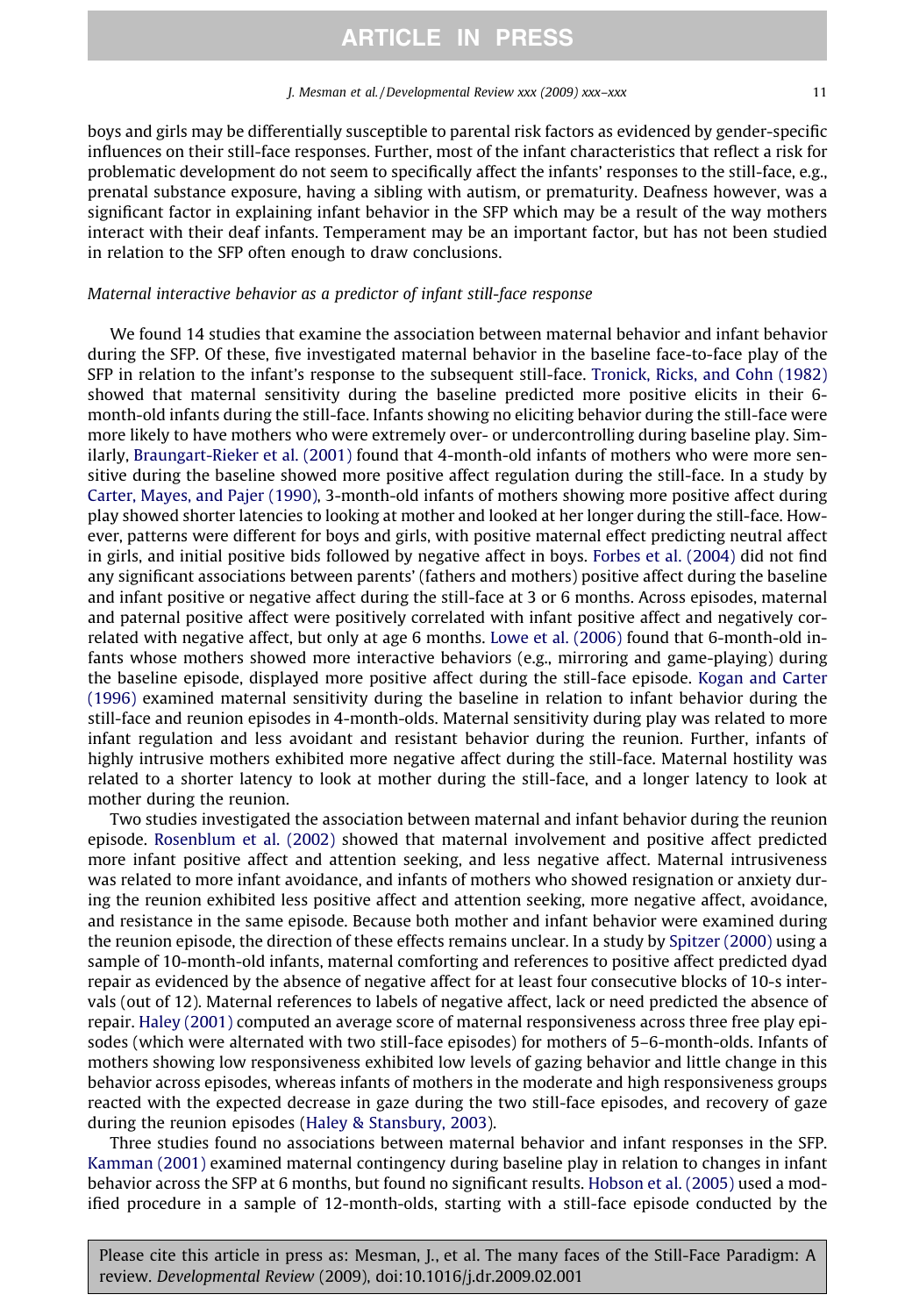boys and girls may be differentially susceptible to parental risk factors as evidenced by gender-specific influences on their still-face responses. Further, most of the infant characteristics that reflect a risk for problematic development do not seem to specifically affect the infants' responses to the still-face, e.g., prenatal substance exposure, having a sibling with autism, or prematurity. Deafness however, was a significant factor in explaining infant behavior in the SFP which may be a result of the way mothers interact with their deaf infants. Temperament may be an important factor, but has not been studied in relation to the SFP often enough to draw conclusions.

*Maternal interactive behavior as a predictor of infant still-face response*

We found 14 studies that examine the association between maternal behavior and infant behavior during the SFP. Of these, five investigated maternal behavior in the baseline face-to-face play of the SFP in relation to the infant's response to the subsequent still-face. Tronick, Ricks, and Cohn (1982) showed that maternal sensitivity during the baseline predicted more positive elicits in their 6-month-old infants during the still-face. Infants showing no eliciting behavior during the still-face were more likely to have mothers who were extremely over- or undercontrolling during baseline play. Similarly, Braungart-Rieker et al. (2001) found that 4-month-old infants of mothers who were more sensitive during the baseline showed more positive affect regulation during the still-face. In a study by Carter, Mayes, and Pajer (1990), 3-month-old infants of mothers showing more positive affect during play showed shorter latencies to looking at mother and looked at her longer during the still-face. However, patterns were different for boys and girls, with positive maternal effect predicting neutral affect in girls, and initial positive bids followed by negative affect in boys. Forbes et al. (2004) did not find any significant associations between parents' (fathers and mothers) positive affect during the baseline and infant positive or negative affect during the still-face at 3 or 6 months. Across episodes, maternal and paternal positive affect were positively correlated with infant positive affect and negatively correlated with negative affect, but only at age 6 months. Lowe et al. (2006) found that 6-month-old infants whose mothers showed more interactive behaviors (e.g., mirroring and game-playing) during the baseline episode, displayed more positive affect during the still-face episode. Kogan and Carter (1996) examined maternal sensitivity during the baseline in relation to infant behavior during the still-face and reunion episodes in 4-month-olds. Maternal sensitivity during play was related to more infant regulation and less avoidant and resistant behavior during the reunion. Further, infants of highly intrusive mothers exhibited more negative affect during the still-face. Maternal hostility was related to a shorter latency to look at mother during the still-face, and a longer latency to look at mother during the reunion.

Two studies investigated the association between maternal and infant behavior during the reunion episode. Rosenblum et al. (2002) showed that maternal involvement and positive affect predicted more infant positive affect and attention seeking, and less negative affect. Maternal intrusiveness was related to more infant avoidance, and infants of mothers who showed resignation or anxiety during the reunion exhibited less positive affect and attention seeking, more negative affect, avoidance, and resistance in the same episode. Because both mother and infant behavior were examined during the reunion episode, the direction of these effects remains unclear. In a study by Spitzer (2000) using a sample of 10-month-old infants, maternal comforting and references to positive affect predicted dyad repair as evidenced by the absence of negative affect for at least four consecutive blocks of 10-s intervals (out of 12). Maternal references to labels of negative affect, lack or need predicted the absence of repair. Haley (2001) computed an average score of maternal responsiveness across three free play episodes (which were alternated with two still-face episodes) for mothers of 5–6-month-olds. Infants of mothers showing low responsiveness exhibited low levels of gazing behavior and little change in this behavior across episodes, whereas infants of mothers in the moderate and high responsiveness groups reacted with the expected decrease in gaze during the two still-face episodes, and recovery of gaze during the reunion episodes (Haley & Stansbury, 2003).

Three studies found no associations between maternal behavior and infant responses in the SFP. Kamman (2001) examined maternal contingency during baseline play in relation to changes in infant behavior across the SFP at 6 months, but found no significant results. Hobson et al. (2005) used a modified procedure in a sample of 12-month-olds, starting with a still-face episode conducted by the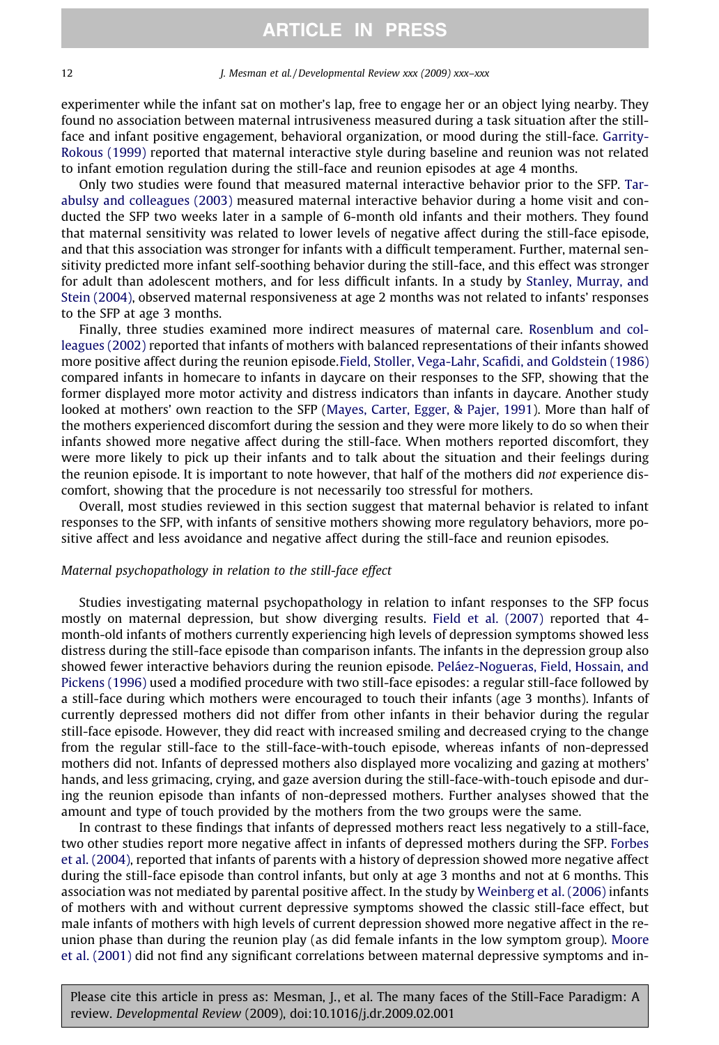experimenter while the infant sat on mother's lap, free to engage her or an object lying nearby. They found no association between maternal intrusiveness measured during a task situation after the still-face and infant positive engagement, behavioral organization, or mood during the still-face. Garrity-Rokous (1999) reported that maternal interactive style during baseline and reunion was not related to infant emotion regulation during the still-face and reunion episodes at age 4 months.

Only two studies were found that measured maternal interactive behavior prior to the SFP. Tarabulsy and colleagues (2003) measured maternal interactive behavior during a home visit and conducted the SFP two weeks later in a sample of 6-month old infants and their mothers. They found that maternal sensitivity was related to lower levels of negative affect during the still-face episode, and that this association was stronger for infants with a difficult temperament. Further, maternal sensitivity predicted more infant self-soothing behavior during the still-face, and this effect was stronger for adult than adolescent mothers, and for less difficult infants. In a study by Stanley, Murray, and Stein (2004), observed maternal responsiveness at age 2 months was not related to infants' responses to the SFP at age 3 months.

Finally, three studies examined more indirect measures of maternal care. Rosenblum and colleagues (2002) reported that infants of mothers with balanced representations of their infants showed more positive affect during the reunion episode. Field, Stoller, Vega-Lahr, Scafidi, and Goldstein (1986) compared infants in homecare to infants in daycare on their responses to the SFP, showing that the former displayed more motor activity and distress indicators than infants in daycare. Another study looked at mothers' own reaction to the SFP (Mayes, Carter, Egger, & Pajer, 1991). More than half of the mothers experienced discomfort during the session and they were more likely to do so when their infants showed more negative affect during the still-face. When mothers reported discomfort, they were more likely to pick up their infants and to talk about the situation and their feelings during the reunion episode. It is important to note however, that half of the mothers did *not* experience discomfort, showing that the procedure is not necessarily too stressful for mothers.

Overall, most studies reviewed in this section suggest that maternal behavior is related to infant responses to the SFP, with infants of sensitive mothers showing more regulatory behaviors, more positive affect and less avoidance and negative affect during the still-face and reunion episodes.

### *Maternal psychopathology in relation to the still-face effect*

Studies investigating maternal psychopathology in relation to infant responses to the SFP focus mostly on maternal depression, but show diverging results. Field et al. (2007) reported that 4-month-old infants of mothers currently experiencing high levels of depression symptoms showed less distress during the still-face episode than comparison infants. The infants in the depression group also showed fewer interactive behaviors during the reunion episode. Peláez-Nogueras, Field, Hossain, and Pickens (1996) used a modified procedure with two still-face episodes: a regular still-face followed by a still-face during which mothers were encouraged to touch their infants (age 3 months). Infants of currently depressed mothers did not differ from other infants in their behavior during the regular still-face episode. However, they did react with increased smiling and decreased crying to the change from the regular still-face to the still-face-with-touch episode, whereas infants of non-depressed mothers did not. Infants of depressed mothers also displayed more vocalizing and gazing at mothers' hands, and less grimacing, crying, and gaze aversion during the still-face-with-touch episode and during the reunion episode than infants of non-depressed mothers. Further analyses showed that the amount and type of touch provided by the mothers from the two groups were the same.

In contrast to these findings that infants of depressed mothers react less negatively to a still-face, two other studies report more negative affect in infants of depressed mothers during the SFP. Forbes et al. (2004), reported that infants of parents with a history of depression showed more negative affect during the still-face episode than control infants, but only at age 3 months and not at 6 months. This association was not mediated by parental positive affect. In the study by Weinberg et al. (2006) infants of mothers with and without current depressive symptoms showed the classic still-face effect, but male infants of mothers with high levels of current depression showed more negative affect in the reunion phase than during the reunion play (as did female infants in the low symptom group). Moore et al. (2001) did not find any significant correlations between maternal depressive symptoms and in-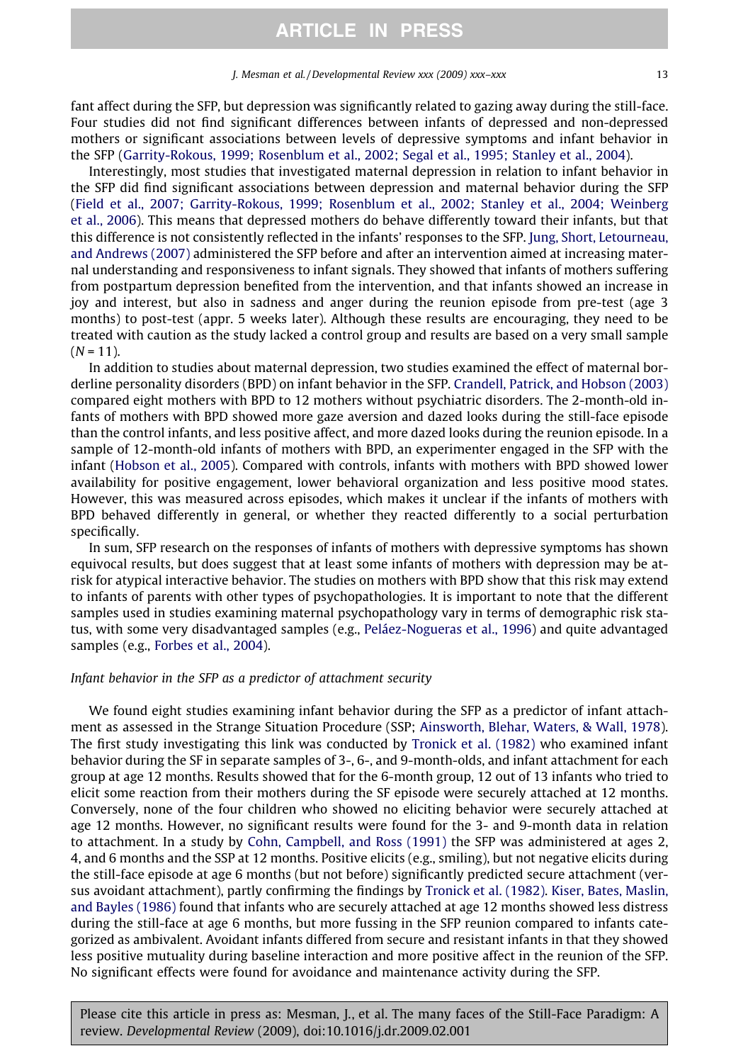fant affect during the SFP, but depression was significantly related to gazing away during the still-face. Four studies did not find significant differences between infants of depressed and non-depressed mothers or significant associations between levels of depressive symptoms and infant behavior in the SFP (Garrity-Rokous, 1999; Rosenblum et al., 2002; Segal et al., 1995; Stanley et al., 2004).

Interestingly, most studies that investigated maternal depression in relation to infant behavior in the SFP did find significant associations between depression and maternal behavior during the SFP (Field et al., 2007; Garrity-Rokous, 1999; Rosenblum et al., 2002; Stanley et al., 2004; Weinberg et al., 2006). This means that depressed mothers do behave differently toward their infants, but that this difference is not consistently reflected in the infants' responses to the SFP. Jung, Short, Letourneau, and Andrews (2007) administered the SFP before and after an intervention aimed at increasing maternal understanding and responsiveness to infant signals. They showed that infants of mothers suffering from postpartum depression benefited from the intervention, and that infants showed an increase in joy and interest, but also in sadness and anger during the reunion episode from pre-test (age 3 months) to post-test (appr. 5 weeks later). Although these results are encouraging, they need to be treated with caution as the study lacked a control group and results are based on a very small sample ($N = 11$).

In addition to studies about maternal depression, two studies examined the effect of maternal borderline personality disorders (BPD) on infant behavior in the SFP. Crandell, Patrick, and Hobson (2003) compared eight mothers with BPD to 12 mothers without psychiatric disorders. The 2-month-old infants of mothers with BPD showed more gaze aversion and dazed looks during the still-face episode than the control infants, and less positive affect, and more dazed looks during the reunion episode. In a sample of 12-month-old infants of mothers with BPD, an experimenter engaged in the SFP with the infant (Hobson et al., 2005). Compared with controls, infants with mothers with BPD showed lower availability for positive engagement, lower behavioral organization and less positive mood states. However, this was measured across episodes, which makes it unclear if the infants of mothers with BPD behaved differently in general, or whether they reacted differently to a social perturbation specifically.

In sum, SFP research on the responses of infants of mothers with depressive symptoms has shown equivocal results, but does suggest that at least some infants of mothers with depression may be at-risk for atypical interactive behavior. The studies on mothers with BPD show that this risk may extend to infants of parents with other types of psychopathologies. It is important to note that the different samples used in studies examining maternal psychopathology vary in terms of demographic risk status, with some very disadvantaged samples (e.g., Peláez-Nogueras et al., 1996) and quite advantaged samples (e.g., Forbes et al., 2004).

### *Infant behavior in the SFP as a predictor of attachment security*

We found eight studies examining infant behavior during the SFP as a predictor of infant attachment as assessed in the Strange Situation Procedure (SSP; Ainsworth, Blehar, Waters, & Wall, 1978). The first study investigating this link was conducted by Tronick et al. (1982) who examined infant behavior during the SF in separate samples of 3-, 6-, and 9-month-olds, and infant attachment for each group at age 12 months. Results showed that for the 6-month group, 12 out of 13 infants who tried to elicit some reaction from their mothers during the SF episode were securely attached at 12 months. Conversely, none of the four children who showed no eliciting behavior were securely attached at age 12 months. However, no significant results were found for the 3- and 9-month data in relation to attachment. In a study by Cohn, Campbell, and Ross (1991) the SFP was administered at ages 2, 4, and 6 months and the SSP at 12 months. Positive elicits (e.g., smiling), but not negative elicits during the still-face episode at age 6 months (but not before) significantly predicted secure attachment (versus avoidant attachment), partly confirming the findings by Tronick et al. (1982). Kiser, Bates, Maslin, and Bayles (1986) found that infants who are securely attached at age 12 months showed less distress during the still-face at age 6 months, but more fussing in the SFP reunion compared to infants categorized as ambivalent. Avoidant infants differed from secure and resistant infants in that they showed less positive mutuality during baseline interaction and more positive affect in the reunion of the SFP. No significant effects were found for avoidance and maintenance activity during the SFP.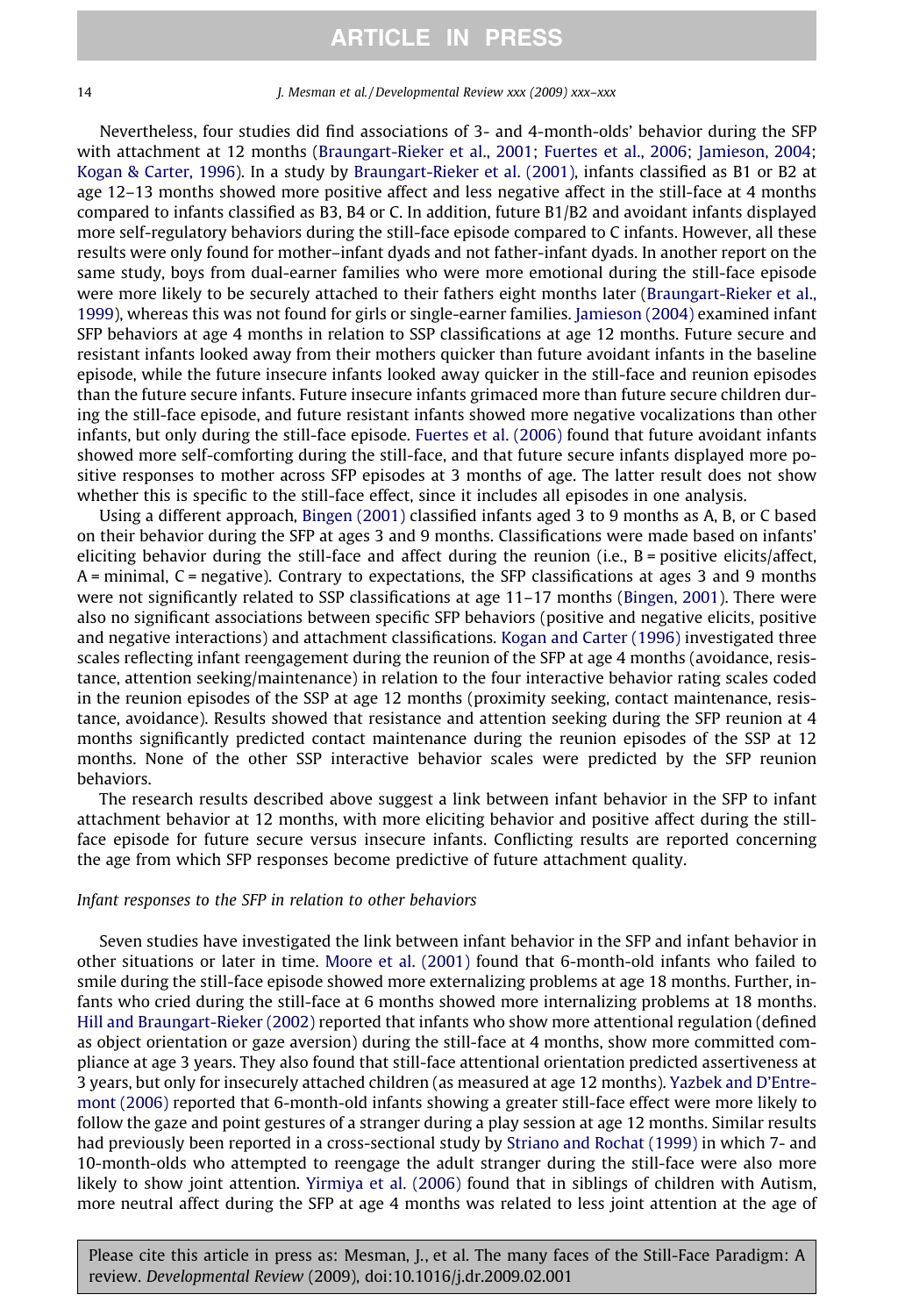Nevertheless, four studies did find associations of 3- and 4-month-olds' behavior during the SFP with attachment at 12 months (Braungart-Rieker et al., 2001; Fuertes et al., 2006; Jamieson, 2004; Kogan & Carter, 1996). In a study by Braungart-Rieker et al. (2001), infants classified as B1 or B2 at age 12–13 months showed more positive affect and less negative affect in the still-face at 4 months compared to infants classified as B3, B4 or C. In addition, future B1/B2 and avoidant infants displayed more self-regulatory behaviors during the still-face episode compared to C infants. However, all these results were only found for mother–infant dyads and not father-infant dyads. In another report on the same study, boys from dual-earner families who were more emotional during the still-face episode were more likely to be securely attached to their fathers eight months later (Braungart-Rieker et al., 1999), whereas this was not found for girls or single-earner families. Jamieson (2004) examined infant SFP behaviors at age 4 months in relation to SSP classifications at age 12 months. Future secure and resistant infants looked away from their mothers quicker than future avoidant infants in the baseline episode, while the future insecure infants looked away quicker in the still-face and reunion episodes than the future secure infants. Future insecure infants grimaced more than future secure children during the still-face episode, and future resistant infants showed more negative vocalizations than other infants, but only during the still-face episode. Fuertes et al. (2006) found that future avoidant infants showed more self-comforting during the still-face, and that future secure infants displayed more positive responses to mother across SFP episodes at 3 months of age. The latter result does not show whether this is specific to the still-face effect, since it includes all episodes in one analysis.

Using a different approach, Bingen (2001) classified infants aged 3 to 9 months as A, B, or C based on their behavior during the SFP at ages 3 and 9 months. Classifications were made based on infants' eliciting behavior during the still-face and affect during the reunion (i.e., B = positive elicits/affect, A = minimal, C = negative). Contrary to expectations, the SFP classifications at ages 3 and 9 months were not significantly related to SSP classifications at age 11–17 months (Bingen, 2001). There were also no significant associations between specific SFP behaviors (positive and negative elicits, positive and negative interactions) and attachment classifications. Kogan and Carter (1996) investigated three scales reflecting infant reengagement during the reunion of the SFP at age 4 months (avoidance, resistance, attention seeking/maintenance) in relation to the four interactive behavior rating scales coded in the reunion episodes of the SSP at age 12 months (proximity seeking, contact maintenance, resistance, avoidance). Results showed that resistance and attention seeking during the SFP reunion at 4 months significantly predicted contact maintenance during the reunion episodes of the SSP at 12 months. None of the other SSP interactive behavior scales were predicted by the SFP reunion behaviors.

The research results described above suggest a link between infant behavior in the SFP to infant attachment behavior at 12 months, with more eliciting behavior and positive affect during the still-face episode for future secure versus insecure infants. Conflicting results are reported concerning the age from which SFP responses become predictive of future attachment quality.

*Infant responses to the SFP in relation to other behaviors*

Seven studies have investigated the link between infant behavior in the SFP and infant behavior in other situations or later in time. Moore et al. (2001) found that 6-month-old infants who failed to smile during the still-face episode showed more externalizing problems at age 18 months. Further, infants who cried during the still-face at 6 months showed more internalizing problems at 18 months. Hill and Braungart-Rieker (2002) reported that infants who show more attentional regulation (defined as object orientation or gaze aversion) during the still-face at 4 months, show more committed compliance at age 3 years. They also found that still-face attentional orientation predicted assertiveness at 3 years, but only for insecurely attached children (as measured at age 12 months). Yazbek and D'Entremont (2006) reported that 6-month-old infants showing a greater still-face effect were more likely to follow the gaze and point gestures of a stranger during a play session at age 12 months. Similar results had previously been reported in a cross-sectional study by Striano and Rochat (1999) in which 7- and 10-month-olds who attempted to reengage the adult stranger during the still-face were also more likely to show joint attention. Yirmiya et al. (2006) found that in siblings of children with Autism, more neutral affect during the SFP at age 4 months was related to less joint attention at the age of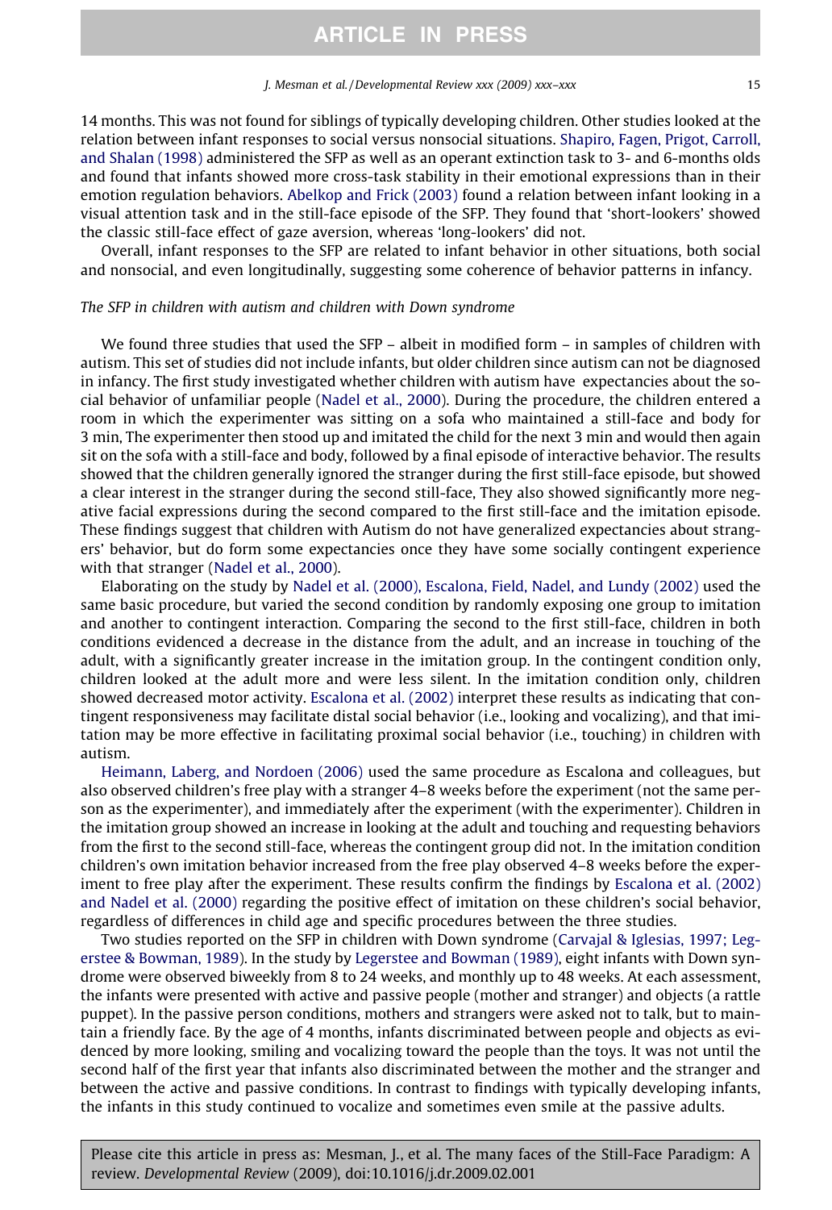14 months. This was not found for siblings of typically developing children. Other studies looked at the relation between infant responses to social versus nonsocial situations. Shapiro, Fagen, Prigot, Carroll, and Shalan (1998) administered the SFP as well as an operant extinction task to 3- and 6-months olds and found that infants showed more cross-task stability in their emotional expressions than in their emotion regulation behaviors. Abelkop and Frick (2003) found a relation between infant looking in a visual attention task and in the still-face episode of the SFP. They found that 'short-lookers' showed the classic still-face effect of gaze aversion, whereas 'long-lookers' did not.

Overall, infant responses to the SFP are related to infant behavior in other situations, both social and nonsocial, and even longitudinally, suggesting some coherence of behavior patterns in infancy.

*The SFP in children with autism and children with Down syndrome*

We found three studies that used the SFP – albeit in modified form – in samples of children with autism. This set of studies did not include infants, but older children since autism can not be diagnosed in infancy. The first study investigated whether children with autism have expectancies about the social behavior of unfamiliar people (Nadel et al., 2000). During the procedure, the children entered a room in which the experimenter was sitting on a sofa who maintained a still-face and body for 3 min, The experimenter then stood up and imitated the child for the next 3 min and would then again sit on the sofa with a still-face and body, followed by a final episode of interactive behavior. The results showed that the children generally ignored the stranger during the first still-face episode, but showed a clear interest in the stranger during the second still-face, They also showed significantly more negative facial expressions during the second compared to the first still-face and the imitation episode. These findings suggest that children with Autism do not have generalized expectancies about strangers' behavior, but do form some expectancies once they have some socially contingent experience with that stranger (Nadel et al., 2000).

Elaborating on the study by Nadel et al. (2000), Escalona, Field, Nadel, and Lundy (2002) used the same basic procedure, but varied the second condition by randomly exposing one group to imitation and another to contingent interaction. Comparing the second to the first still-face, children in both conditions evidenced a decrease in the distance from the adult, and an increase in touching of the adult, with a significantly greater increase in the imitation group. In the contingent condition only, children looked at the adult more and were less silent. In the imitation condition only, children showed decreased motor activity. Escalona et al. (2002) interpret these results as indicating that contingent responsiveness may facilitate distal social behavior (i.e., looking and vocalizing), and that imitation may be more effective in facilitating proximal social behavior (i.e., touching) in children with autism.

Heimann, Laberg, and Nordoen (2006) used the same procedure as Escalona and colleagues, but also observed children's free play with a stranger 4–8 weeks before the experiment (not the same person as the experimenter), and immediately after the experiment (with the experimenter). Children in the imitation group showed an increase in looking at the adult and touching and requesting behaviors from the first to the second still-face, whereas the contingent group did not. In the imitation condition children's own imitation behavior increased from the free play observed 4–8 weeks before the experiment to free play after the experiment. These results confirm the findings by Escalona et al. (2002) and Nadel et al. (2000) regarding the positive effect of imitation on these children's social behavior, regardless of differences in child age and specific procedures between the three studies.

Two studies reported on the SFP in children with Down syndrome (Carvajal & Iglesias, 1997; Legerstee & Bowman, 1989). In the study by Legerstee and Bowman (1989), eight infants with Down syndrome were observed biweekly from 8 to 24 weeks, and monthly up to 48 weeks. At each assessment, the infants were presented with active and passive people (mother and stranger) and objects (a rattle puppet). In the passive person conditions, mothers and strangers were asked not to talk, but to maintain a friendly face. By the age of 4 months, infants discriminated between people and objects as evidenced by more looking, smiling and vocalizing toward the people than the toys. It was not until the second half of the first year that infants also discriminated between the mother and the stranger and between the active and passive conditions. In contrast to findings with typically developing infants, the infants in this study continued to vocalize and sometimes even smile at the passive adults.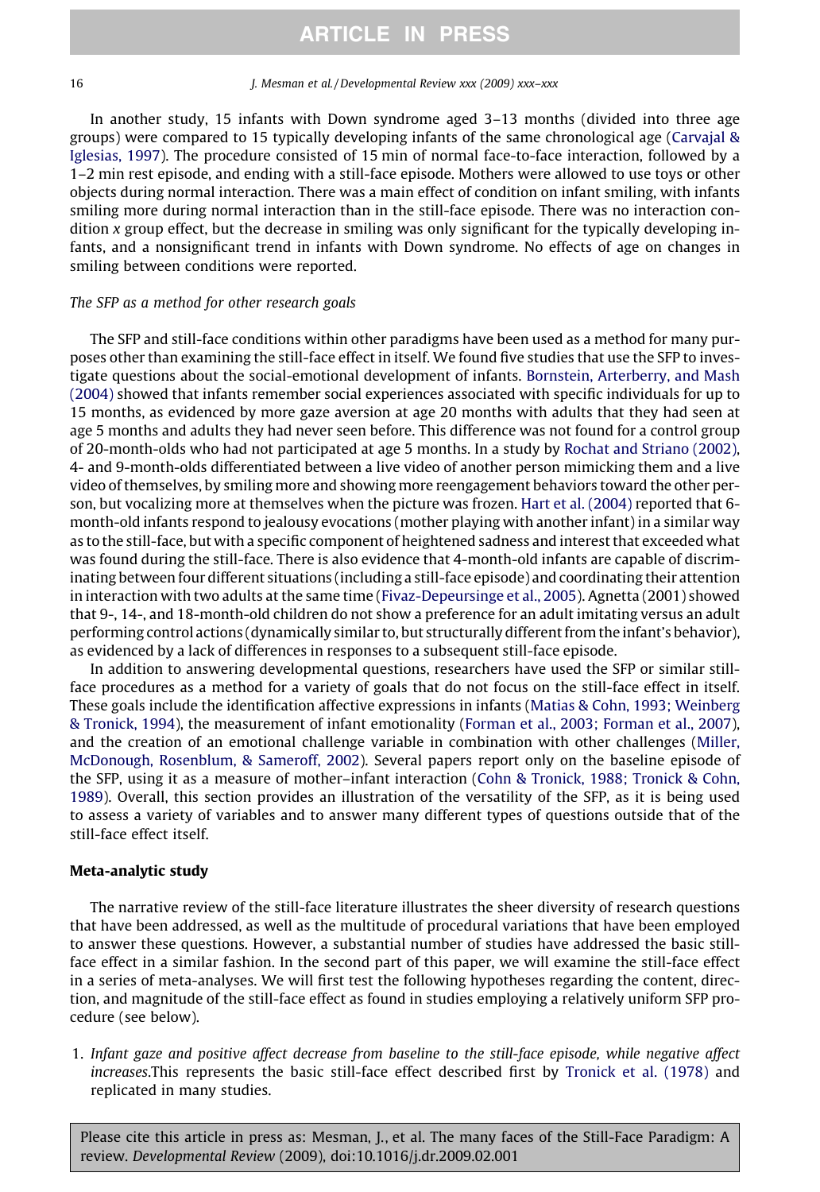In another study, 15 infants with Down syndrome aged 3–13 months (divided into three age groups) were compared to 15 typically developing infants of the same chronological age (Carvajal & Iglesias, 1997). The procedure consisted of 15 min of normal face-to-face interaction, followed by a 1–2 min rest episode, and ending with a still-face episode. Mothers were allowed to use toys or other objects during normal interaction. There was a main effect of condition on infant smiling, with infants smiling more during normal interaction than in the still-face episode. There was no interaction condition *x* group effect, but the decrease in smiling was only significant for the typically developing infants, and a nonsignificant trend in infants with Down syndrome. No effects of age on changes in smiling between conditions were reported.

*The SFP as a method for other research goals*

The SFP and still-face conditions within other paradigms have been used as a method for many purposes other than examining the still-face effect in itself. We found five studies that use the SFP to investigate questions about the social-emotional development of infants. Bornstein, Arterberry, and Mash (2004) showed that infants remember social experiences associated with specific individuals for up to 15 months, as evidenced by more gaze aversion at age 20 months with adults that they had seen at age 5 months and adults they had never seen before. This difference was not found for a control group of 20-month-olds who had not participated at age 5 months. In a study by Rochat and Striano (2002), 4- and 9-month-olds differentiated between a live video of another person mimicking them and a live video of themselves, by smiling more and showing more reengagement behaviors toward the other person, but vocalizing more at themselves when the picture was frozen. Hart et al. (2004) reported that 6-month-old infants respond to jealousy evocations (mother playing with another infant) in a similar way as to the still-face, but with a specific component of heightened sadness and interest that exceeded what was found during the still-face. There is also evidence that 4-month-old infants are capable of discriminating between four different situations (including a still-face episode) and coordinating their attention in interaction with two adults at the same time (Fivaz-Depeursinge et al., 2005). Agnetta (2001) showed that 9-, 14-, and 18-month-old children do not show a preference for an adult imitating versus an adult performing control actions (dynamically similar to, but structurally different from the infant's behavior), as evidenced by a lack of differences in responses to a subsequent still-face episode.

In addition to answering developmental questions, researchers have used the SFP or similar still-face procedures as a method for a variety of goals that do not focus on the still-face effect in itself. These goals include the identification affective expressions in infants (Matias & Cohn, 1993; Weinberg & Tronick, 1994), the measurement of infant emotionality (Forman et al., 2003; Forman et al., 2007), and the creation of an emotional challenge variable in combination with other challenges (Miller, McDonough, Rosenblum, & Sameroff, 2002). Several papers report only on the baseline episode of the SFP, using it as a measure of mother–infant interaction (Cohn & Tronick, 1988; Tronick & Cohn, 1989). Overall, this section provides an illustration of the versatility of the SFP, as it is being used to assess a variety of variables and to answer many different types of questions outside that of the still-face effect itself.

## Meta-analytic study

The narrative review of the still-face literature illustrates the sheer diversity of research questions that have been addressed, as well as the multitude of procedural variations that have been employed to answer these questions. However, a substantial number of studies have addressed the basic still-face effect in a similar fashion. In the second part of this paper, we will examine the still-face effect in a series of meta-analyses. We will first test the following hypotheses regarding the content, direction, and magnitude of the still-face effect as found in studies employing a relatively uniform SFP procedure (see below).

1. *Infant gaze and positive affect decrease from baseline to the still-face episode, while negative affect increases.*This represents the basic still-face effect described first by Tronick et al. (1978) and replicated in many studies.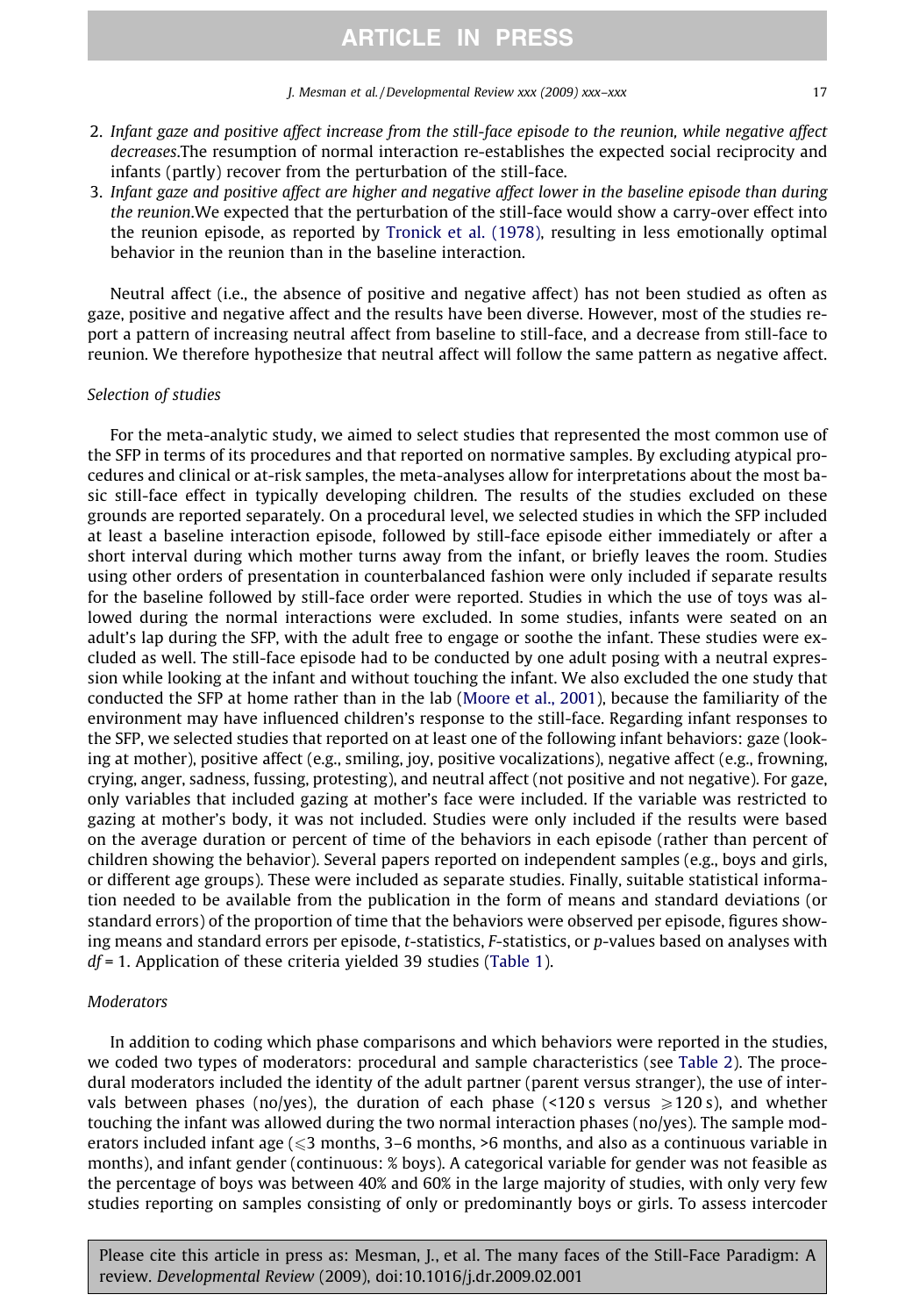2. *Infant gaze and positive affect increase from the still-face episode to the reunion, while negative affect decreases*.The resumption of normal interaction re-establishes the expected social reciprocity and infants (partly) recover from the perturbation of the still-face.
3. *Infant gaze and positive affect are higher and negative affect lower in the baseline episode than during the reunion*.We expected that the perturbation of the still-face would show a carry-over effect into the reunion episode, as reported by Tronick et al. (1978), resulting in less emotionally optimal behavior in the reunion than in the baseline interaction.

Neutral affect (i.e., the absence of positive and negative affect) has not been studied as often as gaze, positive and negative affect and the results have been diverse. However, most of the studies report a pattern of increasing neutral affect from baseline to still-face, and a decrease from still-face to reunion. We therefore hypothesize that neutral affect will follow the same pattern as negative affect.

### *Selection of studies*

For the meta-analytic study, we aimed to select studies that represented the most common use of the SFP in terms of its procedures and that reported on normative samples. By excluding atypical procedures and clinical or at-risk samples, the meta-analyses allow for interpretations about the most basic still-face effect in typically developing children. The results of the studies excluded on these grounds are reported separately. On a procedural level, we selected studies in which the SFP included at least a baseline interaction episode, followed by still-face episode either immediately or after a short interval during which mother turns away from the infant, or briefly leaves the room. Studies using other orders of presentation in counterbalanced fashion were only included if separate results for the baseline followed by still-face order were reported. Studies in which the use of toys was allowed during the normal interactions were excluded. In some studies, infants were seated on an adult's lap during the SFP, with the adult free to engage or soothe the infant. These studies were excluded as well. The still-face episode had to be conducted by one adult posing with a neutral expression while looking at the infant and without touching the infant. We also excluded the one study that conducted the SFP at home rather than in the lab (Moore et al., 2001), because the familiarity of the environment may have influenced children's response to the still-face. Regarding infant responses to the SFP, we selected studies that reported on at least one of the following infant behaviors: gaze (looking at mother), positive affect (e.g., smiling, joy, positive vocalizations), negative affect (e.g., frowning, crying, anger, sadness, fussing, protesting), and neutral affect (not positive and not negative). For gaze, only variables that included gazing at mother's face were included. If the variable was restricted to gazing at mother's body, it was not included. Studies were only included if the results were based on the average duration or percent of time of the behaviors in each episode (rather than percent of children showing the behavior). Several papers reported on independent samples (e.g., boys and girls, or different age groups). These were included as separate studies. Finally, suitable statistical information needed to be available from the publication in the form of means and standard deviations (or standard errors) of the proportion of time that the behaviors were observed per episode, figures showing means and standard errors per episode, *t*-statistics, *F*-statistics, or *p*-values based on analyses with $df = 1$. Application of these criteria yielded 39 studies (Table 1).

### *Moderators*

In addition to coding which phase comparisons and which behaviors were reported in the studies, we coded two types of moderators: procedural and sample characteristics (see Table 2). The procedural moderators included the identity of the adult partner (parent versus stranger), the use of intervals between phases (no/yes), the duration of each phase (<120 s versus $\geqslant$120 s), and whether touching the infant was allowed during the two normal interaction phases (no/yes). The sample moderators included infant age ($\leqslant$3 months, 3–6 months, >6 months, and also as a continuous variable in months), and infant gender (continuous: % boys). A categorical variable for gender was not feasible as the percentage of boys was between 40% and 60% in the large majority of studies, with only very few studies reporting on samples consisting of only or predominantly boys or girls. To assess intercoder

Please cite this article in press as: Mesman, J., et al. The many faces of the Still-Face Paradigm: A review. *Developmental Review* (2009), doi:10.1016/j.dr.2009.02.001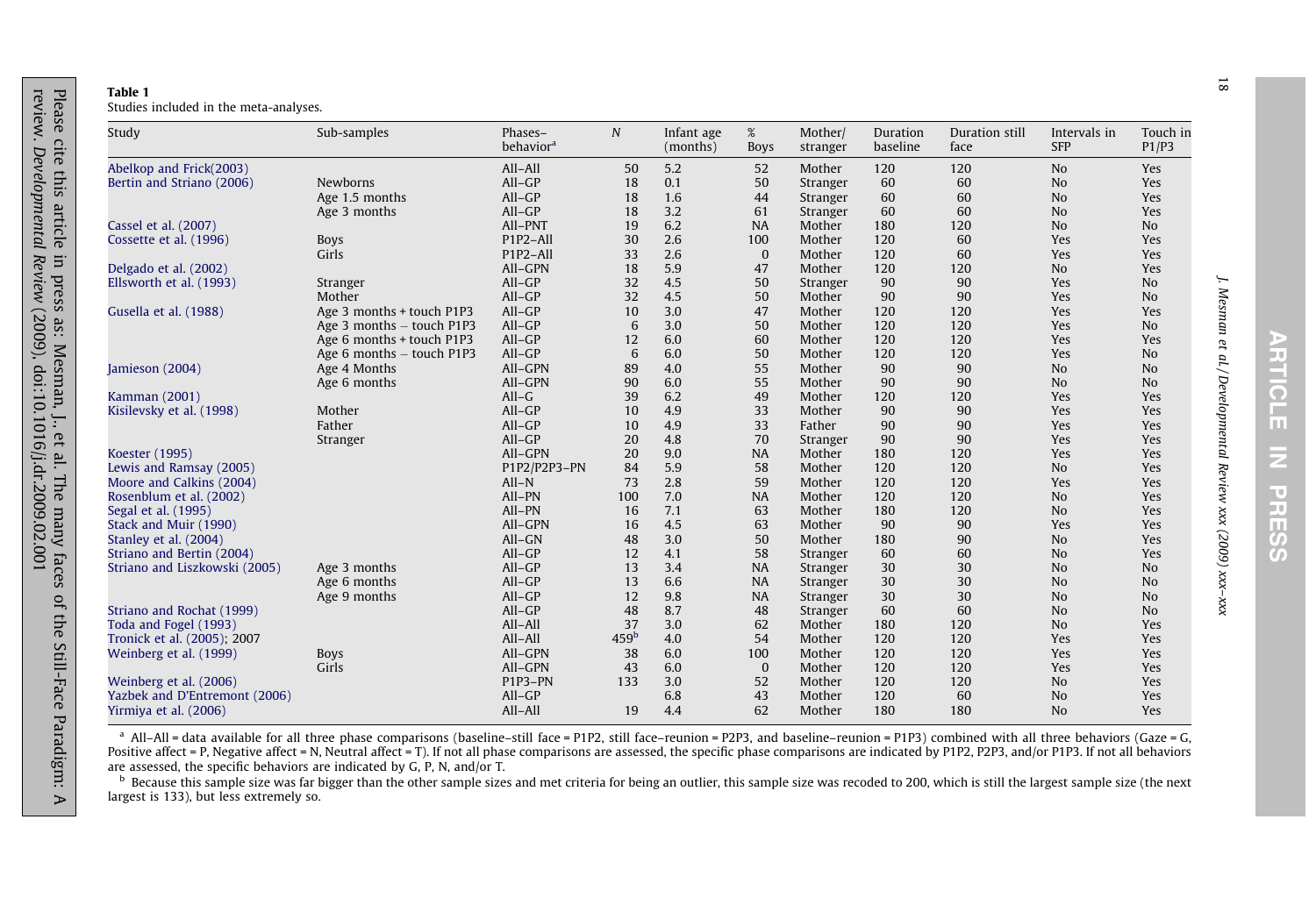**Table 1**
Studies included in the meta-analyses.

| Study | Sub-samples | Phases–behavior[a] | N | Infant age (months) | % Boys | Mother/stranger | Duration baseline | Duration still face | Intervals in SFP | Touch in P1/P3 |
|---|---|---|---|---|---|---|---|---|---|---|
| Abelkop and Frick(2003) | | All–All | 50 | 5.2 | 52 | Mother | 120 | 120 | No | Yes |
| Bertin and Striano (2006) | Newborns | All–GP | 18 | 0.1 | 50 | Stranger | 60 | 60 | No | Yes |
| | Age 1.5 months | All–GP | 18 | 1.6 | 44 | Stranger | 60 | 60 | No | Yes |
| | Age 3 months | All–GP | 18 | 3.2 | 61 | Stranger | 60 | 60 | No | Yes |
| Cassel et al. (2007) | | All–PNT | 19 | 6.2 | NA | Mother | 180 | 120 | No | No |
| Cossette et al. (1996) | Boys | P1P2–All | 30 | 2.6 | 100 | Mother | 120 | 60 | Yes | Yes |
| | Girls | P1P2–All | 33 | 2.6 | 0 | Mother | 120 | 60 | Yes | Yes |
| Delgado et al. (2002) | | All–GPN | 18 | 5.9 | 47 | Mother | 120 | 120 | No | Yes |
| Ellsworth et al. (1993) | Stranger | All–GP | 32 | 4.5 | 50 | Stranger | 90 | 90 | Yes | No |
| | Mother | All–GP | 32 | 4.5 | 50 | Mother | 90 | 90 | Yes | No |
| Gusella et al. (1988) | Age 3 months + touch P1P3 | All–GP | 10 | 3.0 | 47 | Mother | 120 | 120 | Yes | Yes |
| | Age 3 months − touch P1P3 | All–GP | 6 | 3.0 | 50 | Mother | 120 | 120 | Yes | No |
| | Age 6 months + touch P1P3 | All–GP | 12 | 6.0 | 60 | Mother | 120 | 120 | Yes | Yes |
| | Age 6 months − touch P1P3 | All–GP | 6 | 6.0 | 50 | Mother | 120 | 120 | Yes | No |
| Jamieson (2004) | Age 4 Months | All–GPN | 89 | 4.0 | 55 | Mother | 90 | 90 | No | No |
| | Age 6 months | All–GPN | 90 | 6.0 | 55 | Mother | 90 | 90 | No | No |
| Kamman (2001) | | All–G | 39 | 6.2 | 49 | Mother | 120 | 120 | Yes | Yes |
| Kisilevsky et al. (1998) | Mother | All–GP | 10 | 4.9 | 33 | Mother | 90 | 90 | Yes | Yes |
| | Father | All–GP | 10 | 4.9 | 33 | Father | 90 | 90 | Yes | Yes |
| | Stranger | All–GP | 20 | 4.8 | 70 | Stranger | 90 | 90 | Yes | Yes |
| Koester (1995) | | All–GPN | 20 | 9.0 | NA | Mother | 180 | 120 | Yes | Yes |
| Lewis and Ramsay (2005) | | P1P2/P2P3–PN | 84 | 5.9 | 58 | Mother | 120 | 120 | No | Yes |
| Moore and Calkins (2004) | | All–N | 73 | 2.8 | 59 | Mother | 120 | 120 | Yes | Yes |
| Rosenblum et al. (2002) | | All–PN | 100 | 7.0 | NA | Mother | 120 | 120 | No | Yes |
| Segal et al. (1995) | | All–PN | 16 | 7.1 | 63 | Mother | 180 | 120 | No | Yes |
| Stack and Muir (1990) | | All–GPN | 16 | 4.5 | 63 | Mother | 90 | 90 | Yes | Yes |
| Stanley et al. (2004) | | All–GN | 48 | 3.0 | 50 | Mother | 180 | 90 | No | Yes |
| Striano and Bertin (2004) | | All–GP | 12 | 4.1 | 58 | Stranger | 60 | 60 | No | Yes |
| Striano and Liszkowski (2005) | Age 3 months | All–GP | 13 | 3.4 | NA | Stranger | 30 | 30 | No | No |
| | Age 6 months | All–GP | 13 | 6.6 | NA | Stranger | 30 | 30 | No | No |
| | Age 9 months | All–GP | 12 | 9.8 | NA | Stranger | 30 | 30 | No | No |
| Striano and Rochat (1999) | | All–GP | 48 | 8.7 | 48 | Stranger | 60 | 60 | No | No |
| Toda and Fogel (1993) | | All–All | 37 | 3.0 | 62 | Mother | 180 | 120 | No | Yes |
| Tronick et al. (2005); 2007 | | All–All | 459[b] | 4.0 | 54 | Mother | 120 | 120 | Yes | Yes |
| Weinberg et al. (1999) | Boys | All–GPN | 38 | 6.0 | 100 | Mother | 120 | 120 | Yes | Yes |
| | Girls | All–GPN | 43 | 6.0 | 0 | Mother | 120 | 120 | Yes | Yes |
| Weinberg et al. (2006) | | P1P3–PN | 133 | 3.0 | 52 | Mother | 120 | 120 | No | Yes |
| Yazbek and D'Entremont (2006) | | All–GP | | 6.8 | 43 | Mother | 120 | 60 | No | Yes |
| Yirmiya et al. (2006) | | All–All | 19 | 4.4 | 62 | Mother | 180 | 180 | No | Yes |

[a] All–All = data available for all three phase comparisons (baseline–still face = P1P2, still face–reunion = P2P3, and baseline–reunion = P1P3) combined with all three behaviors (Gaze = G, Positive affect = P, Negative affect = N, Neutral affect = T). If not all phase comparisons are assessed, the specific phase comparisons are indicated by P1P2, P2P3, and/or P1P3. If not all behaviors are assessed, the specific behaviors are indicated by G, P, N, and/or T.

[b] Because this sample size was far bigger than the other sample sizes and met criteria for being an outlier, this sample size was recoded to 200, which is still the largest sample size (the next largest is 133), but less extremely so.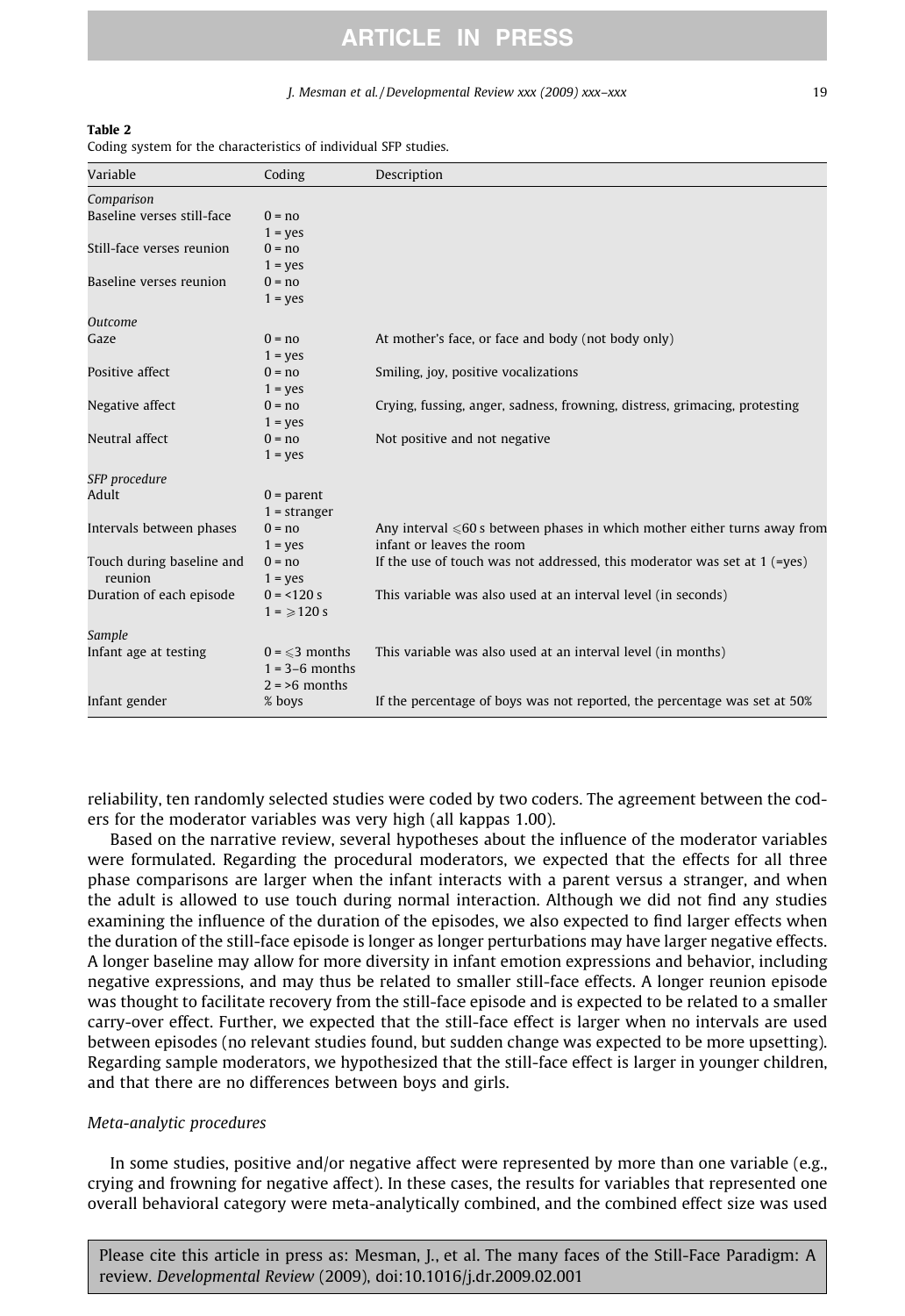**Table 2**
Coding system for the characteristics of individual SFP studies.

| Variable | Coding | Description |
|---|---|---|
| *Comparison* | | |
| Baseline verses still-face | 0 = no<br>1 = yes | |
| Still-face verses reunion | 0 = no<br>1 = yes | |
| Baseline verses reunion | 0 = no<br>1 = yes | |
| *Outcome* | | |
| Gaze | 0 = no<br>1 = yes | At mother's face, or face and body (not body only) |
| Positive affect | 0 = no<br>1 = yes | Smiling, joy, positive vocalizations |
| Negative affect | 0 = no<br>1 = yes | Crying, fussing, anger, sadness, frowning, distress, grimacing, protesting |
| Neutral affect | 0 = no<br>1 = yes | Not positive and not negative |
| *SFP procedure* | | |
| Adult | 0 = parent<br>1 = stranger | |
| Intervals between phases | 0 = no<br>1 = yes | Any interval ⩽60 s between phases in which mother either turns away from infant or leaves the room |
| Touch during baseline and reunion | 0 = no<br>1 = yes | If the use of touch was not addressed, this moderator was set at 1 (=yes) |
| Duration of each episode | 0 = <120 s<br>1 = ⩾120 s | This variable was also used at an interval level (in seconds) |
| *Sample* | | |
| Infant age at testing | 0 = ⩽3 months<br>1 = 3–6 months<br>2 = >6 months | This variable was also used at an interval level (in months) |
| Infant gender | % boys | If the percentage of boys was not reported, the percentage was set at 50% |

reliability, ten randomly selected studies were coded by two coders. The agreement between the coders for the moderator variables was very high (all kappas 1.00).

Based on the narrative review, several hypotheses about the influence of the moderator variables were formulated. Regarding the procedural moderators, we expected that the effects for all three phase comparisons are larger when the infant interacts with a parent versus a stranger, and when the adult is allowed to use touch during normal interaction. Although we did not find any studies examining the influence of the duration of the episodes, we also expected to find larger effects when the duration of the still-face episode is longer as longer perturbations may have larger negative effects. A longer baseline may allow for more diversity in infant emotion expressions and behavior, including negative expressions, and may thus be related to smaller still-face effects. A longer reunion episode was thought to facilitate recovery from the still-face episode and is expected to be related to a smaller carry-over effect. Further, we expected that the still-face effect is larger when no intervals are used between episodes (no relevant studies found, but sudden change was expected to be more upsetting). Regarding sample moderators, we hypothesized that the still-face effect is larger in younger children, and that there are no differences between boys and girls.

### Meta-analytic procedures

In some studies, positive and/or negative affect were represented by more than one variable (e.g., crying and frowning for negative affect). In these cases, the results for variables that represented one overall behavioral category were meta-analytically combined, and the combined effect size was used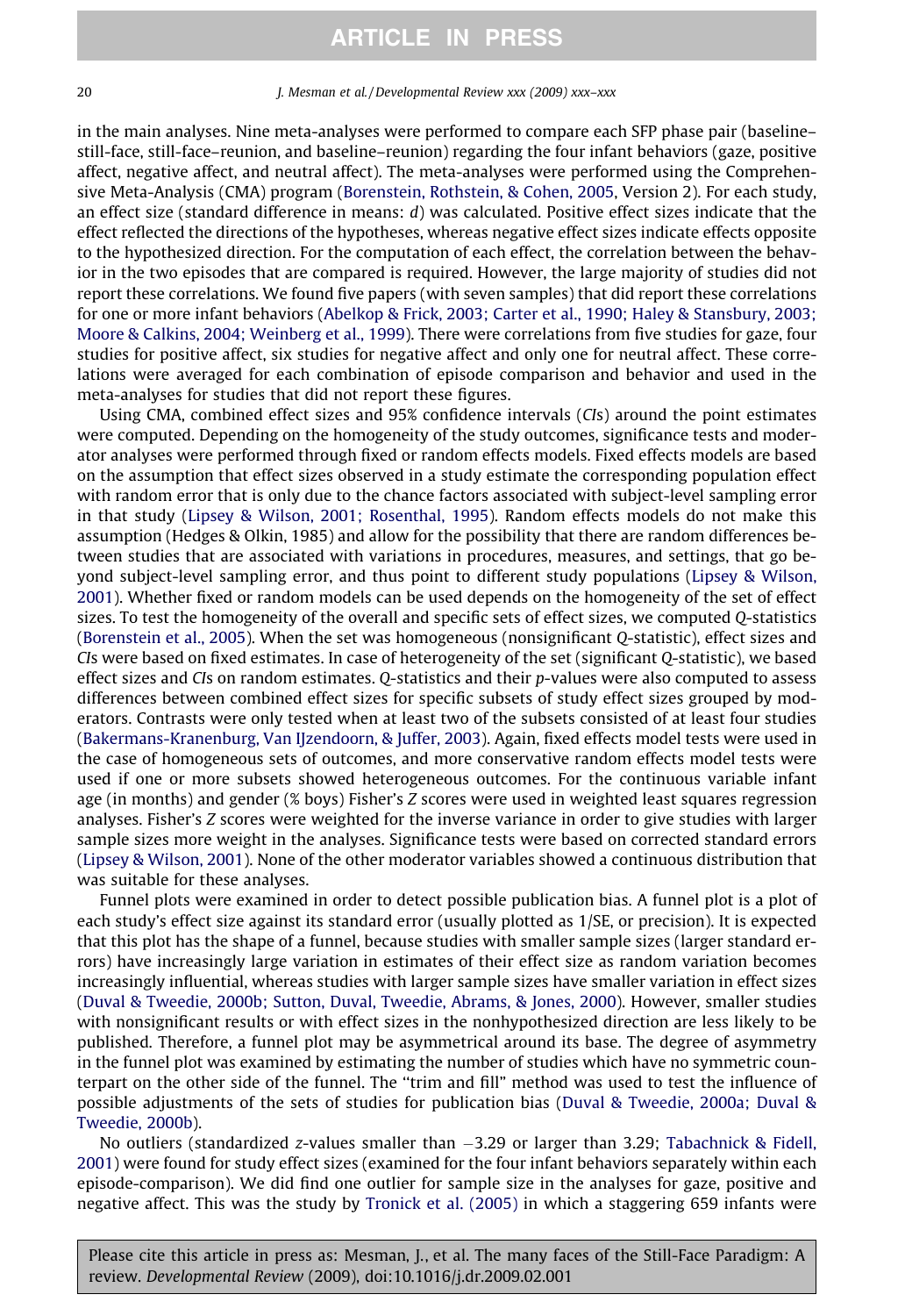in the main analyses. Nine meta-analyses were performed to compare each SFP phase pair (baseline–still-face, still-face–reunion, and baseline–reunion) regarding the four infant behaviors (gaze, positive affect, negative affect, and neutral affect). The meta-analyses were performed using the Comprehensive Meta-Analysis (CMA) program (Borenstein, Rothstein, & Cohen, 2005, Version 2). For each study, an effect size (standard difference in means: *d*) was calculated. Positive effect sizes indicate that the effect reflected the directions of the hypotheses, whereas negative effect sizes indicate effects opposite to the hypothesized direction. For the computation of each effect, the correlation between the behavior in the two episodes that are compared is required. However, the large majority of studies did not report these correlations. We found five papers (with seven samples) that did report these correlations for one or more infant behaviors (Abelkop & Frick, 2003; Carter et al., 1990; Haley & Stansbury, 2003; Moore & Calkins, 2004; Weinberg et al., 1999). There were correlations from five studies for gaze, four studies for positive affect, six studies for negative affect and only one for neutral affect. These correlations were averaged for each combination of episode comparison and behavior and used in the meta-analyses for studies that did not report these figures.

Using CMA, combined effect sizes and 95% confidence intervals (*CI*s) around the point estimates were computed. Depending on the homogeneity of the study outcomes, significance tests and moderator analyses were performed through fixed or random effects models. Fixed effects models are based on the assumption that effect sizes observed in a study estimate the corresponding population effect with random error that is only due to the chance factors associated with subject-level sampling error in that study (Lipsey & Wilson, 2001; Rosenthal, 1995). Random effects models do not make this assumption (Hedges & Olkin, 1985) and allow for the possibility that there are random differences between studies that are associated with variations in procedures, measures, and settings, that go beyond subject-level sampling error, and thus point to different study populations (Lipsey & Wilson, 2001). Whether fixed or random models can be used depends on the homogeneity of the set of effect sizes. To test the homogeneity of the overall and specific sets of effect sizes, we computed *Q*-statistics (Borenstein et al., 2005). When the set was homogeneous (nonsignificant *Q*-statistic), effect sizes and *CI*s were based on fixed estimates. In case of heterogeneity of the set (significant *Q*-statistic), we based effect sizes and *CI*s on random estimates. *Q*-statistics and their *p*-values were also computed to assess differences between combined effect sizes for specific subsets of study effect sizes grouped by moderators. Contrasts were only tested when at least two of the subsets consisted of at least four studies (Bakermans-Kranenburg, Van IJzendoorn, & Juffer, 2003). Again, fixed effects model tests were used in the case of homogeneous sets of outcomes, and more conservative random effects model tests were used if one or more subsets showed heterogeneous outcomes. For the continuous variable infant age (in months) and gender (% boys) Fisher's *Z* scores were used in weighted least squares regression analyses. Fisher's *Z* scores were weighted for the inverse variance in order to give studies with larger sample sizes more weight in the analyses. Significance tests were based on corrected standard errors (Lipsey & Wilson, 2001). None of the other moderator variables showed a continuous distribution that was suitable for these analyses.

Funnel plots were examined in order to detect possible publication bias. A funnel plot is a plot of each study's effect size against its standard error (usually plotted as 1/SE, or precision). It is expected that this plot has the shape of a funnel, because studies with smaller sample sizes (larger standard errors) have increasingly large variation in estimates of their effect size as random variation becomes increasingly influential, whereas studies with larger sample sizes have smaller variation in effect sizes (Duval & Tweedie, 2000b; Sutton, Duval, Tweedie, Abrams, & Jones, 2000). However, smaller studies with nonsignificant results or with effect sizes in the nonhypothesized direction are less likely to be published. Therefore, a funnel plot may be asymmetrical around its base. The degree of asymmetry in the funnel plot was examined by estimating the number of studies which have no symmetric counterpart on the other side of the funnel. The "trim and fill" method was used to test the influence of possible adjustments of the sets of studies for publication bias (Duval & Tweedie, 2000a; Duval & Tweedie, 2000b).

No outliers (standardized *z*-values smaller than $-3.29$ or larger than 3.29; Tabachnick & Fidell, 2001) were found for study effect sizes (examined for the four infant behaviors separately within each episode-comparison). We did find one outlier for sample size in the analyses for gaze, positive and negative affect. This was the study by Tronick et al. (2005) in which a staggering 659 infants were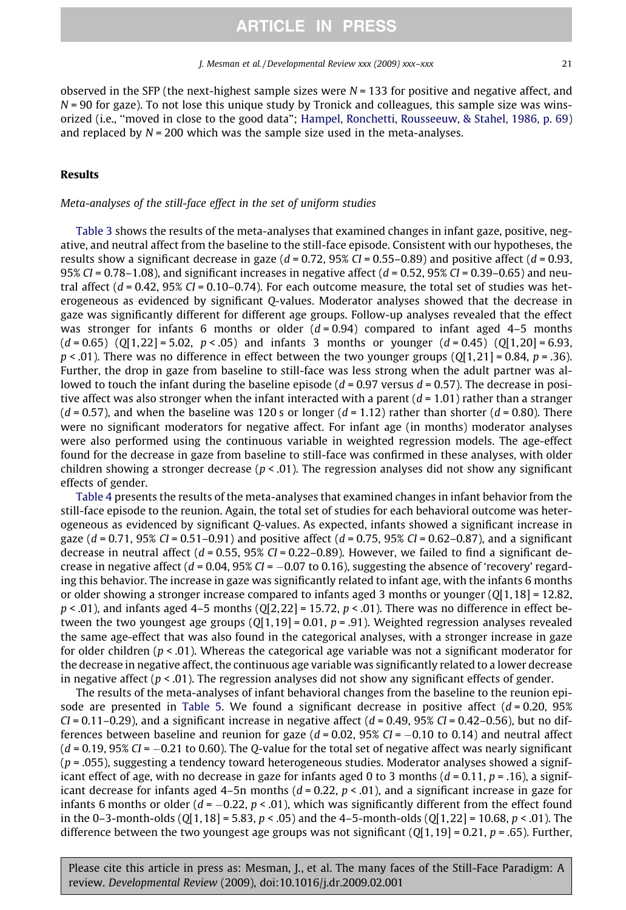observed in the SFP (the next-highest sample sizes were $N = 133$ for positive and negative affect, and $N = 90$ for gaze). To not lose this unique study by Tronick and colleagues, this sample size was winsorized (i.e., "moved in close to the good data"; Hampel, Ronchetti, Rousseeuw, & Stahel, 1986, p. 69) and replaced by $N = 200$ which was the sample size used in the meta-analyses.

## Results

### *Meta-analyses of the still-face effect in the set of uniform studies*

Table 3 shows the results of the meta-analyses that examined changes in infant gaze, positive, negative, and neutral affect from the baseline to the still-face episode. Consistent with our hypotheses, the results show a significant decrease in gaze ($d = 0.72$, 95% $CI = 0.55$–$0.89$) and positive affect ($d = 0.93$, 95% $CI = 0.78$–$1.08$), and significant increases in negative affect ($d = 0.52$, 95% $CI = 0.39$–$0.65$) and neutral affect ($d = 0.42$, 95% $CI = 0.10$–$0.74$). For each outcome measure, the total set of studies was heterogeneous as evidenced by significant $Q$-values. Moderator analyses showed that the decrease in gaze was significantly different for different age groups. Follow-up analyses revealed that the effect was stronger for infants 6 months or older ($d = 0.94$) compared to infant aged 4–5 months ($d = 0.65$) ($Q[1,22] = 5.02$, $p < .05$) and infants 3 months or younger ($d = 0.45$) ($Q[1,20] = 6.93$, $p < .01$). There was no difference in effect between the two younger groups ($Q[1,21] = 0.84$, $p = .36$). Further, the drop in gaze from baseline to still-face was less strong when the adult partner was allowed to touch the infant during the baseline episode ($d = 0.97$ versus $d = 0.57$). The decrease in positive affect was also stronger when the infant interacted with a parent ($d = 1.01$) rather than a stranger ($d = 0.57$), and when the baseline was 120 s or longer ($d = 1.12$) rather than shorter ($d = 0.80$). There were no significant moderators for negative affect. For infant age (in months) moderator analyses were also performed using the continuous variable in weighted regression models. The age-effect found for the decrease in gaze from baseline to still-face was confirmed in these analyses, with older children showing a stronger decrease ($p < .01$). The regression analyses did not show any significant effects of gender.

Table 4 presents the results of the meta-analyses that examined changes in infant behavior from the still-face episode to the reunion. Again, the total set of studies for each behavioral outcome was heterogeneous as evidenced by significant $Q$-values. As expected, infants showed a significant increase in gaze ($d = 0.71$, 95% $CI = 0.51$–$0.91$) and positive affect ($d = 0.75$, 95% $CI = 0.62$–$0.87$), and a significant decrease in neutral affect ($d = 0.55$, 95% $CI = 0.22$–$0.89$). However, we failed to find a significant decrease in negative affect ($d = 0.04$, 95% $CI = -0.07$ to $0.16$), suggesting the absence of 'recovery' regarding this behavior. The increase in gaze was significantly related to infant age, with the infants 6 months or older showing a stronger increase compared to infants aged 3 months or younger ($Q[1,18] = 12.82$, $p < .01$), and infants aged 4–5 months ($Q[2,22] = 15.72$, $p < .01$). There was no difference in effect between the two youngest age groups ($Q[1,19] = 0.01$, $p = .91$). Weighted regression analyses revealed the same age-effect that was also found in the categorical analyses, with a stronger increase in gaze for older children ($p < .01$). Whereas the categorical age variable was not a significant moderator for the decrease in negative affect, the continuous age variable was significantly related to a lower decrease in negative affect ($p < .01$). The regression analyses did not show any significant effects of gender.

The results of the meta-analyses of infant behavioral changes from the baseline to the reunion episode are presented in Table 5. We found a significant decrease in positive affect ($d = 0.20$, 95% $CI = 0.11$–$0.29$), and a significant increase in negative affect ($d = 0.49$, 95% $CI = 0.42$–$0.56$), but no differences between baseline and reunion for gaze ($d = 0.02$, 95% $CI = -0.10$ to $0.14$) and neutral affect ($d = 0.19$, 95% $CI = -0.21$ to $0.60$). The $Q$-value for the total set of negative affect was nearly significant ($p = .055$), suggesting a tendency toward heterogeneous studies. Moderator analyses showed a significant effect of age, with no decrease in gaze for infants aged 0 to 3 months ($d = 0.11$, $p = .16$), a significant decrease for infants aged 4–5n months ($d = 0.22$, $p < .01$), and a significant increase in gaze for infants 6 months or older ($d = -0.22$, $p < .01$), which was significantly different from the effect found in the 0–3-month-olds ($Q[1,18] = 5.83$, $p < .05$) and the 4–5-month-olds ($Q[1,22] = 10.68$, $p < .01$). The difference between the two youngest age groups was not significant ($Q[1,19] = 0.21$, $p = .65$). Further,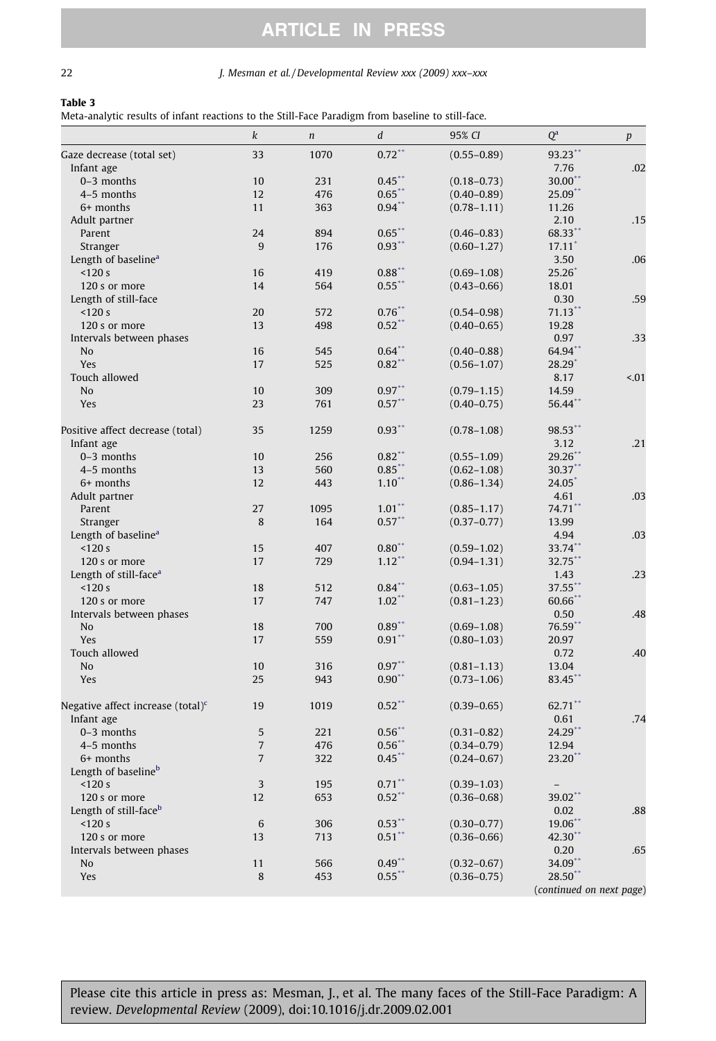**Table 3**
Meta-analytic results of infant reactions to the Still-Face Paradigm from baseline to still-face.

| | *k* | *n* | *d* | 95% *CI* | $Q^a$ | *p* |
|---|---|---|---|---|---|---|
| Gaze decrease (total set) | 33 | 1070 | 0.72** | (0.55–0.89) | 93.23** | |
| Infant age | | | | | 7.76 | .02 |
| 0–3 months | 10 | 231 | 0.45** | (0.18–0.73) | 30.00** | |
| 4–5 months | 12 | 476 | 0.65** | (0.40–0.89) | 25.09** | |
| 6+ months | 11 | 363 | 0.94** | (0.78–1.11) | 11.26 | |
| Adult partner | | | | | 2.10 | .15 |
| Parent | 24 | 894 | 0.65** | (0.46–0.83) | 68.33** | |
| Stranger | 9 | 176 | 0.93** | (0.60–1.27) | 17.11* | |
| Length of baseline[a] | | | | | 3.50 | .06 |
| <120 s | 16 | 419 | 0.88** | (0.69–1.08) | 25.26* | |
| 120 s or more | 14 | 564 | 0.55** | (0.43–0.66) | 18.01 | |
| Length of still-face | | | | | 0.30 | .59 |
| <120 s | 20 | 572 | 0.76** | (0.54–0.98) | 71.13** | |
| 120 s or more | 13 | 498 | 0.52** | (0.40–0.65) | 19.28 | |
| Intervals between phases | | | | | 0.97 | .33 |
| No | 16 | 545 | 0.64** | (0.40–0.88) | 64.94** | |
| Yes | 17 | 525 | 0.82** | (0.56–1.07) | 28.29* | |
| Touch allowed | | | | | 8.17 | <.01 |
| No | 10 | 309 | 0.97** | (0.79–1.15) | 14.59 | |
| Yes | 23 | 761 | 0.57** | (0.40–0.75) | 56.44** | |
| Positive affect decrease (total) | 35 | 1259 | 0.93** | (0.78–1.08) | 98.53** | |
| Infant age | | | | | 3.12 | .21 |
| 0–3 months | 10 | 256 | 0.82** | (0.55–1.09) | 29.26** | |
| 4–5 months | 13 | 560 | 0.85** | (0.62–1.08) | 30.37** | |
| 6+ months | 12 | 443 | 1.10** | (0.86–1.34) | 24.05* | |
| Adult partner | | | | | 4.61 | .03 |
| Parent | 27 | 1095 | 1.01** | (0.85–1.17) | 74.71** | |
| Stranger | 8 | 164 | 0.57** | (0.37–0.77) | 13.99 | |
| Length of baseline[a] | | | | | 4.94 | .03 |
| <120 s | 15 | 407 | 0.80** | (0.59–1.02) | 33.74** | |
| 120 s or more | 17 | 729 | 1.12** | (0.94–1.31) | 32.75** | |
| Length of still-face[a] | | | | | 1.43 | .23 |
| <120 s | 18 | 512 | 0.84** | (0.63–1.05) | 37.55** | |
| 120 s or more | 17 | 747 | 1.02** | (0.81–1.23) | 60.66** | |
| Intervals between phases | | | | | 0.50 | .48 |
| No | 18 | 700 | 0.89** | (0.69–1.08) | 76.59** | |
| Yes | 17 | 559 | 0.91** | (0.80–1.03) | 20.97 | |
| Touch allowed | | | | | 0.72 | .40 |
| No | 10 | 316 | 0.97** | (0.81–1.13) | 13.04 | |
| Yes | 25 | 943 | 0.90** | (0.73–1.06) | 83.45** | |
| Negative affect increase (total)[c] | 19 | 1019 | 0.52** | (0.39–0.65) | 62.71** | |
| Infant age | | | | | 0.61 | .74 |
| 0–3 months | 5 | 221 | 0.56** | (0.31–0.82) | 24.29** | |
| 4–5 months | 7 | 476 | 0.56** | (0.34–0.79) | 12.94 | |
| 6+ months | 7 | 322 | 0.45** | (0.24–0.67) | 23.20** | |
| Length of baseline[b] | | | | | | |
| <120 s | 3 | 195 | 0.71** | (0.39–1.03) | – | |
| 120 s or more | 12 | 653 | 0.52** | (0.36–0.68) | 39.02** | |
| Length of still-face[b] | | | | | 0.02 | .88 |
| <120 s | 6 | 306 | 0.53** | (0.30–0.77) | 19.06** | |
| 120 s or more | 13 | 713 | 0.51** | (0.36–0.66) | 42.30** | |
| Intervals between phases | | | | | 0.20 | .65 |
| No | 11 | 566 | 0.49** | (0.32–0.67) | 34.09** | |
| Yes | 8 | 453 | 0.55** | (0.36–0.75) | 28.50** | |

*(continued on next page)*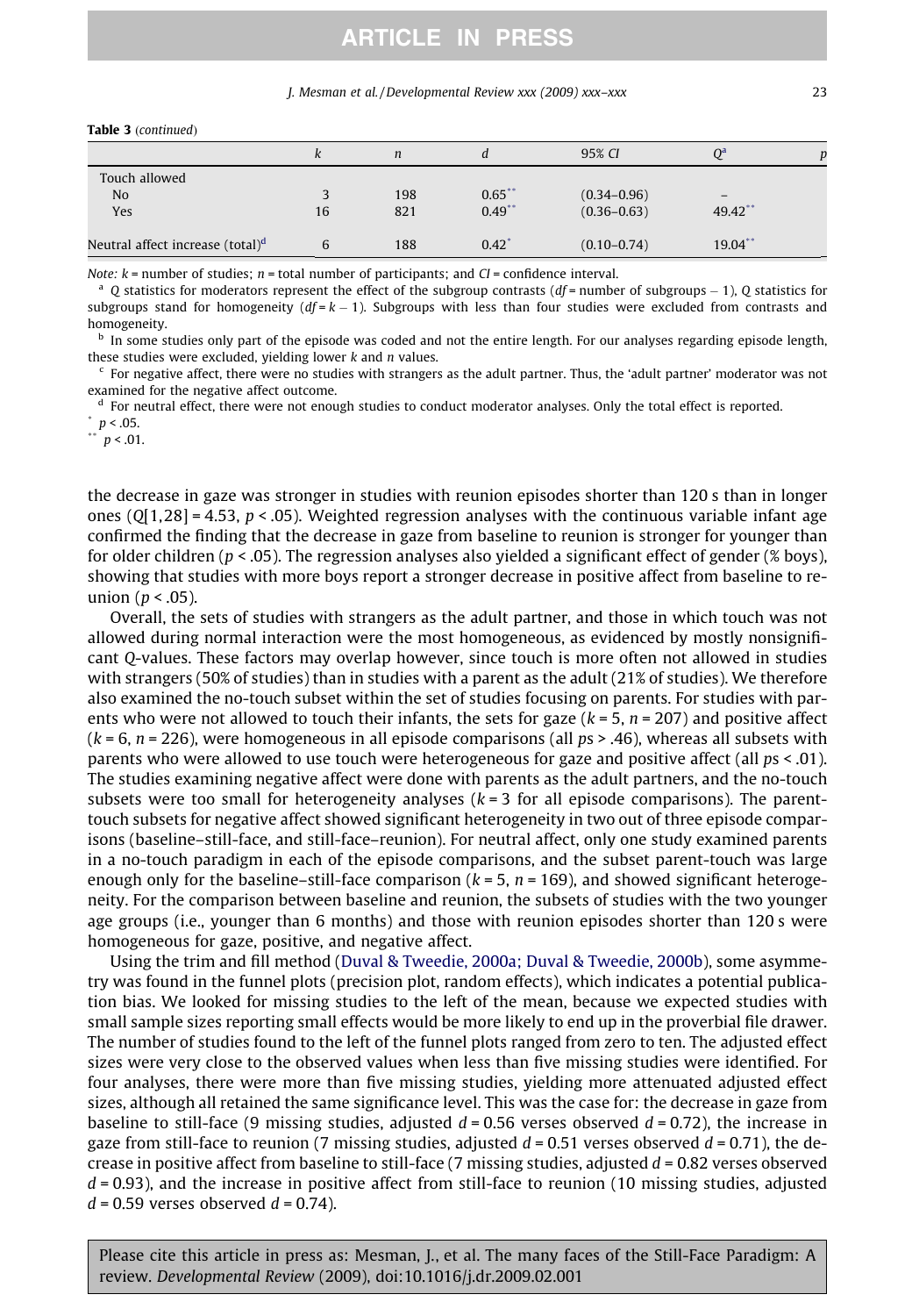**Table 3** (*continued*)

| | $k$ | $n$ | $d$ | 95% CI | $Q$[a] | $p$ |
|---|---|---|---|---|---|---|
| Touch allowed | | | | | | |
| No | 3 | 198 | $0.65^{**}$ | (0.34–0.96) | – | |
| Yes | 16 | 821 | $0.49^{**}$ | (0.36–0.63) | $49.42^{**}$ | |
| Neutral affect increase (total)[d] | 6 | 188 | $0.42^{*}$ | (0.10–0.74) | $19.04^{**}$ | |

*Note:* $k$ = number of studies; $n$ = total number of participants; and *CI* = confidence interval.

[a] $Q$ statistics for moderators represent the effect of the subgroup contrasts ($df$ = number of subgroups − 1), $Q$ statistics for subgroups stand for homogeneity ($df = k - 1$). Subgroups with less than four studies were excluded from contrasts and homogeneity.

[b] In some studies only part of the episode was coded and not the entire length. For our analyses regarding episode length, these studies were excluded, yielding lower $k$ and $n$ values.

[c] For negative affect, there were no studies with strangers as the adult partner. Thus, the 'adult partner' moderator was not examined for the negative affect outcome.

[d] For neutral effect, there were not enough studies to conduct moderator analyses. Only the total effect is reported.

\* $p < .05$.

\*\* $p < .01$.

the decrease in gaze was stronger in studies with reunion episodes shorter than 120 s than in longer ones ($Q[1,28] = 4.53$, $p < .05$). Weighted regression analyses with the continuous variable infant age confirmed the finding that the decrease in gaze from baseline to reunion is stronger for younger than for older children ($p < .05$). The regression analyses also yielded a significant effect of gender (% boys), showing that studies with more boys report a stronger decrease in positive affect from baseline to reunion ($p < .05$).

Overall, the sets of studies with strangers as the adult partner, and those in which touch was not allowed during normal interaction were the most homogeneous, as evidenced by mostly nonsignificant $Q$-values. These factors may overlap however, since touch is more often not allowed in studies with strangers (50% of studies) than in studies with a parent as the adult (21% of studies). We therefore also examined the no-touch subset within the set of studies focusing on parents. For studies with parents who were not allowed to touch their infants, the sets for gaze ($k = 5$, $n = 207$) and positive affect ($k = 6$, $n = 226$), were homogeneous in all episode comparisons (all $p$s > .46), whereas all subsets with parents who were allowed to use touch were heterogeneous for gaze and positive affect (all $p$s < .01). The studies examining negative affect were done with parents as the adult partners, and the no-touch subsets were too small for heterogeneity analyses ($k = 3$ for all episode comparisons). The parent-touch subsets for negative affect showed significant heterogeneity in two out of three episode comparisons (baseline–still-face, and still-face–reunion). For neutral affect, only one study examined parents in a no-touch paradigm in each of the episode comparisons, and the subset parent-touch was large enough only for the baseline–still-face comparison ($k = 5$, $n = 169$), and showed significant heterogeneity. For the comparison between baseline and reunion, the subsets of studies with the two younger age groups (i.e., younger than 6 months) and those with reunion episodes shorter than 120 s were homogeneous for gaze, positive, and negative affect.

Using the trim and fill method (Duval & Tweedie, 2000a; Duval & Tweedie, 2000b), some asymmetry was found in the funnel plots (precision plot, random effects), which indicates a potential publication bias. We looked for missing studies to the left of the mean, because we expected studies with small sample sizes reporting small effects would be more likely to end up in the proverbial file drawer. The number of studies found to the left of the funnel plots ranged from zero to ten. The adjusted effect sizes were very close to the observed values when less than five missing studies were identified. For four analyses, there were more than five missing studies, yielding more attenuated adjusted effect sizes, although all retained the same significance level. This was the case for: the decrease in gaze from baseline to still-face (9 missing studies, adjusted $d = 0.56$ verses observed $d = 0.72$), the increase in gaze from still-face to reunion (7 missing studies, adjusted $d = 0.51$ verses observed $d = 0.71$), the decrease in positive affect from baseline to still-face (7 missing studies, adjusted $d = 0.82$ verses observed $d = 0.93$), and the increase in positive affect from still-face to reunion (10 missing studies, adjusted $d = 0.59$ verses observed $d = 0.74$).

Please cite this article in press as: Mesman, J., et al. The many faces of the Still-Face Paradigm: A review. *Developmental Review* (2009), doi:10.1016/j.dr.2009.02.001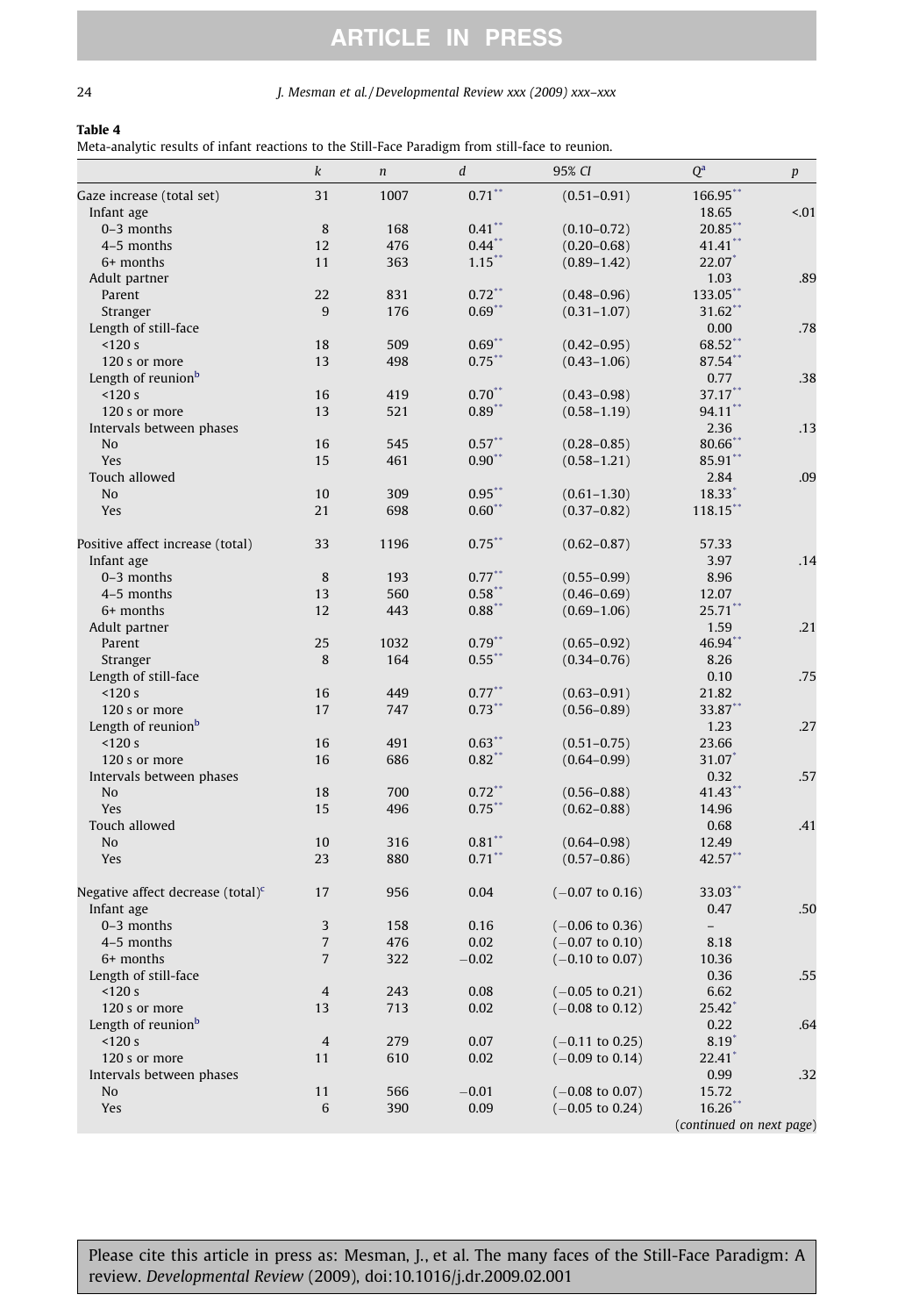**Table 4**
Meta-analytic results of infant reactions to the Still-Face Paradigm from still-face to reunion.

| | $k$ | $n$ | $d$ | 95% CI | $Q^{a}$ | $p$ |
|---|---|---|---|---|---|---|
| Gaze increase (total set) | 31 | 1007 | 0.71** | (0.51–0.91) | 166.95** | |
| Infant age | | | | | 18.65 | <.01 |
| 0–3 months | 8 | 168 | 0.41** | (0.10–0.72) | 20.85** | |
| 4–5 months | 12 | 476 | 0.44** | (0.20–0.68) | 41.41** | |
| 6+ months | 11 | 363 | 1.15** | (0.89–1.42) | 22.07* | |
| Adult partner | | | | | 1.03 | .89 |
| Parent | 22 | 831 | 0.72** | (0.48–0.96) | 133.05** | |
| Stranger | 9 | 176 | 0.69** | (0.31–1.07) | 31.62** | |
| Length of still-face | | | | | 0.00 | .78 |
| <120 s | 18 | 509 | 0.69** | (0.42–0.95) | 68.52** | |
| 120 s or more | 13 | 498 | 0.75** | (0.43–1.06) | 87.54** | |
| Length of reunion[b] | | | | | 0.77 | .38 |
| <120 s | 16 | 419 | 0.70** | (0.43–0.98) | 37.17** | |
| 120 s or more | 13 | 521 | 0.89** | (0.58–1.19) | 94.11** | |
| Intervals between phases | | | | | 2.36 | .13 |
| No | 16 | 545 | 0.57** | (0.28–0.85) | 80.66** | |
| Yes | 15 | 461 | 0.90** | (0.58–1.21) | 85.91** | |
| Touch allowed | | | | | 2.84 | .09 |
| No | 10 | 309 | 0.95** | (0.61–1.30) | 18.33* | |
| Yes | 21 | 698 | 0.60** | (0.37–0.82) | 118.15** | |
| Positive affect increase (total) | 33 | 1196 | 0.75** | (0.62–0.87) | 57.33 | |
| Infant age | | | | | 3.97 | .14 |
| 0–3 months | 8 | 193 | 0.77** | (0.55–0.99) | 8.96 | |
| 4–5 months | 13 | 560 | 0.58** | (0.46–0.69) | 12.07 | |
| 6+ months | 12 | 443 | 0.88** | (0.69–1.06) | 25.71** | |
| Adult partner | | | | | 1.59 | .21 |
| Parent | 25 | 1032 | 0.79** | (0.65–0.92) | 46.94** | |
| Stranger | 8 | 164 | 0.55** | (0.34–0.76) | 8.26 | |
| Length of still-face | | | | | 0.10 | .75 |
| <120 s | 16 | 449 | 0.77** | (0.63–0.91) | 21.82 | |
| 120 s or more | 17 | 747 | 0.73** | (0.56–0.89) | 33.87** | |
| Length of reunion[b] | | | | | 1.23 | .27 |
| <120 s | 16 | 491 | 0.63** | (0.51–0.75) | 23.66 | |
| 120 s or more | 16 | 686 | 0.82** | (0.64–0.99) | 31.07* | |
| Intervals between phases | | | | | 0.32 | .57 |
| No | 18 | 700 | 0.72** | (0.56–0.88) | 41.43** | |
| Yes | 15 | 496 | 0.75** | (0.62–0.88) | 14.96 | |
| Touch allowed | | | | | 0.68 | .41 |
| No | 10 | 316 | 0.81** | (0.64–0.98) | 12.49 | |
| Yes | 23 | 880 | 0.71** | (0.57–0.86) | 42.57** | |
| Negative affect decrease (total)[c] | 17 | 956 | 0.04 | (−0.07 to 0.16) | 33.03** | |
| Infant age | | | | | 0.47 | .50 |
| 0–3 months | 3 | 158 | 0.16 | (−0.06 to 0.36) | – | |
| 4–5 months | 7 | 476 | 0.02 | (−0.07 to 0.10) | 8.18 | |
| 6+ months | 7 | 322 | −0.02 | (−0.10 to 0.07) | 10.36 | |
| Length of still-face | | | | | 0.36 | .55 |
| <120 s | 4 | 243 | 0.08 | (−0.05 to 0.21) | 6.62 | |
| 120 s or more | 13 | 713 | 0.02 | (−0.08 to 0.12) | 25.42* | |
| Length of reunion[b] | | | | | 0.22 | .64 |
| <120 s | 4 | 279 | 0.07 | (−0.11 to 0.25) | 8.19* | |
| 120 s or more | 11 | 610 | 0.02 | (−0.09 to 0.14) | 22.41* | |
| Intervals between phases | | | | | 0.99 | .32 |
| No | 11 | 566 | −0.01 | (−0.08 to 0.07) | 15.72 | |
| Yes | 6 | 390 | 0.09 | (−0.05 to 0.24) | 16.26** | |

(continued on next page)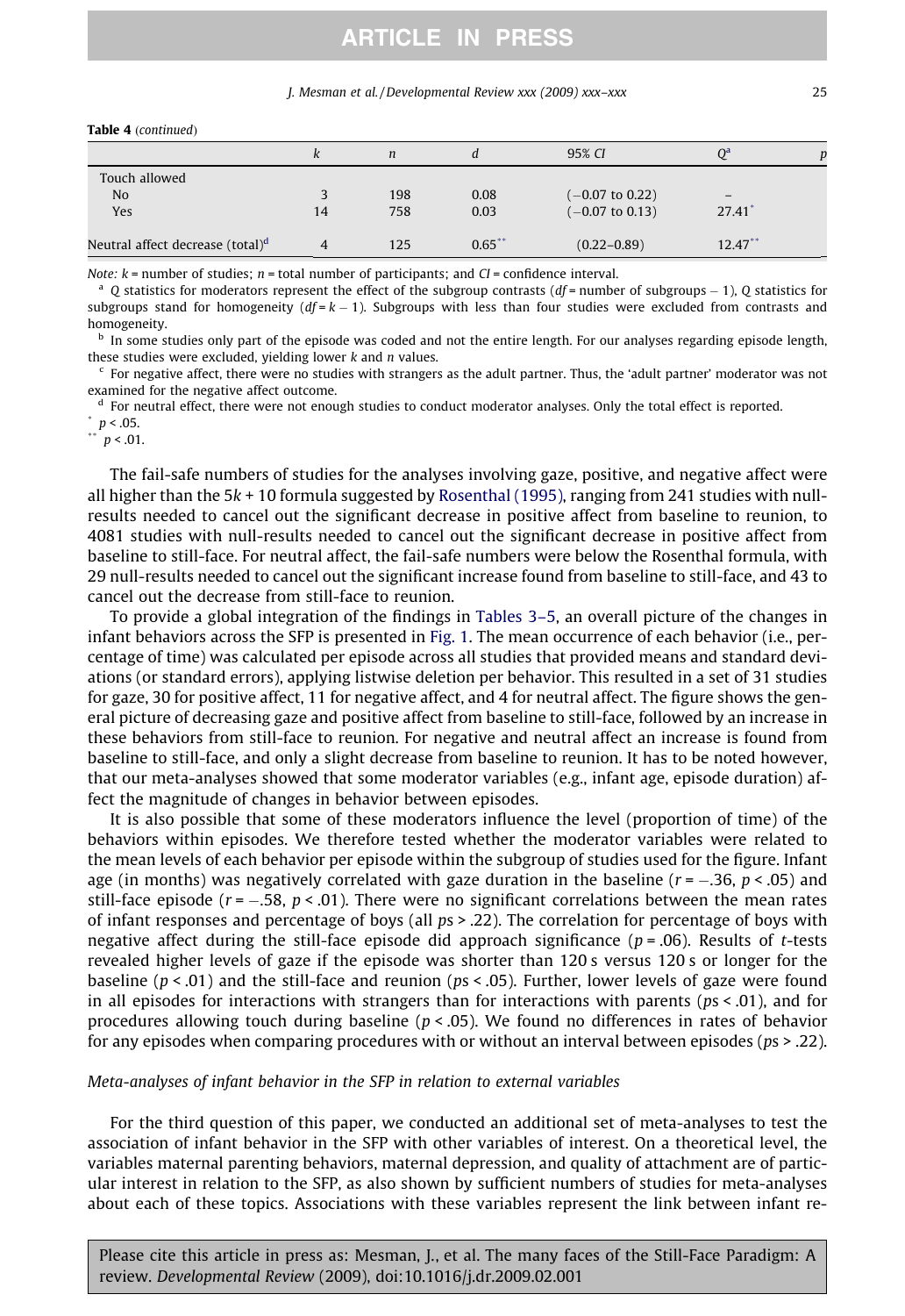**Table 4** (*continued*)

| | $k$ | $n$ | $d$ | 95% CI | $Q$[a] | $p$ |
|---|---|---|---|---|---|---|
| Touch allowed | | | | | | |
| No | 3 | 198 | 0.08 | (−0.07 to 0.22) | – | |
| Yes | 14 | 758 | 0.03 | (−0.07 to 0.13) | 27.41* | |
| Neutral affect decrease (total)[d] | 4 | 125 | 0.65** | (0.22–0.89) | 12.47** | |

*Note:* $k$ = number of studies; $n$ = total number of participants; and *CI* = confidence interval.

[a] $Q$ statistics for moderators represent the effect of the subgroup contrasts ($df$ = number of subgroups − 1), $Q$ statistics for subgroups stand for homogeneity ($df = k - 1$). Subgroups with less than four studies were excluded from contrasts and homogeneity.

[b] In some studies only part of the episode was coded and not the entire length. For our analyses regarding episode length, these studies were excluded, yielding lower $k$ and $n$ values.

[c] For negative affect, there were no studies with strangers as the adult partner. Thus, the 'adult partner' moderator was not examined for the negative affect outcome.

[d] For neutral effect, there were not enough studies to conduct moderator analyses. Only the total effect is reported.

\* $p < .05$.

\*\* $p < .01$.

The fail-safe numbers of studies for the analyses involving gaze, positive, and negative affect were all higher than the $5k + 10$ formula suggested by Rosenthal (1995), ranging from 241 studies with null-results needed to cancel out the significant decrease in positive affect from baseline to reunion, to 4081 studies with null-results needed to cancel out the significant decrease in positive affect from baseline to still-face. For neutral affect, the fail-safe numbers were below the Rosenthal formula, with 29 null-results needed to cancel out the significant increase found from baseline to still-face, and 43 to cancel out the decrease from still-face to reunion.

To provide a global integration of the findings in Tables 3–5, an overall picture of the changes in infant behaviors across the SFP is presented in Fig. 1. The mean occurrence of each behavior (i.e., percentage of time) was calculated per episode across all studies that provided means and standard deviations (or standard errors), applying listwise deletion per behavior. This resulted in a set of 31 studies for gaze, 30 for positive affect, 11 for negative affect, and 4 for neutral affect. The figure shows the general picture of decreasing gaze and positive affect from baseline to still-face, followed by an increase in these behaviors from still-face to reunion. For negative and neutral affect an increase is found from baseline to still-face, and only a slight decrease from baseline to reunion. It has to be noted however, that our meta-analyses showed that some moderator variables (e.g., infant age, episode duration) affect the magnitude of changes in behavior between episodes.

It is also possible that some of these moderators influence the level (proportion of time) of the behaviors within episodes. We therefore tested whether the moderator variables were related to the mean levels of each behavior per episode within the subgroup of studies used for the figure. Infant age (in months) was negatively correlated with gaze duration in the baseline ($r = -.36$, $p < .05$) and still-face episode ($r = -.58$, $p < .01$). There were no significant correlations between the mean rates of infant responses and percentage of boys (all $p$s > .22). The correlation for percentage of boys with negative affect during the still-face episode did approach significance ($p = .06$). Results of $t$-tests revealed higher levels of gaze if the episode was shorter than 120 s versus 120 s or longer for the baseline ($p < .01$) and the still-face and reunion ($p$s < .05). Further, lower levels of gaze were found in all episodes for interactions with strangers than for interactions with parents ($p$s < .01), and for procedures allowing touch during baseline ($p < .05$). We found no differences in rates of behavior for any episodes when comparing procedures with or without an interval between episodes ($p$s > .22).

### *Meta-analyses of infant behavior in the SFP in relation to external variables*

For the third question of this paper, we conducted an additional set of meta-analyses to test the association of infant behavior in the SFP with other variables of interest. On a theoretical level, the variables maternal parenting behaviors, maternal depression, and quality of attachment are of particular interest in relation to the SFP, as also shown by sufficient numbers of studies for meta-analyses about each of these topics. Associations with these variables represent the link between infant re-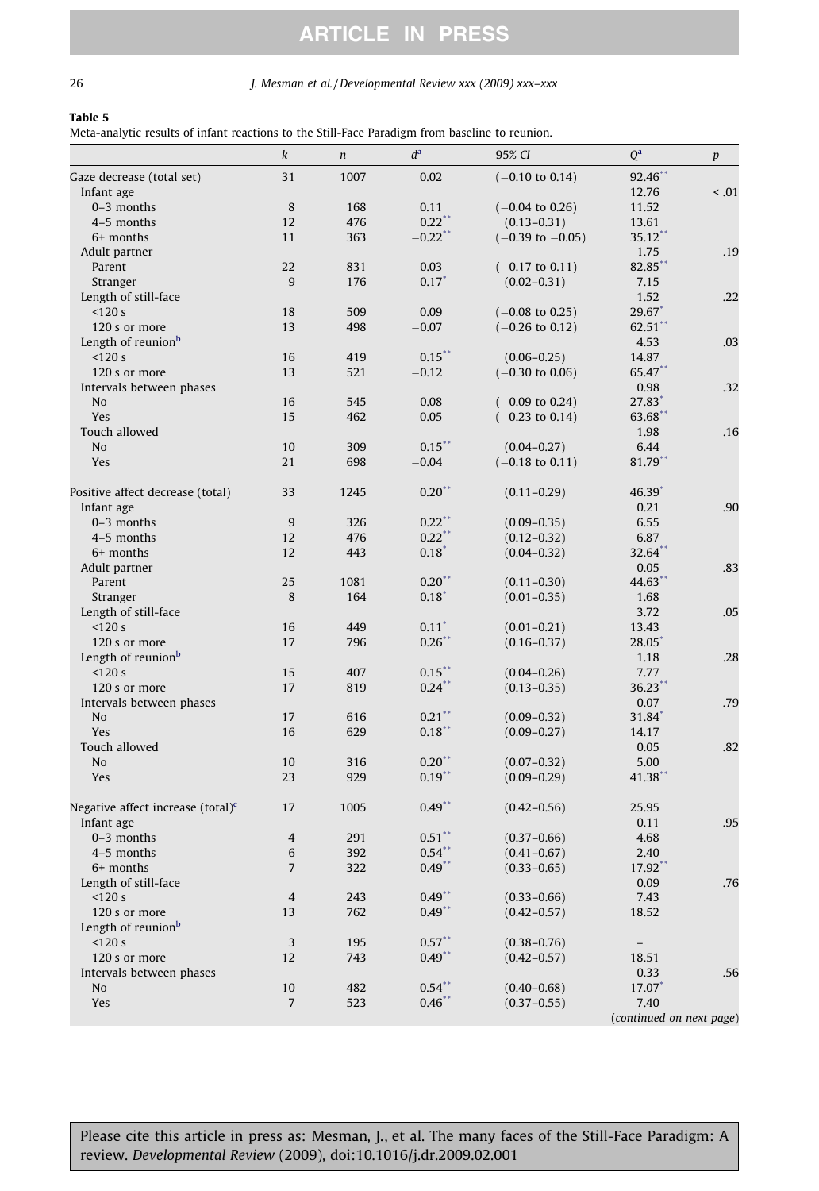**Table 5**
Meta-analytic results of infant reactions to the Still-Face Paradigm from baseline to reunion.

| | *k* | *n* | $d^a$ | 95% *CI* | $Q^a$ | *p* |
|---|---|---|---|---|---|---|
| Gaze decrease (total set) | 31 | 1007 | 0.02 | (−0.10 to 0.14) | 92.46** | |
| Infant age | | | | | 12.76 | < .01 |
| 0–3 months | 8 | 168 | 0.11 | (−0.04 to 0.26) | 11.52 | |
| 4–5 months | 12 | 476 | 0.22** | (0.13–0.31) | 13.61 | |
| 6+ months | 11 | 363 | −0.22** | (−0.39 to −0.05) | 35.12** | |
| Adult partner | | | | | 1.75 | .19 |
| Parent | 22 | 831 | −0.03 | (−0.17 to 0.11) | 82.85** | |
| Stranger | 9 | 176 | 0.17* | (0.02–0.31) | 7.15 | |
| Length of still-face | | | | | 1.52 | .22 |
| <120 s | 18 | 509 | 0.09 | (−0.08 to 0.25) | 29.67* | |
| 120 s or more | 13 | 498 | −0.07 | (−0.26 to 0.12) | 62.51** | |
| Length of reunion[b] | | | | | 4.53 | .03 |
| <120 s | 16 | 419 | 0.15** | (0.06–0.25) | 14.87 | |
| 120 s or more | 13 | 521 | −0.12 | (−0.30 to 0.06) | 65.47** | |
| Intervals between phases | | | | | 0.98 | .32 |
| No | 16 | 545 | 0.08 | (−0.09 to 0.24) | 27.83* | |
| Yes | 15 | 462 | −0.05 | (−0.23 to 0.14) | 63.68** | |
| Touch allowed | | | | | 1.98 | .16 |
| No | 10 | 309 | 0.15** | (0.04–0.27) | 6.44 | |
| Yes | 21 | 698 | −0.04 | (−0.18 to 0.11) | 81.79** | |
| Positive affect decrease (total) | 33 | 1245 | 0.20** | (0.11–0.29) | 46.39* | |
| Infant age | | | | | 0.21 | .90 |
| 0–3 months | 9 | 326 | 0.22** | (0.09–0.35) | 6.55 | |
| 4–5 months | 12 | 476 | 0.22** | (0.12–0.32) | 6.87 | |
| 6+ months | 12 | 443 | 0.18* | (0.04–0.32) | 32.64** | |
| Adult partner | | | | | 0.05 | .83 |
| Parent | 25 | 1081 | 0.20** | (0.11–0.30) | 44.63** | |
| Stranger | 8 | 164 | 0.18* | (0.01–0.35) | 1.68 | |
| Length of still-face | | | | | 3.72 | .05 |
| <120 s | 16 | 449 | 0.11* | (0.01–0.21) | 13.43 | |
| 120 s or more | 17 | 796 | 0.26** | (0.16–0.37) | 28.05* | |
| Length of reunion[b] | | | | | 1.18 | .28 |
| <120 s | 15 | 407 | 0.15** | (0.04–0.26) | 7.77 | |
| 120 s or more | 17 | 819 | 0.24** | (0.13–0.35) | 36.23** | |
| Intervals between phases | | | | | 0.07 | .79 |
| No | 17 | 616 | 0.21** | (0.09–0.32) | 31.84* | |
| Yes | 16 | 629 | 0.18** | (0.09–0.27) | 14.17 | |
| Touch allowed | | | | | 0.05 | .82 |
| No | 10 | 316 | 0.20** | (0.07–0.32) | 5.00 | |
| Yes | 23 | 929 | 0.19** | (0.09–0.29) | 41.38** | |
| Negative affect increase (total)[c] | 17 | 1005 | 0.49** | (0.42–0.56) | 25.95 | |
| Infant age | | | | | 0.11 | .95 |
| 0–3 months | 4 | 291 | 0.51** | (0.37–0.66) | 4.68 | |
| 4–5 months | 6 | 392 | 0.54** | (0.41–0.67) | 2.40 | |
| 6+ months | 7 | 322 | 0.49** | (0.33–0.65) | 17.92** | |
| Length of still-face | | | | | 0.09 | .76 |
| <120 s | 4 | 243 | 0.49** | (0.33–0.66) | 7.43 | |
| 120 s or more | 13 | 762 | 0.49** | (0.42–0.57) | 18.52 | |
| Length of reunion[b] | | | | | | |
| <120 s | 3 | 195 | 0.57** | (0.38–0.76) | – | |
| 120 s or more | 12 | 743 | 0.49** | (0.42–0.57) | 18.51 | |
| Intervals between phases | | | | | 0.33 | .56 |
| No | 10 | 482 | 0.54** | (0.40–0.68) | 17.07* | |
| Yes | 7 | 523 | 0.46** | (0.37–0.55) | 7.40 | |

(*continued on next page*)

Please cite this article in press as: Mesman, J., et al. The many faces of the Still-Face Paradigm: A review. *Developmental Review* (2009), doi:10.1016/j.dr.2009.02.001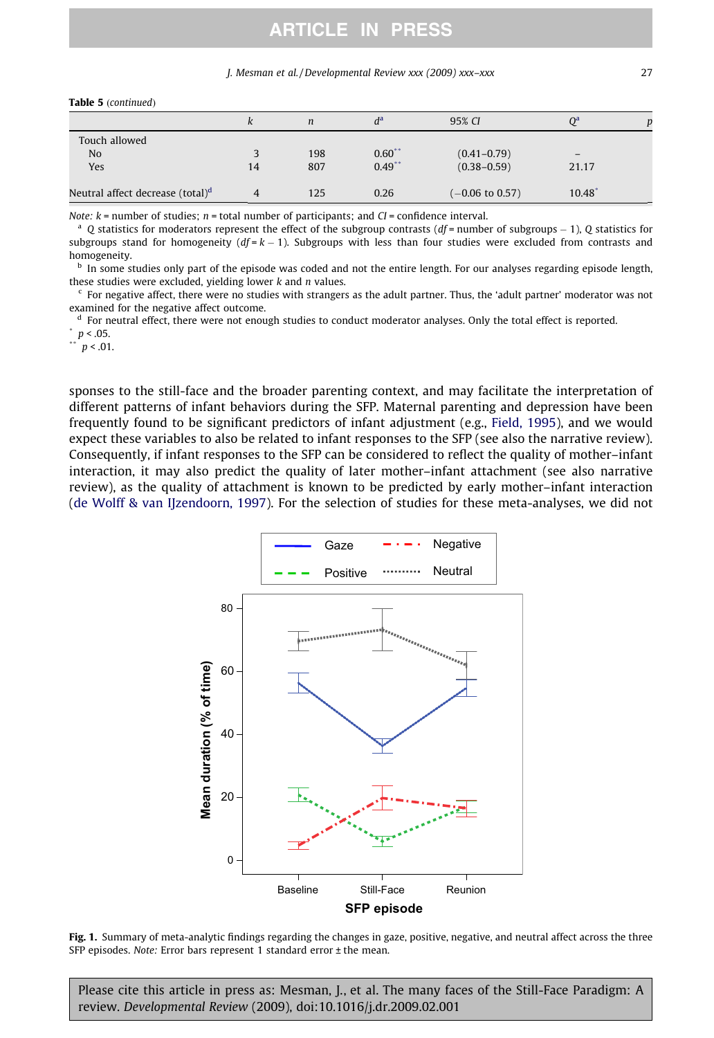**Table 5** (*continued*)

| | *k* | *n* | *d*[a] | 95% *CI* | *Q*[a] | *p* |
|---|---|---|---|---|---|---|
| Touch allowed | | | | | | |
| No | 3 | 198 | 0.60** | (0.41–0.79) | – | |
| Yes | 14 | 807 | 0.49** | (0.38–0.59) | 21.17 | |
| Neutral affect decrease (total)[d] | 4 | 125 | 0.26 | (−0.06 to 0.57) | 10.48* | |

*Note: k* = number of studies; *n* = total number of participants; and *CI* = confidence interval.

[a] *Q* statistics for moderators represent the effect of the subgroup contrasts (*df* = number of subgroups − 1), *Q* statistics for subgroups stand for homogeneity (*df* = *k* − 1). Subgroups with less than four studies were excluded from contrasts and homogeneity.

[b] In some studies only part of the episode was coded and not the entire length. For our analyses regarding episode length, these studies were excluded, yielding lower *k* and *n* values.

[c] For negative affect, there were no studies with strangers as the adult partner. Thus, the 'adult partner' moderator was not examined for the negative affect outcome.

[d] For neutral effect, there were not enough studies to conduct moderator analyses. Only the total effect is reported.

\* $p < .05$.

\*\* $p < .01$.

sponses to the still-face and the broader parenting context, and may facilitate the interpretation of different patterns of infant behaviors during the SFP. Maternal parenting and depression have been frequently found to be significant predictors of infant adjustment (e.g., Field, 1995), and we would expect these variables to also be related to infant responses to the SFP (see also the narrative review). Consequently, if infant responses to the SFP can be considered to reflect the quality of mother–infant interaction, it may also predict the quality of later mother–infant attachment (see also narrative review), as the quality of attachment is known to be predicted by early mother–infant interaction (de Wolff & van IJzendoorn, 1997). For the selection of studies for these meta-analyses, we did not

**Fig. 1.** Summary of meta-analytic findings regarding the changes in gaze, positive, negative, and neutral affect across the three SFP episodes. *Note:* Error bars represent 1 standard error ± the mean.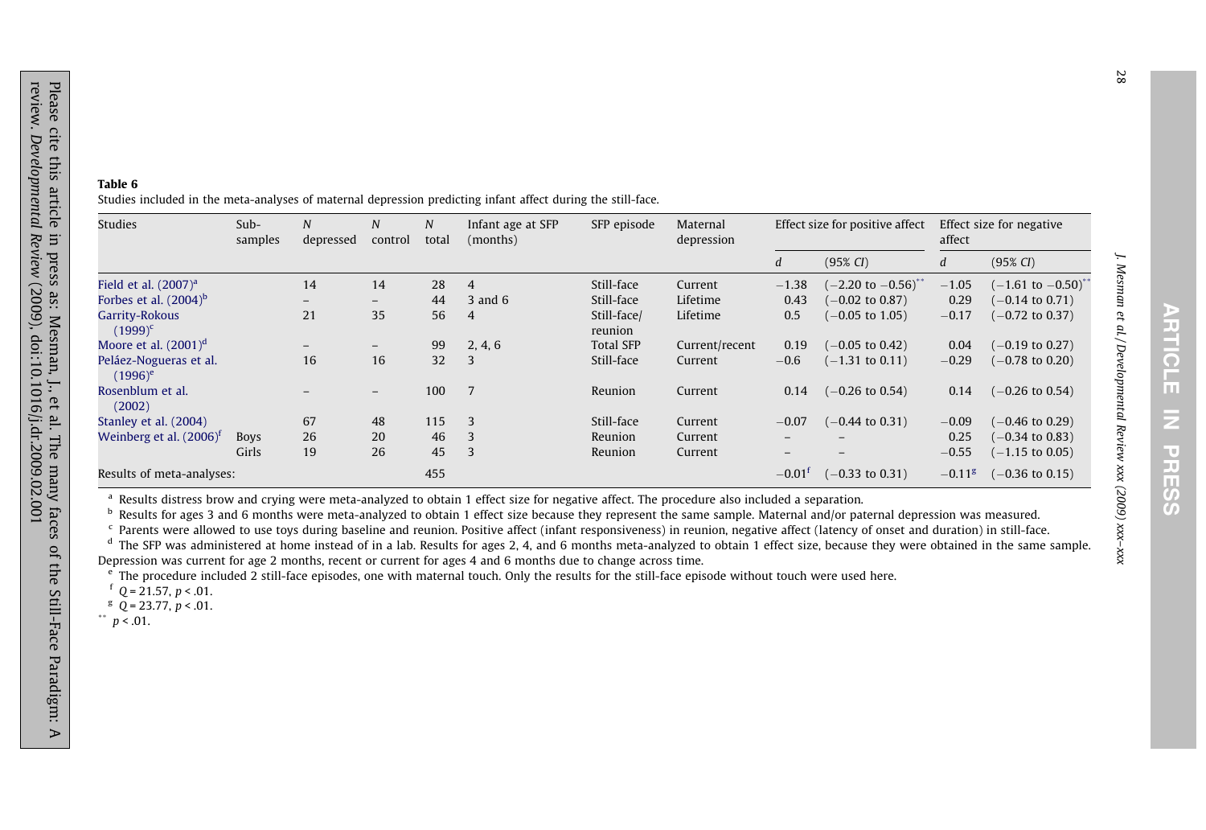**Table 6**
Studies included in the meta-analyses of maternal depression predicting infant affect during the still-face.

| Studies | Sub-samples | *N* depressed | *N* control | *N* total | Infant age at SFP (months) | SFP episode | Maternal depression | Effect size for positive affect | | Effect size for negative affect | |
|---|---|---|---|---|---|---|---|---|---|---|---|
| | | | | | | | | *d* | (95% *CI*) | *d* | (95% *CI*) |
| Field et al. (2007)[a] | | 14 | 14 | 28 | 4 | Still-face | Current | −1.38 | (−2.20 to −0.56)** | −1.05 | (−1.61 to −0.50)** |
| Forbes et al. (2004)[b] | | – | – | 44 | 3 and 6 | Still-face | Lifetime | 0.43 | (−0.02 to 0.87) | 0.29 | (−0.14 to 0.71) |
| Garrity-Rokous (1999)[c] | | 21 | 35 | 56 | 4 | Still-face/reunion | Lifetime | 0.5 | (−0.05 to 1.05) | −0.17 | (−0.72 to 0.37) |
| Moore et al. (2001)[d] | | – | – | 99 | 2, 4, 6 | Total SFP | Current/recent | 0.19 | (−0.05 to 0.42) | 0.04 | (−0.19 to 0.27) |
| Peláez-Nogueras et al. (1996)[e] | | 16 | 16 | 32 | 3 | Still-face | Current | −0.6 | (−1.31 to 0.11) | −0.29 | (−0.78 to 0.20) |
| Rosenblum et al. (2002) | | – | – | 100 | 7 | Reunion | Current | 0.14 | (−0.26 to 0.54) | 0.14 | (−0.26 to 0.54) |
| Stanley et al. (2004) | | 67 | 48 | 115 | 3 | Still-face | Current | −0.07 | (−0.44 to 0.31) | −0.09 | (−0.46 to 0.29) |
| Weinberg et al. (2006)[f] | Boys | 26 | 20 | 46 | 3 | Reunion | Current | – | – | 0.25 | (−0.34 to 0.83) |
| | Girls | 19 | 26 | 45 | 3 | Reunion | Current | – | – | −0.55 | (−1.15 to 0.05) |
| Results of meta-analyses: | | | | 455 | | | | −0.01[f] | (−0.33 to 0.31) | −0.11[g] | (−0.36 to 0.15) |

[a] Results distress brow and crying were meta-analyzed to obtain 1 effect size for negative affect. The procedure also included a separation.
[b] Results for ages 3 and 6 months were meta-analyzed to obtain 1 effect size because they represent the same sample. Maternal and/or paternal depression was measured.
[c] Parents were allowed to use toys during baseline and reunion. Positive affect (infant responsiveness) in reunion, negative affect (latency of onset and duration) in still-face.
[d] The SFP was administered at home instead of in a lab. Results for ages 2, 4, and 6 months meta-analyzed to obtain 1 effect size, because they were obtained in the same sample. Depression was current for age 2 months, recent or current for ages 4 and 6 months due to change across time.
[e] The procedure included 2 still-face episodes, one with maternal touch. Only the results for the still-face episode without touch were used here.
[f] $Q = 21.57$, $p < .01$.
[g] $Q = 23.77$, $p < .01$.
** $p < .01$.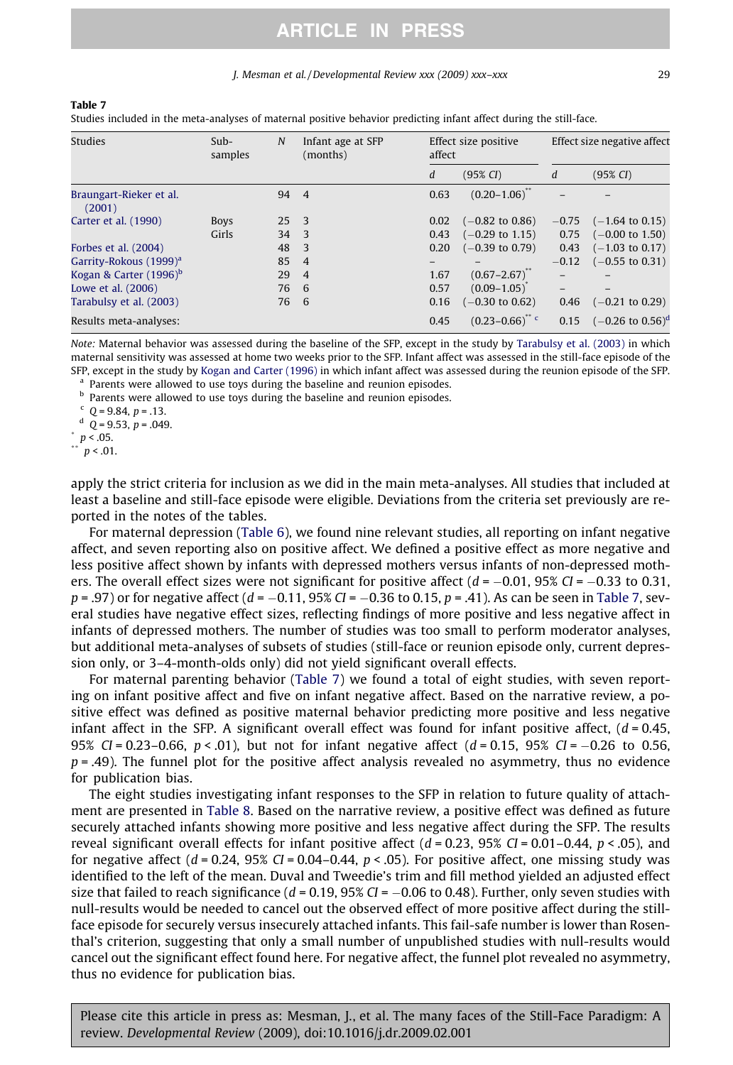**Table 7**
Studies included in the meta-analyses of maternal positive behavior predicting infant affect during the still-face.

| Studies | Sub-samples | $N$ | Infant age at SFP (months) | Effect size positive affect | | Effect size negative affect | |
|---|---|---|---|---|---|---|---|
| | | | | $d$ | (95% $CI$) | $d$ | (95% $CI$) |
| Braungart-Rieker et al. (2001) | | 94 | 4 | 0.63 | (0.20–1.06)** | – | – |
| Carter et al. (1990) | Boys | 25 | 3 | 0.02 | (−0.82 to 0.86) | −0.75 | (−1.64 to 0.15) |
| | Girls | 34 | 3 | 0.43 | (−0.29 to 1.15) | 0.75 | (−0.00 to 1.50) |
| Forbes et al. (2004) | | 48 | 3 | 0.20 | (−0.39 to 0.79) | 0.43 | (−1.03 to 0.17) |
| Garrity-Rokous (1999)[a] | | 85 | 4 | – | – | −0.12 | (−0.55 to 0.31) |
| Kogan & Carter (1996)[b] | | 29 | 4 | 1.67 | (0.67–2.67)** | – | – |
| Lowe et al. (2006) | | 76 | 6 | 0.57 | (0.09–1.05)* | – | – |
| Tarabulsy et al. (2003) | | 76 | 6 | 0.16 | (−0.30 to 0.62) | 0.46 | (−0.21 to 0.29) |
| Results meta-analyses: | | | | 0.45 | (0.23–0.66)** [c] | 0.15 | (−0.26 to 0.56)[d] |

*Note:* Maternal behavior was assessed during the baseline of the SFP, except in the study by Tarabulsy et al. (2003) in which maternal sensitivity was assessed at home two weeks prior to the SFP. Infant affect was assessed in the still-face episode of the SFP, except in the study by Kogan and Carter (1996) in which infant affect was assessed during the reunion episode of the SFP.
[a] Parents were allowed to use toys during the baseline and reunion episodes.
[b] Parents were allowed to use toys during the baseline and reunion episodes.
[c] $Q = 9.84$, $p = .13$.
[d] $Q = 9.53$, $p = .049$.
* $p < .05$.
** $p < .01$.

apply the strict criteria for inclusion as we did in the main meta-analyses. All studies that included at least a baseline and still-face episode were eligible. Deviations from the criteria set previously are reported in the notes of the tables.

For maternal depression (Table 6), we found nine relevant studies, all reporting on infant negative affect, and seven reporting also on positive affect. We defined a positive effect as more negative and less positive affect shown by infants with depressed mothers versus infants of non-depressed mothers. The overall effect sizes were not significant for positive affect ($d = -0.01$, 95% $CI = -0.33$ to 0.31, $p = .97$) or for negative affect ($d = -0.11$, 95% $CI = -0.36$ to 0.15, $p = .41$). As can be seen in Table 7, several studies have negative effect sizes, reflecting findings of more positive and less negative affect in infants of depressed mothers. The number of studies was too small to perform moderator analyses, but additional meta-analyses of subsets of studies (still-face or reunion episode only, current depression only, or 3–4-month-olds only) did not yield significant overall effects.

For maternal parenting behavior (Table 7) we found a total of eight studies, with seven reporting on infant positive affect and five on infant negative affect. Based on the narrative review, a positive effect was defined as positive maternal behavior predicting more positive and less negative infant affect in the SFP. A significant overall effect was found for infant positive affect, ($d = 0.45$, 95% $CI = 0.23$–$0.66$, $p < .01$), but not for infant negative affect ($d = 0.15$, 95% $CI = -0.26$ to 0.56, $p = .49$). The funnel plot for the positive affect analysis revealed no asymmetry, thus no evidence for publication bias.

The eight studies investigating infant responses to the SFP in relation to future quality of attachment are presented in Table 8. Based on the narrative review, a positive effect was defined as future securely attached infants showing more positive and less negative affect during the SFP. The results reveal significant overall effects for infant positive affect ($d = 0.23$, 95% $CI = 0.01$–$0.44$, $p < .05$), and for negative affect ($d = 0.24$, 95% $CI = 0.04$–$0.44$, $p < .05$). For positive affect, one missing study was identified to the left of the mean. Duval and Tweedie's trim and fill method yielded an adjusted effect size that failed to reach significance ($d = 0.19$, 95% $CI = -0.06$ to 0.48). Further, only seven studies with null-results would be needed to cancel out the observed effect of more positive affect during the still-face episode for securely versus insecurely attached infants. This fail-safe number is lower than Rosenthal's criterion, suggesting that only a small number of unpublished studies with null-results would cancel out the significant effect found here. For negative affect, the funnel plot revealed no asymmetry, thus no evidence for publication bias.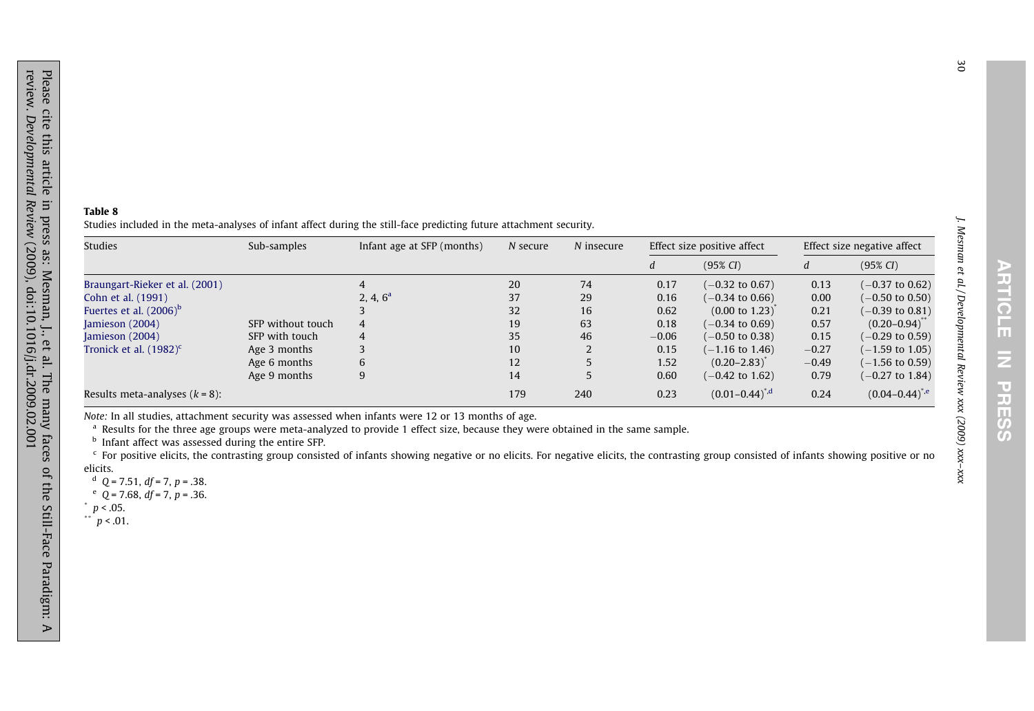**Table 8**

Studies included in the meta-analyses of infant affect during the still-face predicting future attachment security.

| Studies | Sub-samples | Infant age at SFP (months) | *N* secure | *N* insecure | Effect size positive affect | | Effect size negative affect | |
|---|---|---|---|---|---|---|---|---|
| | | | | | *d* | (95% *CI*) | *d* | (95% *CI*) |
| Braungart-Rieker et al. (2001) | | 4 | 20 | 74 | 0.17 | (−0.32 to 0.67) | 0.13 | (−0.37 to 0.62) |
| Cohn et al. (1991) | | 2, 4, 6[a] | 37 | 29 | 0.16 | (−0.34 to 0.66) | 0.00 | (−0.50 to 0.50) |
| Fuertes et al. (2006)[b] | | 3 | 32 | 16 | 0.62 | (0.00 to 1.23)* | 0.21 | (−0.39 to 0.81) |
| Jamieson (2004) | SFP without touch | 4 | 19 | 63 | 0.18 | (−0.34 to 0.69) | 0.57 | (0.20–0.94)** |
| Jamieson (2004) | SFP with touch | 4 | 35 | 46 | −0.06 | (−0.50 to 0.38) | 0.15 | (−0.29 to 0.59) |
| Tronick et al. (1982)[c] | Age 3 months | 3 | 10 | 2 | 0.15 | (−1.16 to 1.46) | −0.27 | (−1.59 to 1.05) |
| | Age 6 months | 6 | 12 | 5 | 1.52 | (0.20–2.83)* | −0.49 | (−1.56 to 0.59) |
| | Age 9 months | 9 | 14 | 5 | 0.60 | (−0.42 to 1.62) | 0.79 | (−0.27 to 1.84) |
| Results meta-analyses ($k = 8$): | | | 179 | 240 | 0.23 | (0.01–0.44)*,[d] | 0.24 | (0.04–0.44)*,[e] |

*Note:* In all studies, attachment security was assessed when infants were 12 or 13 months of age.

[a] Results for the three age groups were meta-analyzed to provide 1 effect size, because they were obtained in the same sample.

[b] Infant affect was assessed during the entire SFP.

[c] For positive elicits, the contrasting group consisted of infants showing negative or no elicits. For negative elicits, the contrasting group consisted of infants showing positive or no elicits.

[d] $Q = 7.51$, $df = 7$, $p = .38$.

[e] $Q = 7.68$, $df = 7$, $p = .36$.

* $p < .05$.

** $p < .01$.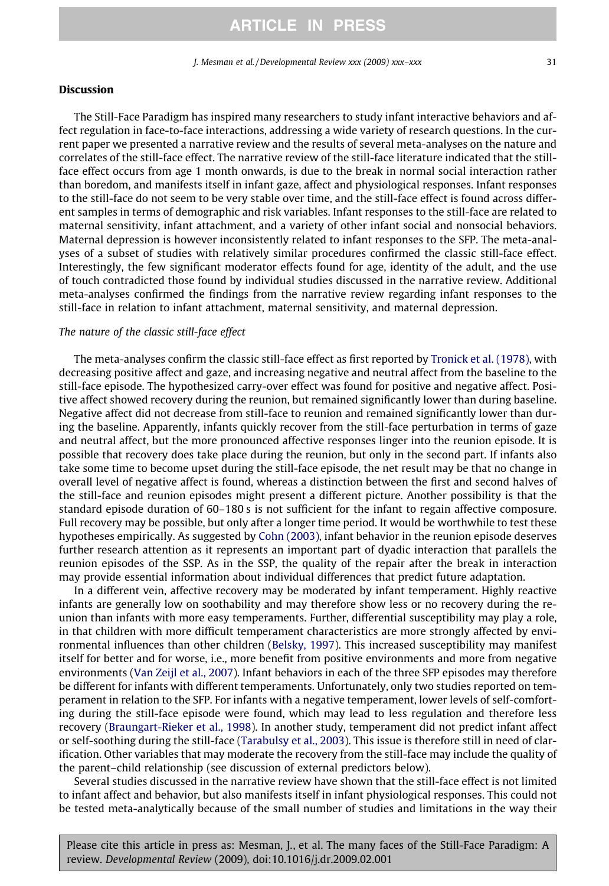## Discussion

The Still-Face Paradigm has inspired many researchers to study infant interactive behaviors and affect regulation in face-to-face interactions, addressing a wide variety of research questions. In the current paper we presented a narrative review and the results of several meta-analyses on the nature and correlates of the still-face effect. The narrative review of the still-face literature indicated that the still-face effect occurs from age 1 month onwards, is due to the break in normal social interaction rather than boredom, and manifests itself in infant gaze, affect and physiological responses. Infant responses to the still-face do not seem to be very stable over time, and the still-face effect is found across different samples in terms of demographic and risk variables. Infant responses to the still-face are related to maternal sensitivity, infant attachment, and a variety of other infant social and nonsocial behaviors. Maternal depression is however inconsistently related to infant responses to the SFP. The meta-analyses of a subset of studies with relatively similar procedures confirmed the classic still-face effect. Interestingly, the few significant moderator effects found for age, identity of the adult, and the use of touch contradicted those found by individual studies discussed in the narrative review. Additional meta-analyses confirmed the findings from the narrative review regarding infant responses to the still-face in relation to infant attachment, maternal sensitivity, and maternal depression.

### *The nature of the classic still-face effect*

The meta-analyses confirm the classic still-face effect as first reported by Tronick et al. (1978), with decreasing positive affect and gaze, and increasing negative and neutral affect from the baseline to the still-face episode. The hypothesized carry-over effect was found for positive and negative affect. Positive affect showed recovery during the reunion, but remained significantly lower than during baseline. Negative affect did not decrease from still-face to reunion and remained significantly lower than during the baseline. Apparently, infants quickly recover from the still-face perturbation in terms of gaze and neutral affect, but the more pronounced affective responses linger into the reunion episode. It is possible that recovery does take place during the reunion, but only in the second part. If infants also take some time to become upset during the still-face episode, the net result may be that no change in overall level of negative affect is found, whereas a distinction between the first and second halves of the still-face and reunion episodes might present a different picture. Another possibility is that the standard episode duration of 60–180 s is not sufficient for the infant to regain affective composure. Full recovery may be possible, but only after a longer time period. It would be worthwhile to test these hypotheses empirically. As suggested by Cohn (2003), infant behavior in the reunion episode deserves further research attention as it represents an important part of dyadic interaction that parallels the reunion episodes of the SSP. As in the SSP, the quality of the repair after the break in interaction may provide essential information about individual differences that predict future adaptation.

In a different vein, affective recovery may be moderated by infant temperament. Highly reactive infants are generally low on soothability and may therefore show less or no recovery during the reunion than infants with more easy temperaments. Further, differential susceptibility may play a role, in that children with more difficult temperament characteristics are more strongly affected by environmental influences than other children (Belsky, 1997). This increased susceptibility may manifest itself for better and for worse, i.e., more benefit from positive environments and more from negative environments (Van Zeijl et al., 2007). Infant behaviors in each of the three SFP episodes may therefore be different for infants with different temperaments. Unfortunately, only two studies reported on temperament in relation to the SFP. For infants with a negative temperament, lower levels of self-comforting during the still-face episode were found, which may lead to less regulation and therefore less recovery (Braungart-Rieker et al., 1998). In another study, temperament did not predict infant affect or self-soothing during the still-face (Tarabulsy et al., 2003). This issue is therefore still in need of clarification. Other variables that may moderate the recovery from the still-face may include the quality of the parent–child relationship (see discussion of external predictors below).

Several studies discussed in the narrative review have shown that the still-face effect is not limited to infant affect and behavior, but also manifests itself in infant physiological responses. This could not be tested meta-analytically because of the small number of studies and limitations in the way their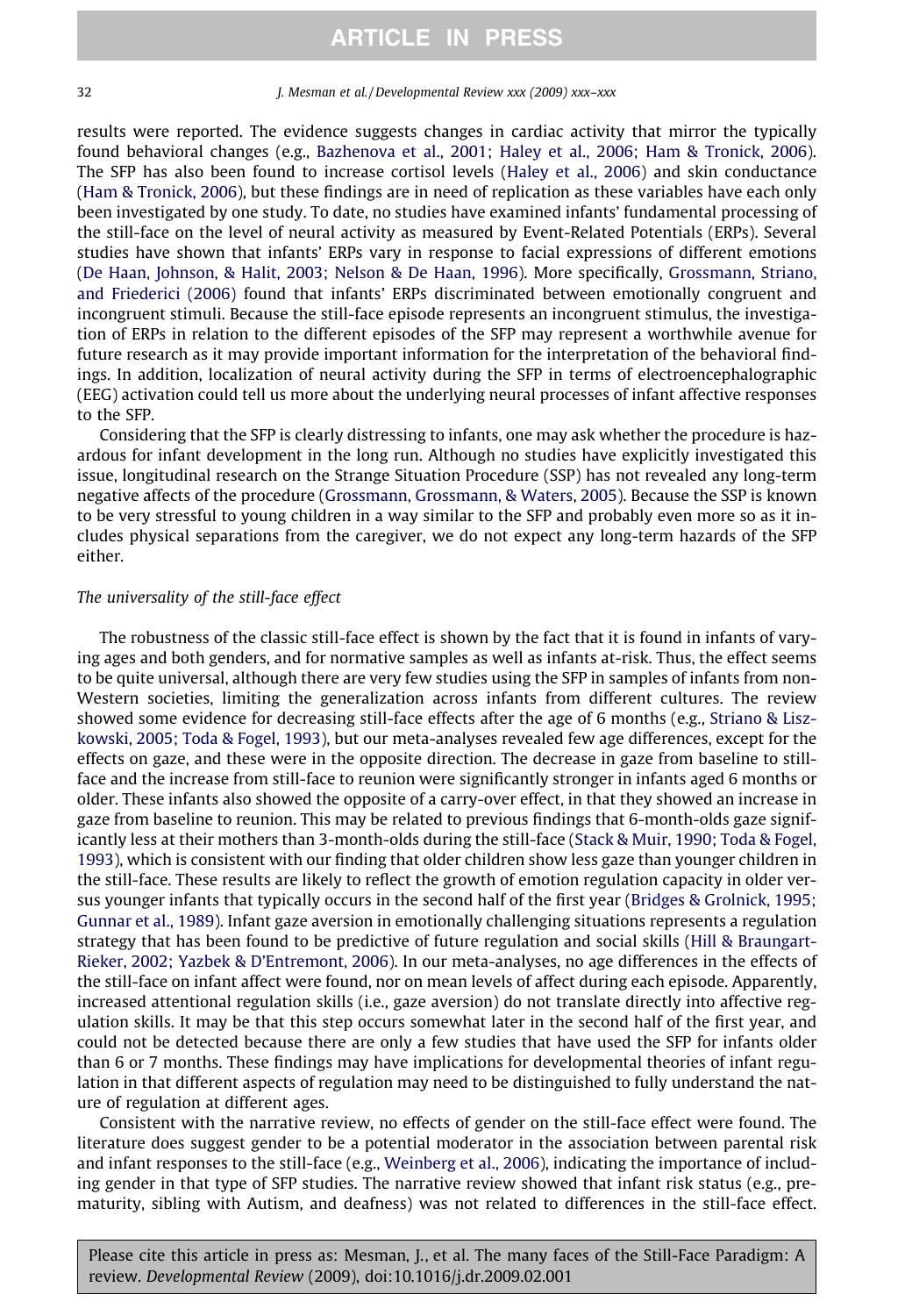results were reported. The evidence suggests changes in cardiac activity that mirror the typically found behavioral changes (e.g., Bazhenova et al., 2001; Haley et al., 2006; Ham & Tronick, 2006). The SFP has also been found to increase cortisol levels (Haley et al., 2006) and skin conductance (Ham & Tronick, 2006), but these findings are in need of replication as these variables have each only been investigated by one study. To date, no studies have examined infants' fundamental processing of the still-face on the level of neural activity as measured by Event-Related Potentials (ERPs). Several studies have shown that infants' ERPs vary in response to facial expressions of different emotions (De Haan, Johnson, & Halit, 2003; Nelson & De Haan, 1996). More specifically, Grossmann, Striano, and Friederici (2006) found that infants' ERPs discriminated between emotionally congruent and incongruent stimuli. Because the still-face episode represents an incongruent stimulus, the investigation of ERPs in relation to the different episodes of the SFP may represent a worthwhile avenue for future research as it may provide important information for the interpretation of the behavioral findings. In addition, localization of neural activity during the SFP in terms of electroencephalographic (EEG) activation could tell us more about the underlying neural processes of infant affective responses to the SFP.

Considering that the SFP is clearly distressing to infants, one may ask whether the procedure is hazardous for infant development in the long run. Although no studies have explicitly investigated this issue, longitudinal research on the Strange Situation Procedure (SSP) has not revealed any long-term negative affects of the procedure (Grossmann, Grossmann, & Waters, 2005). Because the SSP is known to be very stressful to young children in a way similar to the SFP and probably even more so as it includes physical separations from the caregiver, we do not expect any long-term hazards of the SFP either.

### *The universality of the still-face effect*

The robustness of the classic still-face effect is shown by the fact that it is found in infants of varying ages and both genders, and for normative samples as well as infants at-risk. Thus, the effect seems to be quite universal, although there are very few studies using the SFP in samples of infants from non-Western societies, limiting the generalization across infants from different cultures. The review showed some evidence for decreasing still-face effects after the age of 6 months (e.g., Striano & Liszkowski, 2005; Toda & Fogel, 1993), but our meta-analyses revealed few age differences, except for the effects on gaze, and these were in the opposite direction. The decrease in gaze from baseline to still-face and the increase from still-face to reunion were significantly stronger in infants aged 6 months or older. These infants also showed the opposite of a carry-over effect, in that they showed an increase in gaze from baseline to reunion. This may be related to previous findings that 6-month-olds gaze significantly less at their mothers than 3-month-olds during the still-face (Stack & Muir, 1990; Toda & Fogel, 1993), which is consistent with our finding that older children show less gaze than younger children in the still-face. These results are likely to reflect the growth of emotion regulation capacity in older versus younger infants that typically occurs in the second half of the first year (Bridges & Grolnick, 1995; Gunnar et al., 1989). Infant gaze aversion in emotionally challenging situations represents a regulation strategy that has been found to be predictive of future regulation and social skills (Hill & Braungart-Rieker, 2002; Yazbek & D'Entremont, 2006). In our meta-analyses, no age differences in the effects of the still-face on infant affect were found, nor on mean levels of affect during each episode. Apparently, increased attentional regulation skills (i.e., gaze aversion) do not translate directly into affective regulation skills. It may be that this step occurs somewhat later in the second half of the first year, and could not be detected because there are only a few studies that have used the SFP for infants older than 6 or 7 months. These findings may have implications for developmental theories of infant regulation in that different aspects of regulation may need to be distinguished to fully understand the nature of regulation at different ages.

Consistent with the narrative review, no effects of gender on the still-face effect were found. The literature does suggest gender to be a potential moderator in the association between parental risk and infant responses to the still-face (e.g., Weinberg et al., 2006), indicating the importance of including gender in that type of SFP studies. The narrative review showed that infant risk status (e.g., prematurity, sibling with Autism, and deafness) was not related to differences in the still-face effect.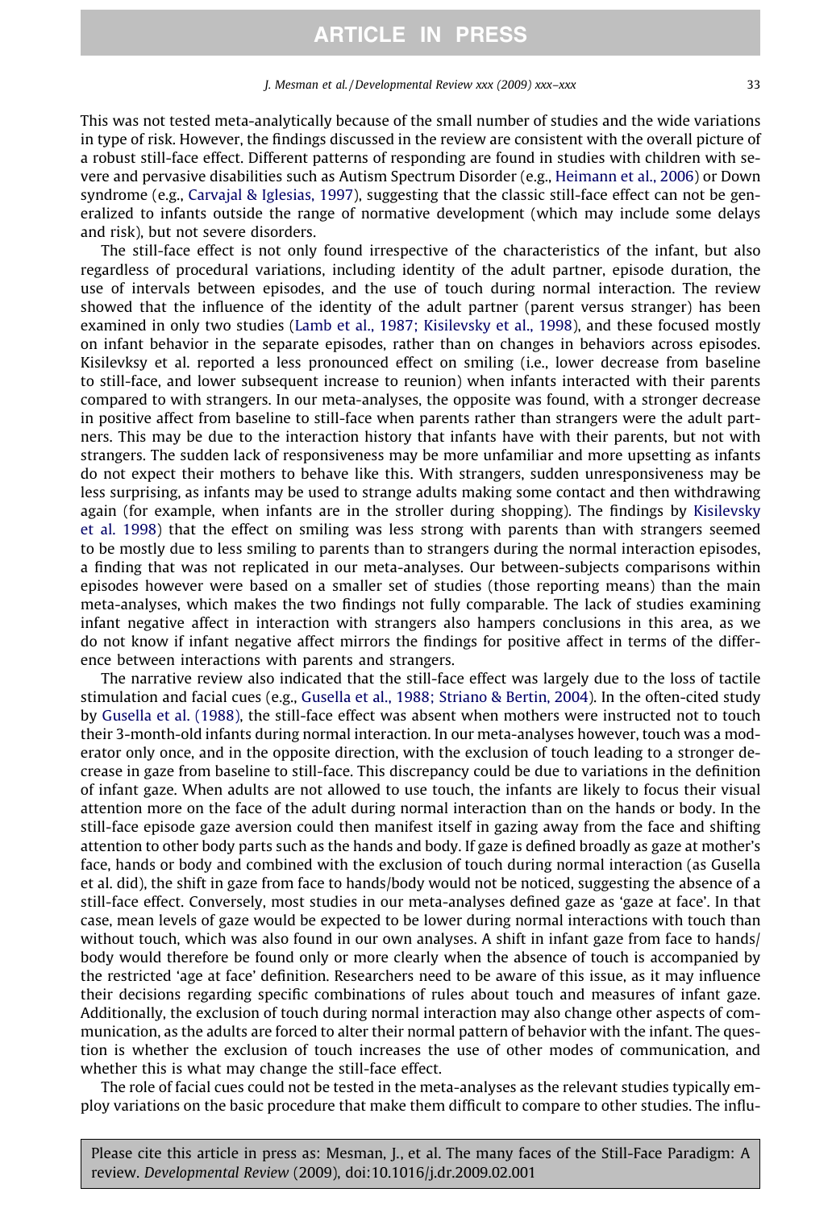This was not tested meta-analytically because of the small number of studies and the wide variations in type of risk. However, the findings discussed in the review are consistent with the overall picture of a robust still-face effect. Different patterns of responding are found in studies with children with severe and pervasive disabilities such as Autism Spectrum Disorder (e.g., Heimann et al., 2006) or Down syndrome (e.g., Carvajal & Iglesias, 1997), suggesting that the classic still-face effect can not be generalized to infants outside the range of normative development (which may include some delays and risk), but not severe disorders.

The still-face effect is not only found irrespective of the characteristics of the infant, but also regardless of procedural variations, including identity of the adult partner, episode duration, the use of intervals between episodes, and the use of touch during normal interaction. The review showed that the influence of the identity of the adult partner (parent versus stranger) has been examined in only two studies (Lamb et al., 1987; Kisilevsky et al., 1998), and these focused mostly on infant behavior in the separate episodes, rather than on changes in behaviors across episodes. Kisilevksy et al. reported a less pronounced effect on smiling (i.e., lower decrease from baseline to still-face, and lower subsequent increase to reunion) when infants interacted with their parents compared to with strangers. In our meta-analyses, the opposite was found, with a stronger decrease in positive affect from baseline to still-face when parents rather than strangers were the adult partners. This may be due to the interaction history that infants have with their parents, but not with strangers. The sudden lack of responsiveness may be more unfamiliar and more upsetting as infants do not expect their mothers to behave like this. With strangers, sudden unresponsiveness may be less surprising, as infants may be used to strange adults making some contact and then withdrawing again (for example, when infants are in the stroller during shopping). The findings by Kisilevsky et al. 1998) that the effect on smiling was less strong with parents than with strangers seemed to be mostly due to less smiling to parents than to strangers during the normal interaction episodes, a finding that was not replicated in our meta-analyses. Our between-subjects comparisons within episodes however were based on a smaller set of studies (those reporting means) than the main meta-analyses, which makes the two findings not fully comparable. The lack of studies examining infant negative affect in interaction with strangers also hampers conclusions in this area, as we do not know if infant negative affect mirrors the findings for positive affect in terms of the difference between interactions with parents and strangers.

The narrative review also indicated that the still-face effect was largely due to the loss of tactile stimulation and facial cues (e.g., Gusella et al., 1988; Striano & Bertin, 2004). In the often-cited study by Gusella et al. (1988), the still-face effect was absent when mothers were instructed not to touch their 3-month-old infants during normal interaction. In our meta-analyses however, touch was a moderator only once, and in the opposite direction, with the exclusion of touch leading to a stronger decrease in gaze from baseline to still-face. This discrepancy could be due to variations in the definition of infant gaze. When adults are not allowed to use touch, the infants are likely to focus their visual attention more on the face of the adult during normal interaction than on the hands or body. In the still-face episode gaze aversion could then manifest itself in gazing away from the face and shifting attention to other body parts such as the hands and body. If gaze is defined broadly as gaze at mother's face, hands or body and combined with the exclusion of touch during normal interaction (as Gusella et al. did), the shift in gaze from face to hands/body would not be noticed, suggesting the absence of a still-face effect. Conversely, most studies in our meta-analyses defined gaze as 'gaze at face'. In that case, mean levels of gaze would be expected to be lower during normal interactions with touch than without touch, which was also found in our own analyses. A shift in infant gaze from face to hands/body would therefore be found only or more clearly when the absence of touch is accompanied by the restricted 'age at face' definition. Researchers need to be aware of this issue, as it may influence their decisions regarding specific combinations of rules about touch and measures of infant gaze. Additionally, the exclusion of touch during normal interaction may also change other aspects of communication, as the adults are forced to alter their normal pattern of behavior with the infant. The question is whether the exclusion of touch increases the use of other modes of communication, and whether this is what may change the still-face effect.

The role of facial cues could not be tested in the meta-analyses as the relevant studies typically employ variations on the basic procedure that make them difficult to compare to other studies. The influ-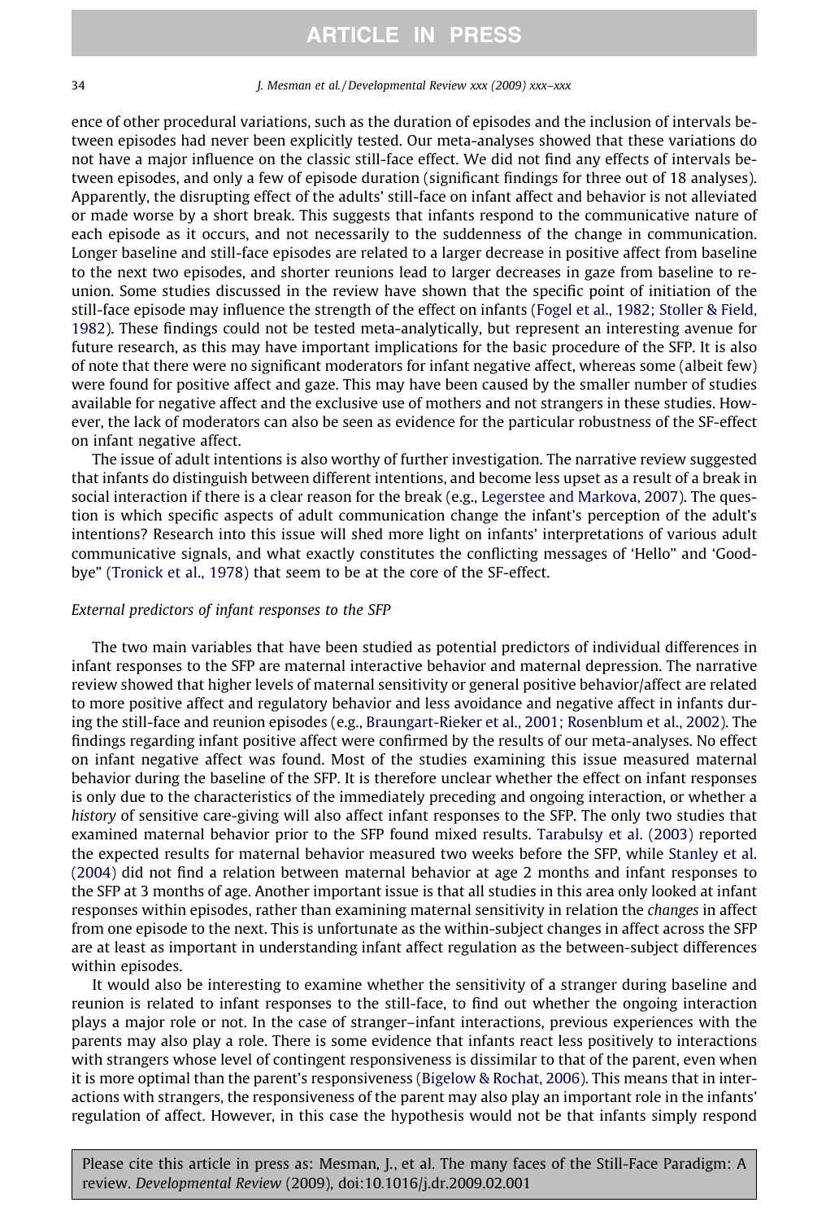ence of other procedural variations, such as the duration of episodes and the inclusion of intervals between episodes had never been explicitly tested. Our meta-analyses showed that these variations do not have a major influence on the classic still-face effect. We did not find any effects of intervals between episodes, and only a few of episode duration (significant findings for three out of 18 analyses). Apparently, the disrupting effect of the adults' still-face on infant affect and behavior is not alleviated or made worse by a short break. This suggests that infants respond to the communicative nature of each episode as it occurs, and not necessarily to the suddenness of the change in communication. Longer baseline and still-face episodes are related to a larger decrease in positive affect from baseline to the next two episodes, and shorter reunions lead to larger decreases in gaze from baseline to reunion. Some studies discussed in the review have shown that the specific point of initiation of the still-face episode may influence the strength of the effect on infants (Fogel et al., 1982; Stoller & Field, 1982). These findings could not be tested meta-analytically, but represent an interesting avenue for future research, as this may have important implications for the basic procedure of the SFP. It is also of note that there were no significant moderators for infant negative affect, whereas some (albeit few) were found for positive affect and gaze. This may have been caused by the smaller number of studies available for negative affect and the exclusive use of mothers and not strangers in these studies. However, the lack of moderators can also be seen as evidence for the particular robustness of the SF-effect on infant negative affect.

The issue of adult intentions is also worthy of further investigation. The narrative review suggested that infants do distinguish between different intentions, and become less upset as a result of a break in social interaction if there is a clear reason for the break (e.g., Legerstee and Markova, 2007). The question is which specific aspects of adult communication change the infant's perception of the adult's intentions? Research into this issue will shed more light on infants' interpretations of various adult communicative signals, and what exactly constitutes the conflicting messages of 'Hello" and 'Goodbye" (Tronick et al., 1978) that seem to be at the core of the SF-effect.

*External predictors of infant responses to the SFP*

The two main variables that have been studied as potential predictors of individual differences in infant responses to the SFP are maternal interactive behavior and maternal depression. The narrative review showed that higher levels of maternal sensitivity or general positive behavior/affect are related to more positive affect and regulatory behavior and less avoidance and negative affect in infants during the still-face and reunion episodes (e.g., Braungart-Rieker et al., 2001; Rosenblum et al., 2002). The findings regarding infant positive affect were confirmed by the results of our meta-analyses. No effect on infant negative affect was found. Most of the studies examining this issue measured maternal behavior during the baseline of the SFP. It is therefore unclear whether the effect on infant responses is only due to the characteristics of the immediately preceding and ongoing interaction, or whether a *history* of sensitive care-giving will also affect infant responses to the SFP. The only two studies that examined maternal behavior prior to the SFP found mixed results. Tarabulsy et al. (2003) reported the expected results for maternal behavior measured two weeks before the SFP, while Stanley et al. (2004) did not find a relation between maternal behavior at age 2 months and infant responses to the SFP at 3 months of age. Another important issue is that all studies in this area only looked at infant responses within episodes, rather than examining maternal sensitivity in relation the *changes* in affect from one episode to the next. This is unfortunate as the within-subject changes in affect across the SFP are at least as important in understanding infant affect regulation as the between-subject differences within episodes.

It would also be interesting to examine whether the sensitivity of a stranger during baseline and reunion is related to infant responses to the still-face, to find out whether the ongoing interaction plays a major role or not. In the case of stranger–infant interactions, previous experiences with the parents may also play a role. There is some evidence that infants react less positively to interactions with strangers whose level of contingent responsiveness is dissimilar to that of the parent, even when it is more optimal than the parent's responsiveness (Bigelow & Rochat, 2006). This means that in interactions with strangers, the responsiveness of the parent may also play an important role in the infants' regulation of affect. However, in this case the hypothesis would not be that infants simply respond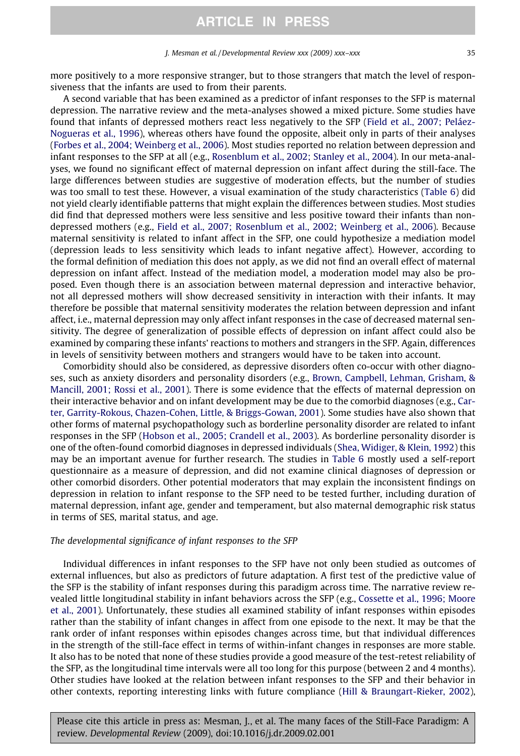more positively to a more responsive stranger, but to those strangers that match the level of responsiveness that the infants are used to from their parents.

A second variable that has been examined as a predictor of infant responses to the SFP is maternal depression. The narrative review and the meta-analyses showed a mixed picture. Some studies have found that infants of depressed mothers react less negatively to the SFP (Field et al., 2007; Peláez-Nogueras et al., 1996), whereas others have found the opposite, albeit only in parts of their analyses (Forbes et al., 2004; Weinberg et al., 2006). Most studies reported no relation between depression and infant responses to the SFP at all (e.g., Rosenblum et al., 2002; Stanley et al., 2004). In our meta-analyses, we found no significant effect of maternal depression on infant affect during the still-face. The large differences between studies are suggestive of moderation effects, but the number of studies was too small to test these. However, a visual examination of the study characteristics (Table 6) did not yield clearly identifiable patterns that might explain the differences between studies. Most studies did find that depressed mothers were less sensitive and less positive toward their infants than non-depressed mothers (e.g., Field et al., 2007; Rosenblum et al., 2002; Weinberg et al., 2006). Because maternal sensitivity is related to infant affect in the SFP, one could hypothesize a mediation model (depression leads to less sensitivity which leads to infant negative affect). However, according to the formal definition of mediation this does not apply, as we did not find an overall effect of maternal depression on infant affect. Instead of the mediation model, a moderation model may also be proposed. Even though there is an association between maternal depression and interactive behavior, not all depressed mothers will show decreased sensitivity in interaction with their infants. It may therefore be possible that maternal sensitivity moderates the relation between depression and infant affect, i.e., maternal depression may only affect infant responses in the case of decreased maternal sensitivity. The degree of generalization of possible effects of depression on infant affect could also be examined by comparing these infants' reactions to mothers and strangers in the SFP. Again, differences in levels of sensitivity between mothers and strangers would have to be taken into account.

Comorbidity should also be considered, as depressive disorders often co-occur with other diagnoses, such as anxiety disorders and personality disorders (e.g., Brown, Campbell, Lehman, Grisham, & Mancill, 2001; Rossi et al., 2001). There is some evidence that the effects of maternal depression on their interactive behavior and on infant development may be due to the comorbid diagnoses (e.g., Carter, Garrity-Rokous, Chazen-Cohen, Little, & Briggs-Gowan, 2001). Some studies have also shown that other forms of maternal psychopathology such as borderline personality disorder are related to infant responses in the SFP (Hobson et al., 2005; Crandell et al., 2003). As borderline personality disorder is one of the often-found comorbid diagnoses in depressed individuals (Shea, Widiger, & Klein, 1992) this may be an important avenue for further research. The studies in Table 6 mostly used a self-report questionnaire as a measure of depression, and did not examine clinical diagnoses of depression or other comorbid disorders. Other potential moderators that may explain the inconsistent findings on depression in relation to infant response to the SFP need to be tested further, including duration of maternal depression, infant age, gender and temperament, but also maternal demographic risk status in terms of SES, marital status, and age.

### *The developmental significance of infant responses to the SFP*

Individual differences in infant responses to the SFP have not only been studied as outcomes of external influences, but also as predictors of future adaptation. A first test of the predictive value of the SFP is the stability of infant responses during this paradigm across time. The narrative review revealed little longitudinal stability in infant behaviors across the SFP (e.g., Cossette et al., 1996; Moore et al., 2001). Unfortunately, these studies all examined stability of infant responses within episodes rather than the stability of infant changes in affect from one episode to the next. It may be that the rank order of infant responses within episodes changes across time, but that individual differences in the strength of the still-face effect in terms of within-infant changes in responses are more stable. It also has to be noted that none of these studies provide a good measure of the test-retest reliability of the SFP, as the longitudinal time intervals were all too long for this purpose (between 2 and 4 months). Other studies have looked at the relation between infant responses to the SFP and their behavior in other contexts, reporting interesting links with future compliance (Hill & Braungart-Rieker, 2002),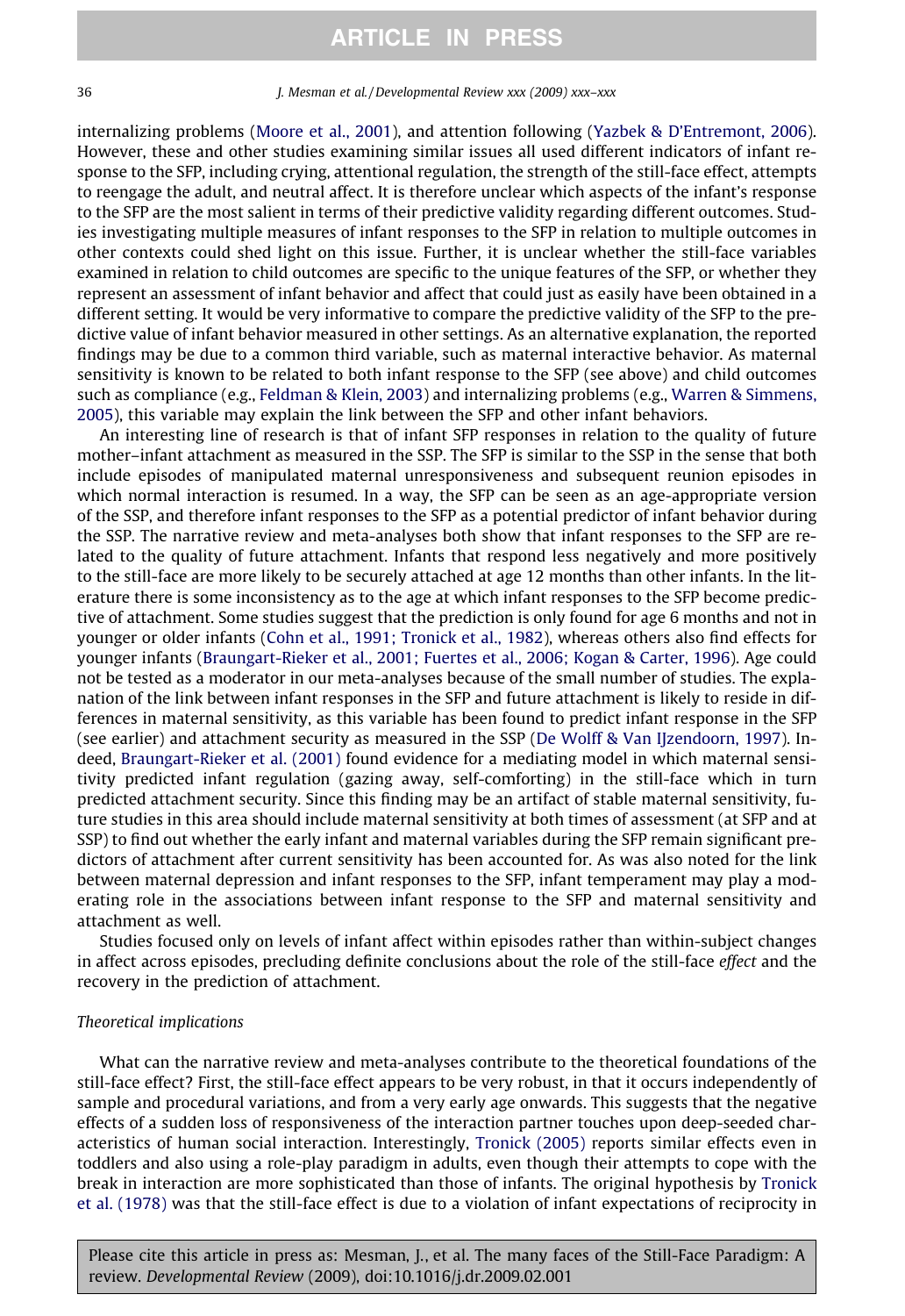internalizing problems (Moore et al., 2001), and attention following (Yazbek & D'Entremont, 2006). However, these and other studies examining similar issues all used different indicators of infant response to the SFP, including crying, attentional regulation, the strength of the still-face effect, attempts to reengage the adult, and neutral affect. It is therefore unclear which aspects of the infant's response to the SFP are the most salient in terms of their predictive validity regarding different outcomes. Studies investigating multiple measures of infant responses to the SFP in relation to multiple outcomes in other contexts could shed light on this issue. Further, it is unclear whether the still-face variables examined in relation to child outcomes are specific to the unique features of the SFP, or whether they represent an assessment of infant behavior and affect that could just as easily have been obtained in a different setting. It would be very informative to compare the predictive validity of the SFP to the predictive value of infant behavior measured in other settings. As an alternative explanation, the reported findings may be due to a common third variable, such as maternal interactive behavior. As maternal sensitivity is known to be related to both infant response to the SFP (see above) and child outcomes such as compliance (e.g., Feldman & Klein, 2003) and internalizing problems (e.g., Warren & Simmens, 2005), this variable may explain the link between the SFP and other infant behaviors.

An interesting line of research is that of infant SFP responses in relation to the quality of future mother–infant attachment as measured in the SSP. The SFP is similar to the SSP in the sense that both include episodes of manipulated maternal unresponsiveness and subsequent reunion episodes in which normal interaction is resumed. In a way, the SFP can be seen as an age-appropriate version of the SSP, and therefore infant responses to the SFP as a potential predictor of infant behavior during the SSP. The narrative review and meta-analyses both show that infant responses to the SFP are related to the quality of future attachment. Infants that respond less negatively and more positively to the still-face are more likely to be securely attached at age 12 months than other infants. In the literature there is some inconsistency as to the age at which infant responses to the SFP become predictive of attachment. Some studies suggest that the prediction is only found for age 6 months and not in younger or older infants (Cohn et al., 1991; Tronick et al., 1982), whereas others also find effects for younger infants (Braungart-Rieker et al., 2001; Fuertes et al., 2006; Kogan & Carter, 1996). Age could not be tested as a moderator in our meta-analyses because of the small number of studies. The explanation of the link between infant responses in the SFP and future attachment is likely to reside in differences in maternal sensitivity, as this variable has been found to predict infant response in the SFP (see earlier) and attachment security as measured in the SSP (De Wolff & Van IJzendoorn, 1997). Indeed, Braungart-Rieker et al. (2001) found evidence for a mediating model in which maternal sensitivity predicted infant regulation (gazing away, self-comforting) in the still-face which in turn predicted attachment security. Since this finding may be an artifact of stable maternal sensitivity, future studies in this area should include maternal sensitivity at both times of assessment (at SFP and at SSP) to find out whether the early infant and maternal variables during the SFP remain significant predictors of attachment after current sensitivity has been accounted for. As was also noted for the link between maternal depression and infant responses to the SFP, infant temperament may play a moderating role in the associations between infant response to the SFP and maternal sensitivity and attachment as well.

Studies focused only on levels of infant affect within episodes rather than within-subject changes in affect across episodes, precluding definite conclusions about the role of the still-face *effect* and the recovery in the prediction of attachment.

### *Theoretical implications*

What can the narrative review and meta-analyses contribute to the theoretical foundations of the still-face effect? First, the still-face effect appears to be very robust, in that it occurs independently of sample and procedural variations, and from a very early age onwards. This suggests that the negative effects of a sudden loss of responsiveness of the interaction partner touches upon deep-seeded characteristics of human social interaction. Interestingly, Tronick (2005) reports similar effects even in toddlers and also using a role-play paradigm in adults, even though their attempts to cope with the break in interaction are more sophisticated than those of infants. The original hypothesis by Tronick et al. (1978) was that the still-face effect is due to a violation of infant expectations of reciprocity in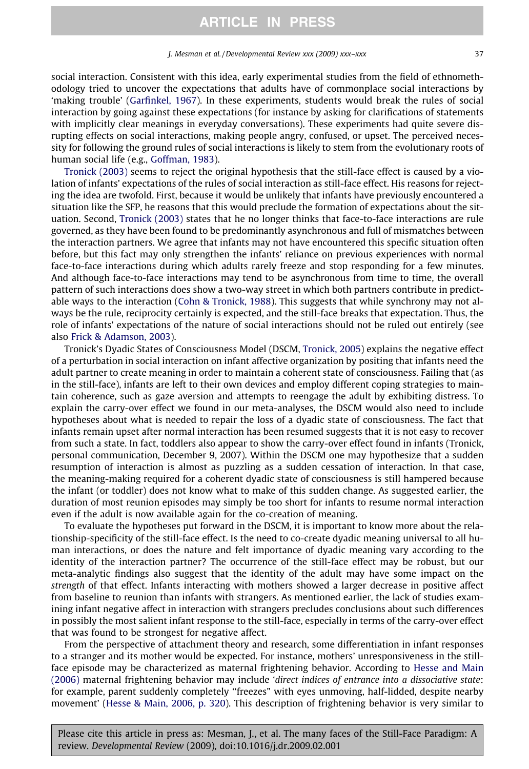social interaction. Consistent with this idea, early experimental studies from the field of ethnomethodology tried to uncover the expectations that adults have of commonplace social interactions by 'making trouble' (Garfinkel, 1967). In these experiments, students would break the rules of social interaction by going against these expectations (for instance by asking for clarifications of statements with implicitly clear meanings in everyday conversations). These experiments had quite severe disrupting effects on social interactions, making people angry, confused, or upset. The perceived necessity for following the ground rules of social interactions is likely to stem from the evolutionary roots of human social life (e.g., Goffman, 1983).

Tronick (2003) seems to reject the original hypothesis that the still-face effect is caused by a violation of infants' expectations of the rules of social interaction as still-face effect. His reasons for rejecting the idea are twofold. First, because it would be unlikely that infants have previously encountered a situation like the SFP, he reasons that this would preclude the formation of expectations about the situation. Second, Tronick (2003) states that he no longer thinks that face-to-face interactions are rule governed, as they have been found to be predominantly asynchronous and full of mismatches between the interaction partners. We agree that infants may not have encountered this specific situation often before, but this fact may only strengthen the infants' reliance on previous experiences with normal face-to-face interactions during which adults rarely freeze and stop responding for a few minutes. And although face-to-face interactions may tend to be asynchronous from time to time, the overall pattern of such interactions does show a two-way street in which both partners contribute in predictable ways to the interaction (Cohn & Tronick, 1988). This suggests that while synchrony may not always be the rule, reciprocity certainly is expected, and the still-face breaks that expectation. Thus, the role of infants' expectations of the nature of social interactions should not be ruled out entirely (see also Frick & Adamson, 2003).

Tronick's Dyadic States of Consciousness Model (DSCM, Tronick, 2005) explains the negative effect of a perturbation in social interaction on infant affective organization by positing that infants need the adult partner to create meaning in order to maintain a coherent state of consciousness. Failing that (as in the still-face), infants are left to their own devices and employ different coping strategies to maintain coherence, such as gaze aversion and attempts to reengage the adult by exhibiting distress. To explain the carry-over effect we found in our meta-analyses, the DSCM would also need to include hypotheses about what is needed to repair the loss of a dyadic state of consciousness. The fact that infants remain upset after normal interaction has been resumed suggests that it is not easy to recover from such a state. In fact, toddlers also appear to show the carry-over effect found in infants (Tronick, personal communication, December 9, 2007). Within the DSCM one may hypothesize that a sudden resumption of interaction is almost as puzzling as a sudden cessation of interaction. In that case, the meaning-making required for a coherent dyadic state of consciousness is still hampered because the infant (or toddler) does not know what to make of this sudden change. As suggested earlier, the duration of most reunion episodes may simply be too short for infants to resume normal interaction even if the adult is now available again for the co-creation of meaning.

To evaluate the hypotheses put forward in the DSCM, it is important to know more about the relationship-specificity of the still-face effect. Is the need to co-create dyadic meaning universal to all human interactions, or does the nature and felt importance of dyadic meaning vary according to the identity of the interaction partner? The occurrence of the still-face effect may be robust, but our meta-analytic findings also suggest that the identity of the adult may have some impact on the *strength* of that effect. Infants interacting with mothers showed a larger decrease in positive affect from baseline to reunion than infants with strangers. As mentioned earlier, the lack of studies examining infant negative affect in interaction with strangers precludes conclusions about such differences in possibly the most salient infant response to the still-face, especially in terms of the carry-over effect that was found to be strongest for negative affect.

From the perspective of attachment theory and research, some differentiation in infant responses to a stranger and its mother would be expected. For instance, mothers' unresponsiveness in the still-face episode may be characterized as maternal frightening behavior. According to Hesse and Main (2006) maternal frightening behavior may include '*direct indices of entrance into a dissociative state*: for example, parent suddenly completely "freezes" with eyes unmoving, half-lidded, despite nearby movement' (Hesse & Main, 2006, p. 320). This description of frightening behavior is very similar to

Please cite this article in press as: Mesman, J., et al. The many faces of the Still-Face Paradigm: A review. *Developmental Review* (2009), doi:10.1016/j.dr.2009.02.001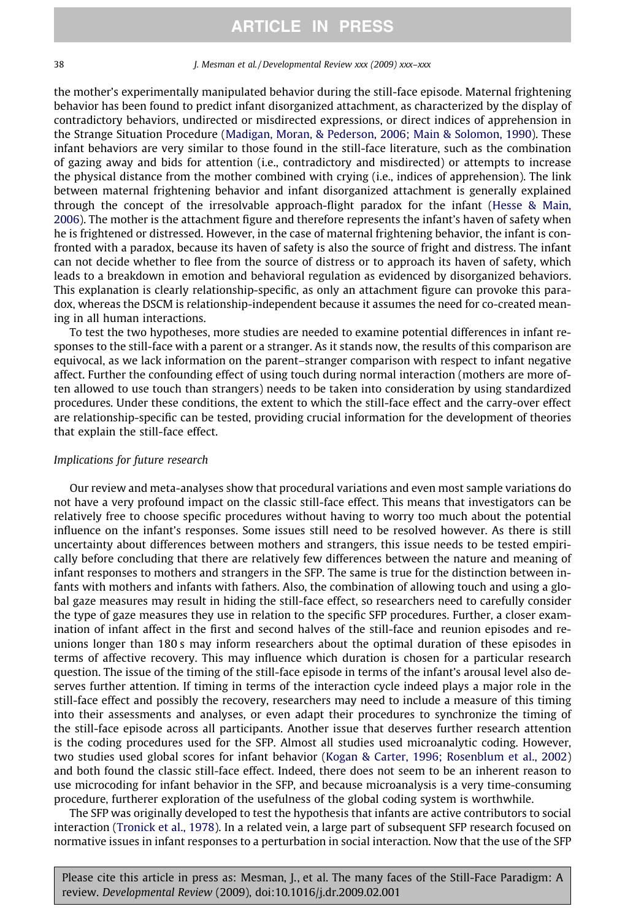the mother's experimentally manipulated behavior during the still-face episode. Maternal frightening behavior has been found to predict infant disorganized attachment, as characterized by the display of contradictory behaviors, undirected or misdirected expressions, or direct indices of apprehension in the Strange Situation Procedure (Madigan, Moran, & Pederson, 2006; Main & Solomon, 1990). These infant behaviors are very similar to those found in the still-face literature, such as the combination of gazing away and bids for attention (i.e., contradictory and misdirected) or attempts to increase the physical distance from the mother combined with crying (i.e., indices of apprehension). The link between maternal frightening behavior and infant disorganized attachment is generally explained through the concept of the irresolvable approach-flight paradox for the infant (Hesse & Main, 2006). The mother is the attachment figure and therefore represents the infant's haven of safety when he is frightened or distressed. However, in the case of maternal frightening behavior, the infant is confronted with a paradox, because its haven of safety is also the source of fright and distress. The infant can not decide whether to flee from the source of distress or to approach its haven of safety, which leads to a breakdown in emotion and behavioral regulation as evidenced by disorganized behaviors. This explanation is clearly relationship-specific, as only an attachment figure can provoke this paradox, whereas the DSCM is relationship-independent because it assumes the need for co-created meaning in all human interactions.

To test the two hypotheses, more studies are needed to examine potential differences in infant responses to the still-face with a parent or a stranger. As it stands now, the results of this comparison are equivocal, as we lack information on the parent–stranger comparison with respect to infant negative affect. Further the confounding effect of using touch during normal interaction (mothers are more often allowed to use touch than strangers) needs to be taken into consideration by using standardized procedures. Under these conditions, the extent to which the still-face effect and the carry-over effect are relationship-specific can be tested, providing crucial information for the development of theories that explain the still-face effect.

### *Implications for future research*

Our review and meta-analyses show that procedural variations and even most sample variations do not have a very profound impact on the classic still-face effect. This means that investigators can be relatively free to choose specific procedures without having to worry too much about the potential influence on the infant's responses. Some issues still need to be resolved however. As there is still uncertainty about differences between mothers and strangers, this issue needs to be tested empirically before concluding that there are relatively few differences between the nature and meaning of infant responses to mothers and strangers in the SFP. The same is true for the distinction between infants with mothers and infants with fathers. Also, the combination of allowing touch and using a global gaze measures may result in hiding the still-face effect, so researchers need to carefully consider the type of gaze measures they use in relation to the specific SFP procedures. Further, a closer examination of infant affect in the first and second halves of the still-face and reunion episodes and reunions longer than 180 s may inform researchers about the optimal duration of these episodes in terms of affective recovery. This may influence which duration is chosen for a particular research question. The issue of the timing of the still-face episode in terms of the infant's arousal level also deserves further attention. If timing in terms of the interaction cycle indeed plays a major role in the still-face effect and possibly the recovery, researchers may need to include a measure of this timing into their assessments and analyses, or even adapt their procedures to synchronize the timing of the still-face episode across all participants. Another issue that deserves further research attention is the coding procedures used for the SFP. Almost all studies used microanalytic coding. However, two studies used global scores for infant behavior (Kogan & Carter, 1996; Rosenblum et al., 2002) and both found the classic still-face effect. Indeed, there does not seem to be an inherent reason to use microcoding for infant behavior in the SFP, and because microanalysis is a very time-consuming procedure, furtherer exploration of the usefulness of the global coding system is worthwhile.

The SFP was originally developed to test the hypothesis that infants are active contributors to social interaction (Tronick et al., 1978). In a related vein, a large part of subsequent SFP research focused on normative issues in infant responses to a perturbation in social interaction. Now that the use of the SFP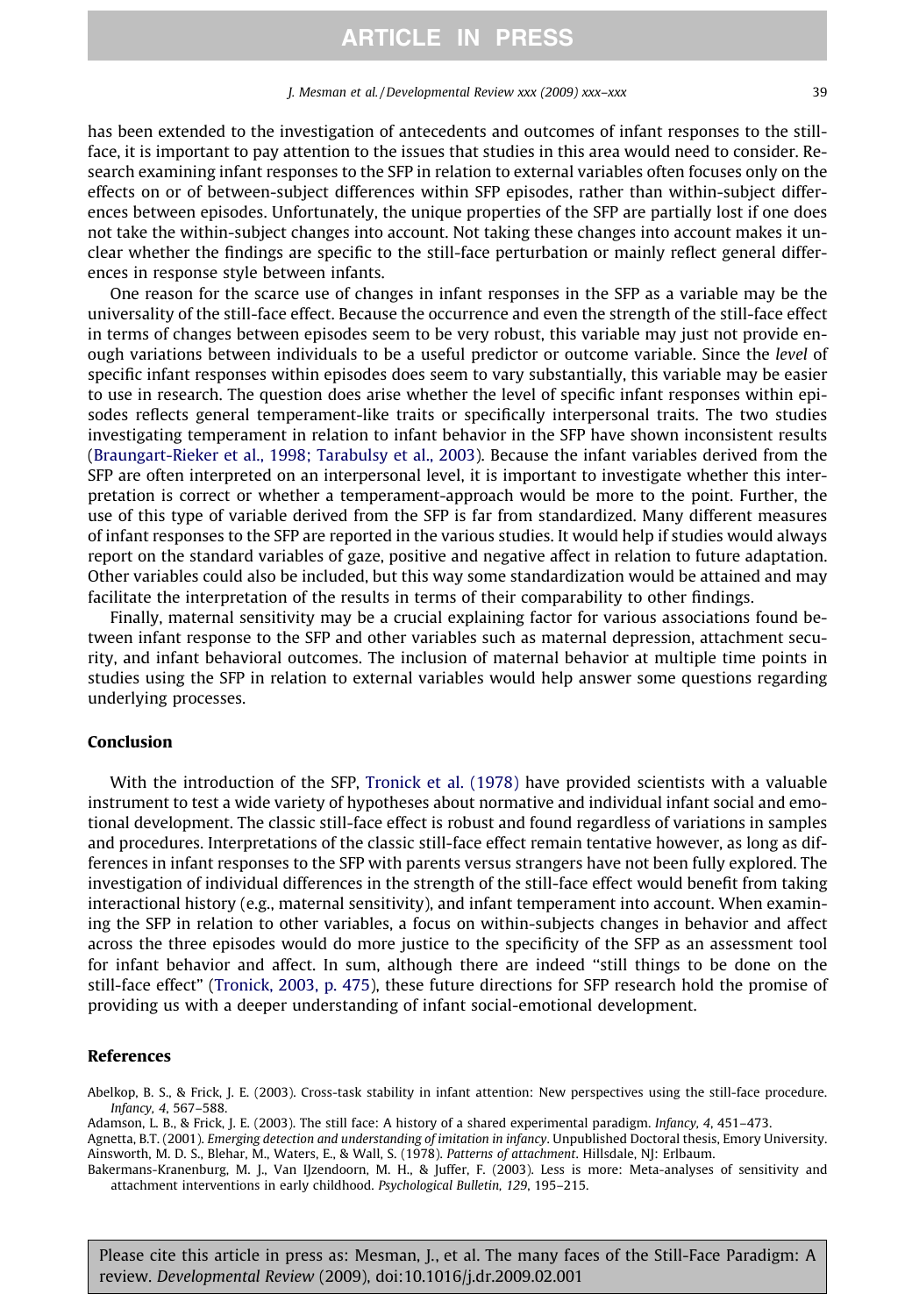has been extended to the investigation of antecedents and outcomes of infant responses to the still-face, it is important to pay attention to the issues that studies in this area would need to consider. Research examining infant responses to the SFP in relation to external variables often focuses only on the effects on or of between-subject differences within SFP episodes, rather than within-subject differences between episodes. Unfortunately, the unique properties of the SFP are partially lost if one does not take the within-subject changes into account. Not taking these changes into account makes it unclear whether the findings are specific to the still-face perturbation or mainly reflect general differences in response style between infants.

One reason for the scarce use of changes in infant responses in the SFP as a variable may be the universality of the still-face effect. Because the occurrence and even the strength of the still-face effect in terms of changes between episodes seem to be very robust, this variable may just not provide enough variations between individuals to be a useful predictor or outcome variable. Since the *level* of specific infant responses within episodes does seem to vary substantially, this variable may be easier to use in research. The question does arise whether the level of specific infant responses within episodes reflects general temperament-like traits or specifically interpersonal traits. The two studies investigating temperament in relation to infant behavior in the SFP have shown inconsistent results (Braungart-Rieker et al., 1998; Tarabulsy et al., 2003). Because the infant variables derived from the SFP are often interpreted on an interpersonal level, it is important to investigate whether this interpretation is correct or whether a temperament-approach would be more to the point. Further, the use of this type of variable derived from the SFP is far from standardized. Many different measures of infant responses to the SFP are reported in the various studies. It would help if studies would always report on the standard variables of gaze, positive and negative affect in relation to future adaptation. Other variables could also be included, but this way some standardization would be attained and may facilitate the interpretation of the results in terms of their comparability to other findings.

Finally, maternal sensitivity may be a crucial explaining factor for various associations found between infant response to the SFP and other variables such as maternal depression, attachment security, and infant behavioral outcomes. The inclusion of maternal behavior at multiple time points in studies using the SFP in relation to external variables would help answer some questions regarding underlying processes.

## Conclusion

With the introduction of the SFP, Tronick et al. (1978) have provided scientists with a valuable instrument to test a wide variety of hypotheses about normative and individual infant social and emotional development. The classic still-face effect is robust and found regardless of variations in samples and procedures. Interpretations of the classic still-face effect remain tentative however, as long as differences in infant responses to the SFP with parents versus strangers have not been fully explored. The investigation of individual differences in the strength of the still-face effect would benefit from taking interactional history (e.g., maternal sensitivity), and infant temperament into account. When examining the SFP in relation to other variables, a focus on within-subjects changes in behavior and affect across the three episodes would do more justice to the specificity of the SFP as an assessment tool for infant behavior and affect. In sum, although there are indeed ''still things to be done on the still-face effect" (Tronick, 2003, p. 475), these future directions for SFP research hold the promise of providing us with a deeper understanding of infant social-emotional development.

## References

Abelkop, B. S., & Frick, J. E. (2003). Cross-task stability in infant attention: New perspectives using the still-face procedure. *Infancy, 4*, 567–588.

Adamson, L. B., & Frick, J. E. (2003). The still face: A history of a shared experimental paradigm. *Infancy, 4*, 451–473.

Agnetta, B.T. (2001). *Emerging detection and understanding of imitation in infancy*. Unpublished Doctoral thesis, Emory University.

Ainsworth, M. D. S., Blehar, M., Waters, E., & Wall, S. (1978). *Patterns of attachment*. Hillsdale, NJ: Erlbaum.

Bakermans-Kranenburg, M. J., Van IJzendoorn, M. H., & Juffer, F. (2003). Less is more: Meta-analyses of sensitivity and attachment interventions in early childhood. *Psychological Bulletin, 129*, 195–215.

Please cite this article in press as: Mesman, J., et al. The many faces of the Still-Face Paradigm: A review. *Developmental Review* (2009), doi:10.1016/j.dr.2009.02.001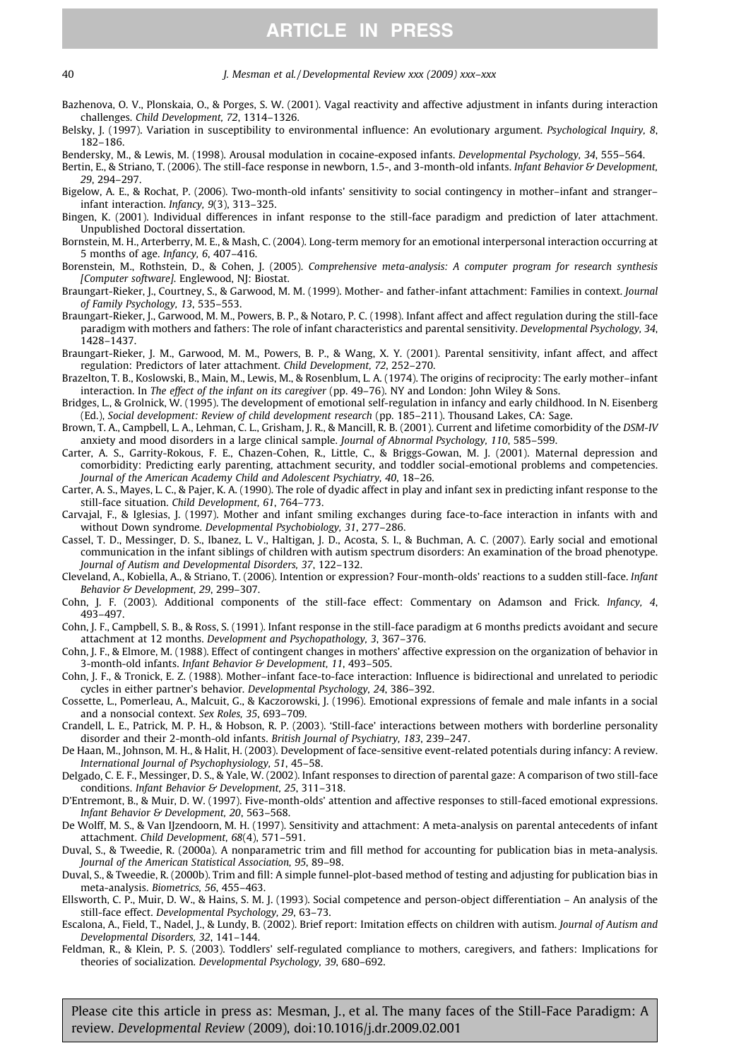Bazhenova, O. V., Plonskaia, O., & Porges, S. W. (2001). Vagal reactivity and affective adjustment in infants during interaction challenges. *Child Development, 72*, 1314–1326.

Belsky, J. (1997). Variation in susceptibility to environmental influence: An evolutionary argument. *Psychological Inquiry, 8*, 182–186.

Bendersky, M., & Lewis, M. (1998). Arousal modulation in cocaine-exposed infants. *Developmental Psychology, 34*, 555–564.

Bertin, E., & Striano, T. (2006). The still-face response in newborn, 1.5-, and 3-month-old infants. *Infant Behavior & Development, 29*, 294–297.

Bigelow, A. E., & Rochat, P. (2006). Two-month-old infants' sensitivity to social contingency in mother–infant and stranger–infant interaction. *Infancy, 9*(3), 313–325.

Bingen, K. (2001). Individual differences in infant response to the still-face paradigm and prediction of later attachment. Unpublished Doctoral dissertation.

Bornstein, M. H., Arterberry, M. E., & Mash, C. (2004). Long-term memory for an emotional interpersonal interaction occurring at 5 months of age. *Infancy, 6*, 407–416.

Borenstein, M., Rothstein, D., & Cohen, J. (2005). *Comprehensive meta-analysis: A computer program for research synthesis [Computer software]*. Englewood, NJ: Biostat.

Braungart-Rieker, J., Courtney, S., & Garwood, M. M. (1999). Mother- and father-infant attachment: Families in context. *Journal of Family Psychology, 13*, 535–553.

Braungart-Rieker, J., Garwood, M. M., Powers, B. P., & Notaro, P. C. (1998). Infant affect and affect regulation during the still-face paradigm with mothers and fathers: The role of infant characteristics and parental sensitivity. *Developmental Psychology, 34*, 1428–1437.

Braungart-Rieker, J. M., Garwood, M. M., Powers, B. P., & Wang, X. Y. (2001). Parental sensitivity, infant affect, and affect regulation: Predictors of later attachment. *Child Development, 72*, 252–270.

Brazelton, T. B., Koslowski, B., Main, M., Lewis, M., & Rosenblum, L. A. (1974). The origins of reciprocity: The early mother–infant interaction. In *The effect of the infant on its caregiver* (pp. 49–76). NY and London: John Wiley & Sons.

Bridges, L., & Grolnick, W. (1995). The development of emotional self-regulation in infancy and early childhood. In N. Eisenberg (Ed.), *Social development: Review of child development research* (pp. 185–211). Thousand Lakes, CA: Sage.

Brown, T. A., Campbell, L. A., Lehman, C. L., Grisham, J. R., & Mancill, R. B. (2001). Current and lifetime comorbidity of the *DSM-IV* anxiety and mood disorders in a large clinical sample. *Journal of Abnormal Psychology, 110*, 585–599.

Carter, A. S., Garrity-Rokous, F. E., Chazen-Cohen, R., Little, C., & Briggs-Gowan, M. J. (2001). Maternal depression and comorbidity: Predicting early parenting, attachment security, and toddler social-emotional problems and competencies. *Journal of the American Academy Child and Adolescent Psychiatry, 40*, 18–26.

Carter, A. S., Mayes, L. C., & Pajer, K. A. (1990). The role of dyadic affect in play and infant sex in predicting infant response to the still-face situation. *Child Development, 61*, 764–773.

Carvajal, F., & Iglesias, J. (1997). Mother and infant smiling exchanges during face-to-face interaction in infants with and without Down syndrome. *Developmental Psychobiology, 31*, 277–286.

Cassel, T. D., Messinger, D. S., Ibanez, L. V., Haltigan, J. D., Acosta, S. I., & Buchman, A. C. (2007). Early social and emotional communication in the infant siblings of children with autism spectrum disorders: An examination of the broad phenotype. *Journal of Autism and Developmental Disorders, 37*, 122–132.

Cleveland, A., Kobiella, A., & Striano, T. (2006). Intention or expression? Four-month-olds' reactions to a sudden still-face. *Infant Behavior & Development, 29*, 299–307.

Cohn, J. F. (2003). Additional components of the still-face effect: Commentary on Adamson and Frick. *Infancy, 4*, 493–497.

Cohn, J. F., Campbell, S. B., & Ross, S. (1991). Infant response in the still-face paradigm at 6 months predicts avoidant and secure attachment at 12 months. *Development and Psychopathology, 3*, 367–376.

Cohn, J. F., & Elmore, M. (1988). Effect of contingent changes in mothers' affective expression on the organization of behavior in 3-month-old infants. *Infant Behavior & Development, 11*, 493–505.

Cohn, J. F., & Tronick, E. Z. (1988). Mother–infant face-to-face interaction: Influence is bidirectional and unrelated to periodic cycles in either partner's behavior. *Developmental Psychology, 24*, 386–392.

Cossette, L., Pomerleau, A., Malcuit, G., & Kaczorowski, J. (1996). Emotional expressions of female and male infants in a social and a nonsocial context. *Sex Roles, 35*, 693–709.

Crandell, L. E., Patrick, M. P. H., & Hobson, R. P. (2003). 'Still-face' interactions between mothers with borderline personality disorder and their 2-month-old infants. *British Journal of Psychiatry, 183*, 239–247.

De Haan, M., Johnson, M. H., & Halit, H. (2003). Development of face-sensitive event-related potentials during infancy: A review. *International Journal of Psychophysiology, 51*, 45–58.

Delgado, C. E. F., Messinger, D. S., & Yale, W. (2002). Infant responses to direction of parental gaze: A comparison of two still-face conditions. *Infant Behavior & Development, 25*, 311–318.

D'Entremont, B., & Muir, D. W. (1997). Five-month-olds' attention and affective responses to still-faced emotional expressions. *Infant Behavior & Development, 20*, 563–568.

De Wolff, M. S., & Van IJzendoorn, M. H. (1997). Sensitivity and attachment: A meta-analysis on parental antecedents of infant attachment. *Child Development, 68*(4), 571–591.

Duval, S., & Tweedie, R. (2000a). A nonparametric trim and fill method for accounting for publication bias in meta-analysis. *Journal of the American Statistical Association, 95*, 89–98.

Duval, S., & Tweedie, R. (2000b). Trim and fill: A simple funnel-plot-based method of testing and adjusting for publication bias in meta-analysis. *Biometrics, 56*, 455–463.

Ellsworth, C. P., Muir, D. W., & Hains, S. M. J. (1993). Social competence and person-object differentiation – An analysis of the still-face effect. *Developmental Psychology, 29*, 63–73.

Escalona, A., Field, T., Nadel, J., & Lundy, B. (2002). Brief report: Imitation effects on children with autism. *Journal of Autism and Developmental Disorders, 32*, 141–144.

Feldman, R., & Klein, P. S. (2003). Toddlers' self-regulated compliance to mothers, caregivers, and fathers: Implications for theories of socialization. *Developmental Psychology, 39*, 680–692.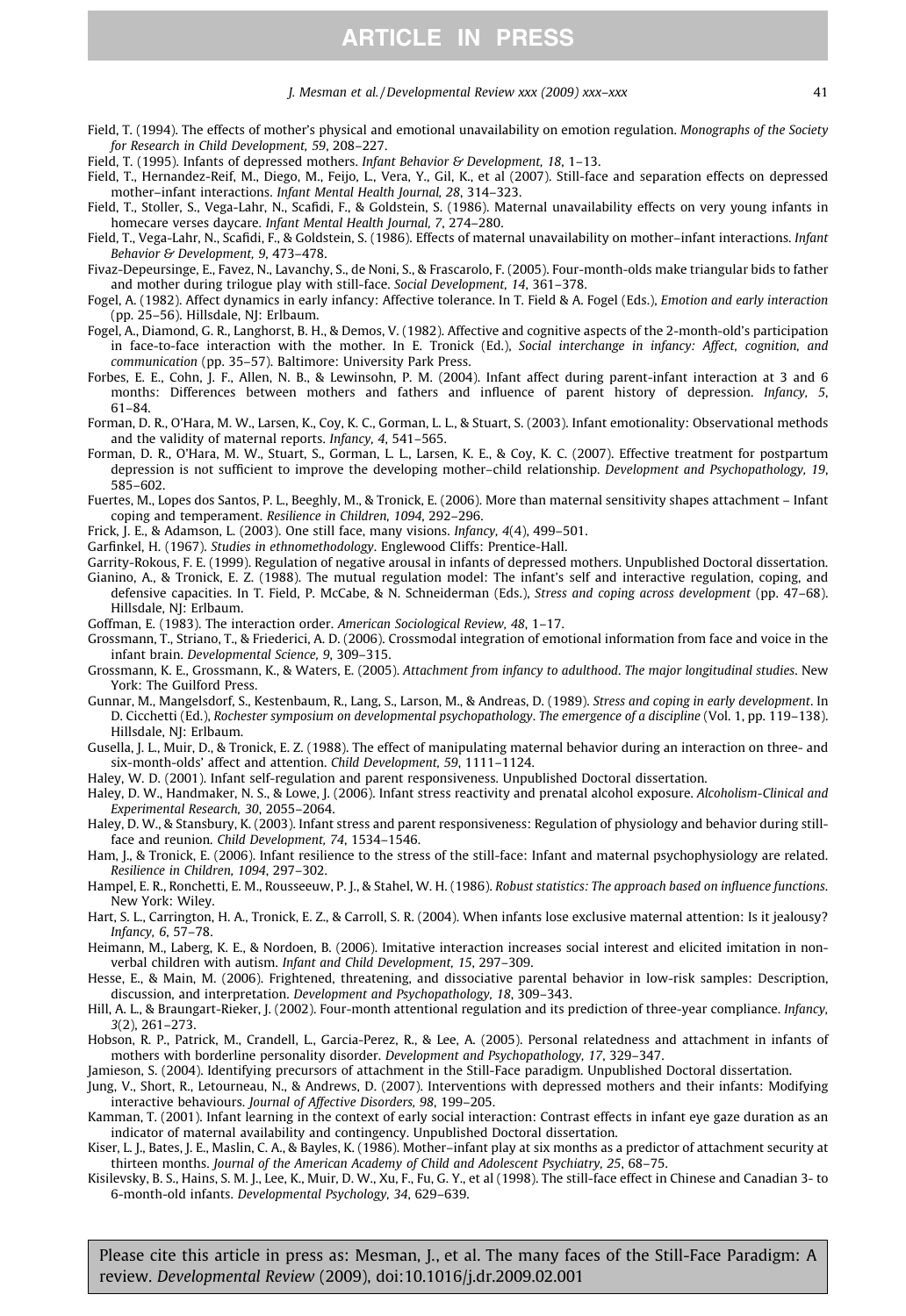Field, T. (1994). The effects of mother's physical and emotional unavailability on emotion regulation. *Monographs of the Society for Research in Child Development, 59*, 208–227.

Field, T. (1995). Infants of depressed mothers. *Infant Behavior & Development, 18*, 1–13.

Field, T., Hernandez-Reif, M., Diego, M., Feijo, L., Vera, Y., Gil, K., et al (2007). Still-face and separation effects on depressed mother–infant interactions. *Infant Mental Health Journal, 28*, 314–323.

Field, T., Stoller, S., Vega-Lahr, N., Scafidi, F., & Goldstein, S. (1986). Maternal unavailability effects on very young infants in homecare verses daycare. *Infant Mental Health Journal, 7*, 274–280.

Field, T., Vega-Lahr, N., Scafidi, F., & Goldstein, S. (1986). Effects of maternal unavailability on mother–infant interactions. *Infant Behavior & Development, 9*, 473–478.

Fivaz-Depeursinge, E., Favez, N., Lavanchy, S., de Noni, S., & Frascarolo, F. (2005). Four-month-olds make triangular bids to father and mother during trilogue play with still-face. *Social Development, 14*, 361–378.

Fogel, A. (1982). Affect dynamics in early infancy: Affective tolerance. In T. Field & A. Fogel (Eds.), *Emotion and early interaction* (pp. 25–56). Hillsdale, NJ: Erlbaum.

Fogel, A., Diamond, G. R., Langhorst, B. H., & Demos, V. (1982). Affective and cognitive aspects of the 2-month-old's participation in face-to-face interaction with the mother. In E. Tronick (Ed.), *Social interchange in infancy: Affect, cognition, and communication* (pp. 35–57). Baltimore: University Park Press.

Forbes, E. E., Cohn, J. F., Allen, N. B., & Lewinsohn, P. M. (2004). Infant affect during parent-infant interaction at 3 and 6 months: Differences between mothers and fathers and influence of parent history of depression. *Infancy, 5*, 61–84.

Forman, D. R., O'Hara, M. W., Larsen, K., Coy, K. C., Gorman, L. L., & Stuart, S. (2003). Infant emotionality: Observational methods and the validity of maternal reports. *Infancy, 4*, 541–565.

Forman, D. R., O'Hara, M. W., Stuart, S., Gorman, L. L., Larsen, K. E., & Coy, K. C. (2007). Effective treatment for postpartum depression is not sufficient to improve the developing mother–child relationship. *Development and Psychopathology, 19*, 585–602.

Fuertes, M., Lopes dos Santos, P. L., Beeghly, M., & Tronick, E. (2006). More than maternal sensitivity shapes attachment – Infant coping and temperament. *Resilience in Children, 1094*, 292–296.

Frick, J. E., & Adamson, L. (2003). One still face, many visions. *Infancy, 4*(4), 499–501.

Garfinkel, H. (1967). *Studies in ethnomethodology*. Englewood Cliffs: Prentice-Hall.

Garrity-Rokous, F. E. (1999). Regulation of negative arousal in infants of depressed mothers. Unpublished Doctoral dissertation.

Gianino, A., & Tronick, E. Z. (1988). The mutual regulation model: The infant's self and interactive regulation, coping, and defensive capacities. In T. Field, P. McCabe, & N. Schneiderman (Eds.), *Stress and coping across development* (pp. 47–68). Hillsdale, NJ: Erlbaum.

Goffman, E. (1983). The interaction order. *American Sociological Review, 48*, 1–17.

Grossmann, T., Striano, T., & Friederici, A. D. (2006). Crossmodal integration of emotional information from face and voice in the infant brain. *Developmental Science, 9*, 309–315.

Grossmann, K. E., Grossmann, K., & Waters, E. (2005). *Attachment from infancy to adulthood. The major longitudinal studies*. New York: The Guilford Press.

Gunnar, M., Mangelsdorf, S., Kestenbaum, R., Lang, S., Larson, M., & Andreas, D. (1989). *Stress and coping in early development*. In D. Cicchetti (Ed.), *Rochester symposium on developmental psychopathology. The emergence of a discipline* (Vol. 1, pp. 119–138). Hillsdale, NJ: Erlbaum.

Gusella, J. L., Muir, D., & Tronick, E. Z. (1988). The effect of manipulating maternal behavior during an interaction on three- and six-month-olds' affect and attention. *Child Development, 59*, 1111–1124.

Haley, W. D. (2001). Infant self-regulation and parent responsiveness. Unpublished Doctoral dissertation.

Haley, D. W., Handmaker, N. S., & Lowe, J. (2006). Infant stress reactivity and prenatal alcohol exposure. *Alcoholism-Clinical and Experimental Research, 30*, 2055–2064.

Haley, D. W., & Stansbury, K. (2003). Infant stress and parent responsiveness: Regulation of physiology and behavior during still-face and reunion. *Child Development, 74*, 1534–1546.

Ham, J., & Tronick, E. (2006). Infant resilience to the stress of the still-face: Infant and maternal psychophysiology are related. *Resilience in Children, 1094*, 297–302.

Hampel, E. R., Ronchetti, E. M., Rousseeuw, P. J., & Stahel, W. H. (1986). *Robust statistics: The approach based on influence functions*. New York: Wiley.

Hart, S. L., Carrington, H. A., Tronick, E. Z., & Carroll, S. R. (2004). When infants lose exclusive maternal attention: Is it jealousy? *Infancy, 6*, 57–78.

Heimann, M., Laberg, K. E., & Nordoen, B. (2006). Imitative interaction increases social interest and elicited imitation in non-verbal children with autism. *Infant and Child Development, 15*, 297–309.

Hesse, E., & Main, M. (2006). Frightened, threatening, and dissociative parental behavior in low-risk samples: Description, discussion, and interpretation. *Development and Psychopathology, 18*, 309–343.

Hill, A. L., & Braungart-Rieker, J. (2002). Four-month attentional regulation and its prediction of three-year compliance. *Infancy, 3*(2), 261–273.

Hobson, R. P., Patrick, M., Crandell, L., Garcia-Perez, R., & Lee, A. (2005). Personal relatedness and attachment in infants of mothers with borderline personality disorder. *Development and Psychopathology, 17*, 329–347.

Jamieson, S. (2004). Identifying precursors of attachment in the Still-Face paradigm. Unpublished Doctoral dissertation.

Jung, V., Short, R., Letourneau, N., & Andrews, D. (2007). Interventions with depressed mothers and their infants: Modifying interactive behaviours. *Journal of Affective Disorders, 98*, 199–205.

Kamman, T. (2001). Infant learning in the context of early social interaction: Contrast effects in infant eye gaze duration as an indicator of maternal availability and contingency. Unpublished Doctoral dissertation.

Kiser, L. J., Bates, J. E., Maslin, C. A., & Bayles, K. (1986). Mother–infant play at six months as a predictor of attachment security at thirteen months. *Journal of the American Academy of Child and Adolescent Psychiatry, 25*, 68–75.

Kisilevsky, B. S., Hains, S. M. J., Lee, K., Muir, D. W., Xu, F., Fu, G. Y., et al (1998). The still-face effect in Chinese and Canadian 3- to 6-month-old infants. *Developmental Psychology, 34*, 629–639.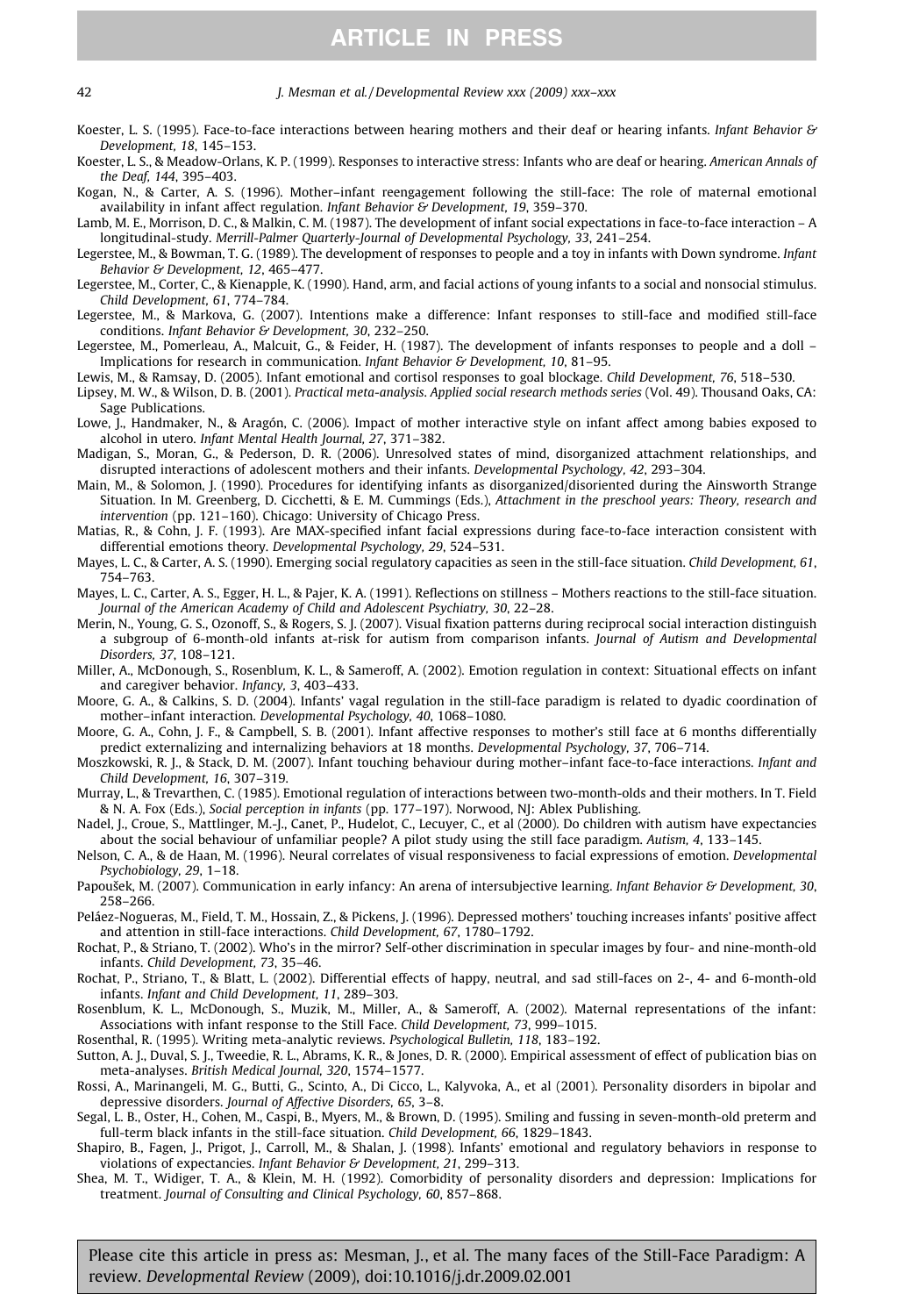Koester, L. S. (1995). Face-to-face interactions between hearing mothers and their deaf or hearing infants. *Infant Behavior & Development, 18*, 145–153.

Koester, L. S., & Meadow-Orlans, K. P. (1999). Responses to interactive stress: Infants who are deaf or hearing. *American Annals of the Deaf, 144*, 395–403.

Kogan, N., & Carter, A. S. (1996). Mother–infant reengagement following the still-face: The role of maternal emotional availability in infant affect regulation. *Infant Behavior & Development, 19*, 359–370.

Lamb, M. E., Morrison, D. C., & Malkin, C. M. (1987). The development of infant social expectations in face-to-face interaction – A longitudinal-study. *Merrill-Palmer Quarterly-Journal of Developmental Psychology, 33*, 241–254.

Legerstee, M., & Bowman, T. G. (1989). The development of responses to people and a toy in infants with Down syndrome. *Infant Behavior & Development, 12*, 465–477.

Legerstee, M., Corter, C., & Kienapple, K. (1990). Hand, arm, and facial actions of young infants to a social and nonsocial stimulus. *Child Development, 61*, 774–784.

Legerstee, M., & Markova, G. (2007). Intentions make a difference: Infant responses to still-face and modified still-face conditions. *Infant Behavior & Development, 30*, 232–250.

Legerstee, M., Pomerleau, A., Malcuit, G., & Feider, H. (1987). The development of infants responses to people and a doll – Implications for research in communication. *Infant Behavior & Development, 10*, 81–95.

Lewis, M., & Ramsay, D. (2005). Infant emotional and cortisol responses to goal blockage. *Child Development, 76*, 518–530.

Lipsey, M. W., & Wilson, D. B. (2001). *Practical meta-analysis. Applied social research methods series* (Vol. 49). Thousand Oaks, CA: Sage Publications.

Lowe, J., Handmaker, N., & Aragón, C. (2006). Impact of mother interactive style on infant affect among babies exposed to alcohol in utero. *Infant Mental Health Journal, 27*, 371–382.

Madigan, S., Moran, G., & Pederson, D. R. (2006). Unresolved states of mind, disorganized attachment relationships, and disrupted interactions of adolescent mothers and their infants. *Developmental Psychology, 42*, 293–304.

Main, M., & Solomon, J. (1990). Procedures for identifying infants as disorganized/disoriented during the Ainsworth Strange Situation. In M. Greenberg, D. Cicchetti, & E. M. Cummings (Eds.), *Attachment in the preschool years: Theory, research and intervention* (pp. 121–160). Chicago: University of Chicago Press.

Matias, R., & Cohn, J. F. (1993). Are MAX-specified infant facial expressions during face-to-face interaction consistent with differential emotions theory. *Developmental Psychology, 29*, 524–531.

Mayes, L. C., & Carter, A. S. (1990). Emerging social regulatory capacities as seen in the still-face situation. *Child Development, 61*, 754–763.

Mayes, L. C., Carter, A. S., Egger, H. L., & Pajer, K. A. (1991). Reflections on stillness – Mothers reactions to the still-face situation. *Journal of the American Academy of Child and Adolescent Psychiatry, 30*, 22–28.

Merin, N., Young, G. S., Ozonoff, S., & Rogers, S. J. (2007). Visual fixation patterns during reciprocal social interaction distinguish a subgroup of 6-month-old infants at-risk for autism from comparison infants. *Journal of Autism and Developmental Disorders, 37*, 108–121.

Miller, A., McDonough, S., Rosenblum, K. L., & Sameroff, A. (2002). Emotion regulation in context: Situational effects on infant and caregiver behavior. *Infancy, 3*, 403–433.

Moore, G. A., & Calkins, S. D. (2004). Infants' vagal regulation in the still-face paradigm is related to dyadic coordination of mother–infant interaction. *Developmental Psychology, 40*, 1068–1080.

Moore, G. A., Cohn, J. F., & Campbell, S. B. (2001). Infant affective responses to mother's still face at 6 months differentially predict externalizing and internalizing behaviors at 18 months. *Developmental Psychology, 37*, 706–714.

Moszkowski, R. J., & Stack, D. M. (2007). Infant touching behaviour during mother–infant face-to-face interactions. *Infant and Child Development, 16*, 307–319.

Murray, L., & Trevarthen, C. (1985). Emotional regulation of interactions between two-month-olds and their mothers. In T. Field & N. A. Fox (Eds.), *Social perception in infants* (pp. 177–197). Norwood, NJ: Ablex Publishing.

Nadel, J., Croue, S., Mattlinger, M.-J., Canet, P., Hudelot, C., Lecuyer, C., et al (2000). Do children with autism have expectancies about the social behaviour of unfamiliar people? A pilot study using the still face paradigm. *Autism, 4*, 133–145.

Nelson, C. A., & de Haan, M. (1996). Neural correlates of visual responsiveness to facial expressions of emotion. *Developmental Psychobiology, 29*, 1–18.

Papoušek, M. (2007). Communication in early infancy: An arena of intersubjective learning. *Infant Behavior & Development, 30*, 258–266.

Peláez-Nogueras, M., Field, T. M., Hossain, Z., & Pickens, J. (1996). Depressed mothers' touching increases infants' positive affect and attention in still-face interactions. *Child Development, 67*, 1780–1792.

Rochat, P., & Striano, T. (2002). Who's in the mirror? Self-other discrimination in specular images by four- and nine-month-old infants. *Child Development, 73*, 35–46.

Rochat, P., Striano, T., & Blatt, L. (2002). Differential effects of happy, neutral, and sad still-faces on 2-, 4- and 6-month-old infants. *Infant and Child Development, 11*, 289–303.

Rosenblum, K. L., McDonough, S., Muzik, M., Miller, A., & Sameroff, A. (2002). Maternal representations of the infant: Associations with infant response to the Still Face. *Child Development, 73*, 999–1015.

Rosenthal, R. (1995). Writing meta-analytic reviews. *Psychological Bulletin, 118*, 183–192.

Sutton, A. J., Duval, S. J., Tweedie, R. L., Abrams, K. R., & Jones, D. R. (2000). Empirical assessment of effect of publication bias on meta-analyses. *British Medical Journal, 320*, 1574–1577.

Rossi, A., Marinangeli, M. G., Butti, G., Scinto, A., Di Cicco, L., Kalyvoka, A., et al (2001). Personality disorders in bipolar and depressive disorders. *Journal of Affective Disorders, 65*, 3–8.

Segal, L. B., Oster, H., Cohen, M., Caspi, B., Myers, M., & Brown, D. (1995). Smiling and fussing in seven-month-old preterm and full-term black infants in the still-face situation. *Child Development, 66*, 1829–1843.

Shapiro, B., Fagen, J., Prigot, J., Carroll, M., & Shalan, J. (1998). Infants' emotional and regulatory behaviors in response to violations of expectancies. *Infant Behavior & Development, 21*, 299–313.

Shea, M. T., Widiger, T. A., & Klein, M. H. (1992). Comorbidity of personality disorders and depression: Implications for treatment. *Journal of Consulting and Clinical Psychology, 60*, 857–868.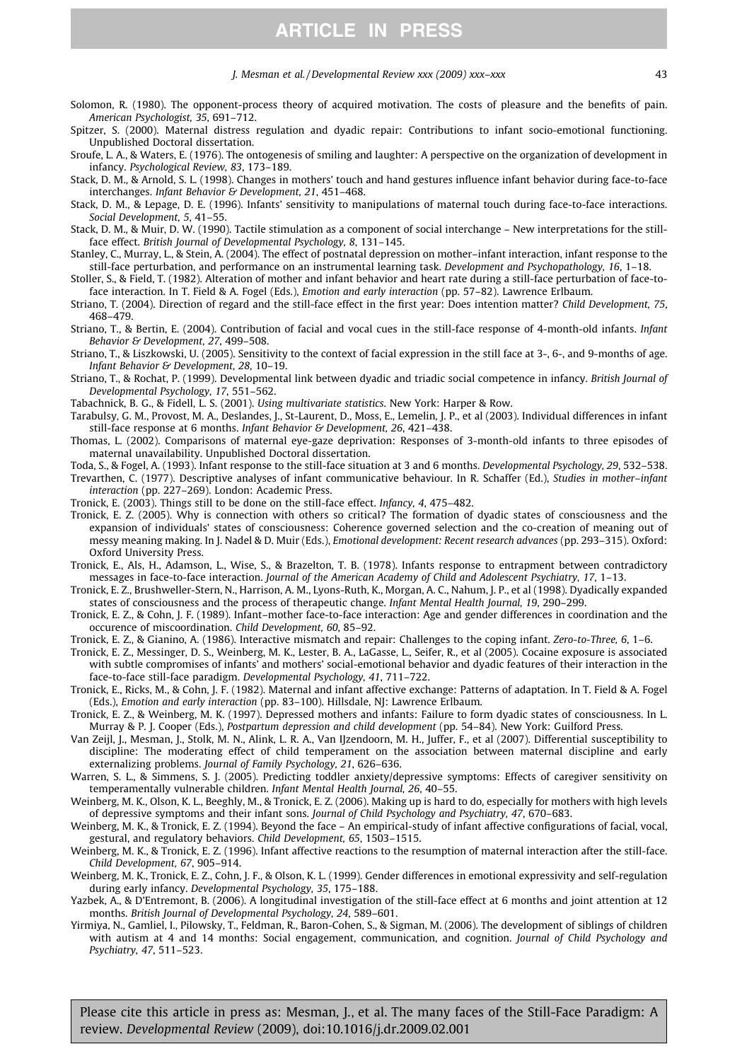Solomon, R. (1980). The opponent-process theory of acquired motivation. The costs of pleasure and the benefits of pain. *American Psychologist, 35*, 691–712.

Spitzer, S. (2000). Maternal distress regulation and dyadic repair: Contributions to infant socio-emotional functioning. Unpublished Doctoral dissertation.

Sroufe, L. A., & Waters, E. (1976). The ontogenesis of smiling and laughter: A perspective on the organization of development in infancy. *Psychological Review, 83*, 173–189.

Stack, D. M., & Arnold, S. L. (1998). Changes in mothers' touch and hand gestures influence infant behavior during face-to-face interchanges. *Infant Behavior & Development, 21*, 451–468.

Stack, D. M., & Lepage, D. E. (1996). Infants' sensitivity to manipulations of maternal touch during face-to-face interactions. *Social Development, 5*, 41–55.

Stack, D. M., & Muir, D. W. (1990). Tactile stimulation as a component of social interchange – New interpretations for the still-face effect. *British Journal of Developmental Psychology, 8*, 131–145.

Stanley, C., Murray, L., & Stein, A. (2004). The effect of postnatal depression on mother–infant interaction, infant response to the still-face perturbation, and performance on an instrumental learning task. *Development and Psychopathology, 16*, 1–18.

Stoller, S., & Field, T. (1982). Alteration of mother and infant behavior and heart rate during a still-face perturbation of face-to-face interaction. In T. Field & A. Fogel (Eds.), *Emotion and early interaction* (pp. 57–82). Lawrence Erlbaum.

Striano, T. (2004). Direction of regard and the still-face effect in the first year: Does intention matter? *Child Development, 75*, 468–479.

Striano, T., & Bertin, E. (2004). Contribution of facial and vocal cues in the still-face response of 4-month-old infants. *Infant Behavior & Development, 27*, 499–508.

Striano, T., & Liszkowski, U. (2005). Sensitivity to the context of facial expression in the still face at 3-, 6-, and 9-months of age. *Infant Behavior & Development, 28*, 10–19.

Striano, T., & Rochat, P. (1999). Developmental link between dyadic and triadic social competence in infancy. *British Journal of Developmental Psychology, 17*, 551–562.

Tabachnick, B. G., & Fidell, L. S. (2001). *Using multivariate statistics*. New York: Harper & Row.

Tarabulsy, G. M., Provost, M. A., Deslandes, J., St-Laurent, D., Moss, E., Lemelin, J. P., et al (2003). Individual differences in infant still-face response at 6 months. *Infant Behavior & Development, 26*, 421–438.

Thomas, L. (2002). Comparisons of maternal eye-gaze deprivation: Responses of 3-month-old infants to three episodes of maternal unavailability. Unpublished Doctoral dissertation.

Toda, S., & Fogel, A. (1993). Infant response to the still-face situation at 3 and 6 months. *Developmental Psychology, 29*, 532–538.

Trevarthen, C. (1977). Descriptive analyses of infant communicative behaviour. In R. Schaffer (Ed.), *Studies in mother–infant interaction* (pp. 227–269). London: Academic Press.

Tronick, E. (2003). Things still to be done on the still-face effect. *Infancy, 4*, 475–482.

Tronick, E. Z. (2005). Why is connection with others so critical? The formation of dyadic states of consciousness and the expansion of individuals' states of consciousness: Coherence governed selection and the co-creation of meaning out of messy meaning making. In J. Nadel & D. Muir (Eds.), *Emotional development: Recent research advances* (pp. 293–315). Oxford: Oxford University Press.

Tronick, E., Als, H., Adamson, L., Wise, S., & Brazelton, T. B. (1978). Infants response to entrapment between contradictory messages in face-to-face interaction. *Journal of the American Academy of Child and Adolescent Psychiatry, 17*, 1–13.

Tronick, E. Z., Brushweller-Stern, N., Harrison, A. M., Lyons-Ruth, K., Morgan, A. C., Nahum, J. P., et al (1998). Dyadically expanded states of consciousness and the process of therapeutic change. *Infant Mental Health Journal, 19*, 290–299.

Tronick, E. Z., & Cohn, J. F. (1989). Infant–mother face-to-face interaction: Age and gender differences in coordination and the occurence of miscoordination. *Child Development, 60*, 85–92.

Tronick, E. Z., & Gianino, A. (1986). Interactive mismatch and repair: Challenges to the coping infant. *Zero-to-Three, 6*, 1–6.

Tronick, E. Z., Messinger, D. S., Weinberg, M. K., Lester, B. A., LaGasse, L., Seifer, R., et al (2005). Cocaine exposure is associated with subtle compromises of infants' and mothers' social-emotional behavior and dyadic features of their interaction in the face-to-face still-face paradigm. *Developmental Psychology, 41*, 711–722.

Tronick, E., Ricks, M., & Cohn, J. F. (1982). Maternal and infant affective exchange: Patterns of adaptation. In T. Field & A. Fogel (Eds.), *Emotion and early interaction* (pp. 83–100). Hillsdale, NJ: Lawrence Erlbaum.

Tronick, E. Z., & Weinberg, M. K. (1997). Depressed mothers and infants: Failure to form dyadic states of consciousness. In L. Murray & P. J. Cooper (Eds.), *Postpartum depression and child development* (pp. 54–84). New York: Guilford Press.

Van Zeijl, J., Mesman, J., Stolk, M. N., Alink, L. R. A., Van IJzendoorn, M. H., Juffer, F., et al (2007). Differential susceptibility to discipline: The moderating effect of child temperament on the association between maternal discipline and early externalizing problems. *Journal of Family Psychology, 21*, 626–636.

Warren, S. L., & Simmens, S. J. (2005). Predicting toddler anxiety/depressive symptoms: Effects of caregiver sensitivity on temperamentally vulnerable children. *Infant Mental Health Journal, 26*, 40–55.

Weinberg, M. K., Olson, K. L., Beeghly, M., & Tronick, E. Z. (2006). Making up is hard to do, especially for mothers with high levels of depressive symptoms and their infant sons. *Journal of Child Psychology and Psychiatry, 47*, 670–683.

Weinberg, M. K., & Tronick, E. Z. (1994). Beyond the face – An empirical-study of infant affective configurations of facial, vocal, gestural, and regulatory behaviors. *Child Development, 65*, 1503–1515.

Weinberg, M. K., & Tronick, E. Z. (1996). Infant affective reactions to the resumption of maternal interaction after the still-face. *Child Development, 67*, 905–914.

Weinberg, M. K., Tronick, E. Z., Cohn, J. F., & Olson, K. L. (1999). Gender differences in emotional expressivity and self-regulation during early infancy. *Developmental Psychology, 35*, 175–188.

Yazbek, A., & D'Entremont, B. (2006). A longitudinal investigation of the still-face effect at 6 months and joint attention at 12 months. *British Journal of Developmental Psychology, 24*, 589–601.

Yirmiya, N., Gamliel, I., Pilowsky, T., Feldman, R., Baron-Cohen, S., & Sigman, M. (2006). The development of siblings of children with autism at 4 and 14 months: Social engagement, communication, and cognition. *Journal of Child Psychology and Psychiatry, 47*, 511–523.